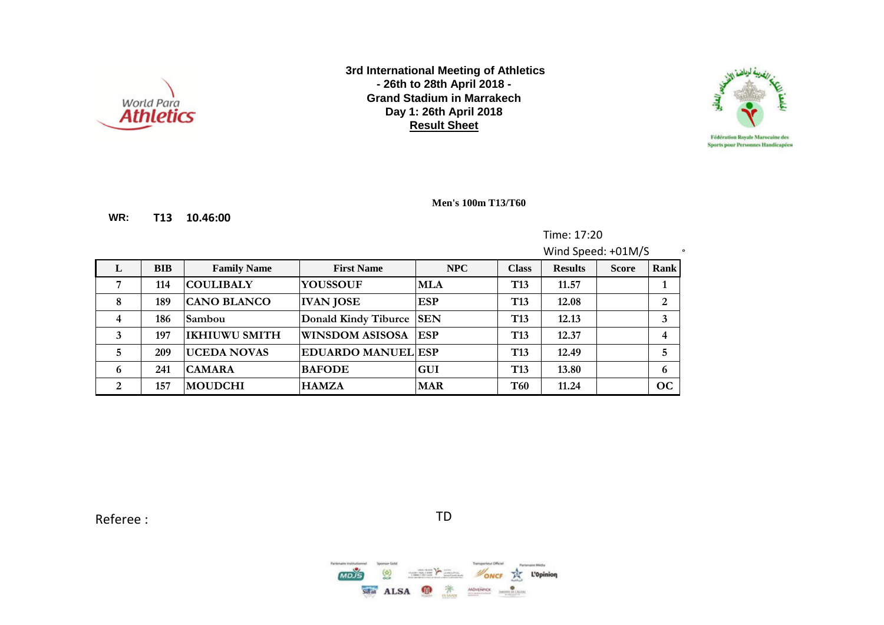**3rd International Meeting of Athletics**
**- 26th to 28th April 2018 -**
**Grand Stadium in Marrakech**
**Day 1: 26th April 2018**
**Result Sheet**

Fédération Royale Marocaine des Sports pour Personnes Handicapées

**Men's 100m T13/T60**

**WR:** **T13** **10.46:00**

Time: 17:20

Wind Speed: +01M/S

| L | BIB | Family Name | First Name | NPC | Class | Results | Score | Rank |
|---|---|---|---|---|---|---|---|---|
| 7 | 114 | COULIBALY | YOUSSOUF | MLA | T13 | 11.57 | | 1 |
| 8 | 189 | CANO BLANCO | IVAN JOSE | ESP | T13 | 12.08 | | 2 |
| 4 | 186 | Sambou | Donald Kindy Tiburce | SEN | T13 | 12.13 | | 3 |
| 3 | 197 | IKHIUWU SMITH | WINSDOM ASISOSA | ESP | T13 | 12.37 | | 4 |
| 5 | 209 | UCEDA NOVAS | EDUARDO MANUEL | ESP | T13 | 12.49 | | 5 |
| 6 | 241 | CAMARA | BAFODE | GUI | T13 | 13.80 | | 6 |
| 2 | 157 | MOUDCHI | HAMZA | MAR | T60 | 11.24 | | OC |

Referee :

TD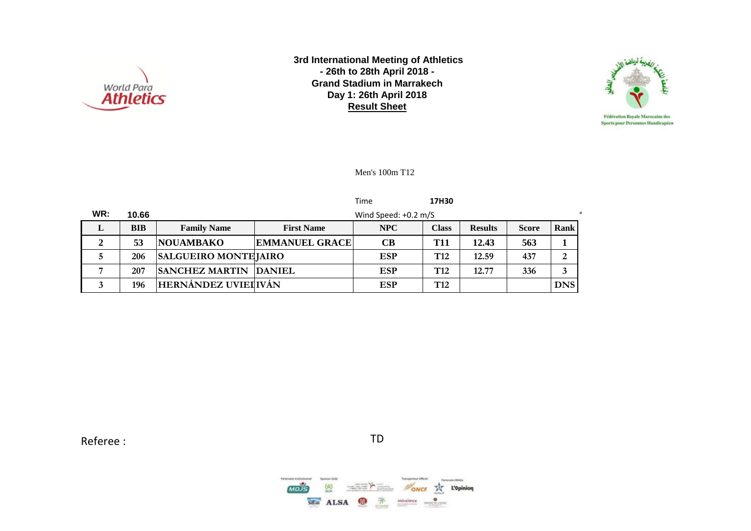**3rd International Meeting of Athletics**
**- 26th to 28th April 2018 -**
**Grand Stadium in Marrakech**
**Day 1: 26th April 2018**
**Result Sheet**

Fédération Royale Marocaine des Sports pour Personnes Handicapées

Men's 100m T12

Time **17H30**

**WR: 10.66**

Wind Speed: +0.2 m/S

| L | BIB | Family Name | First Name | NPC | Class | Results | Score | Rank |
|---|---|---|---|---|---|---|---|---|
| 2 | 53 | NOUAMBAKO | EMMANUEL GRACE | CB | T11 | 12.43 | 563 | 1 |
| 5 | 206 | SALGUEIRO MONTE | JAIRO | ESP | T12 | 12.59 | 437 | 2 |
| 7 | 207 | SANCHEZ MARTIN | DANIEL | ESP | T12 | 12.77 | 336 | 3 |
| 3 | 196 | HERNÁNDEZ UVIEI | IVÁN | ESP | T12 | | | DNS |

Referee :

TD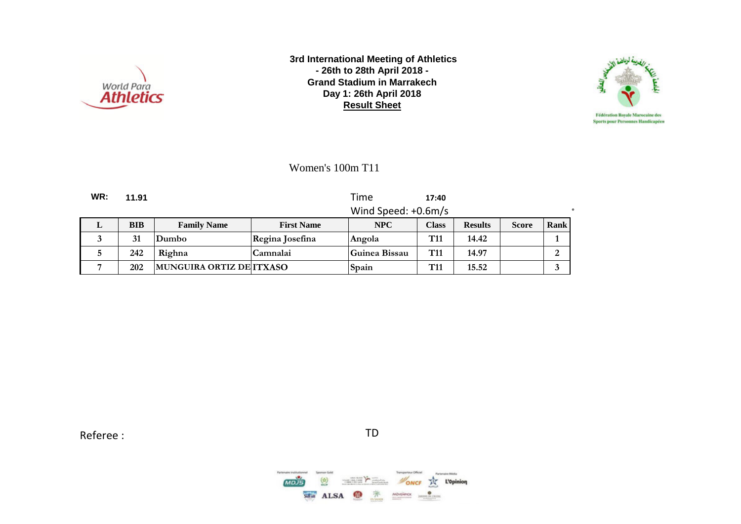**3rd International Meeting of Athletics**
**- 26th to 28th April 2018 -**
**Grand Stadium in Marrakech**
**Day 1: 26th April 2018**
**Result Sheet**

Fédération Royale Marocaine des Sports pour Personnes Handicapées

## Women's 100m T11

**WR:** **11.91**

Time **17:40**

Wind Speed: +0.6m/s

| L | BIB | Family Name | First Name | NPC | Class | Results | Score | Rank |
|---|---|---|---|---|---|---|---|---|
| 3 | 31 | Dumbo | Regina Josefina | Angola | T11 | 14.42 | | 1 |
| 5 | 242 | Righna | Camnalai | Guinea Bissau | T11 | 14.97 | | 2 |
| 7 | 202 | MUNGUIRA ORTIZ DE | ITXASO | Spain | T11 | 15.52 | | 3 |

Referee :

TD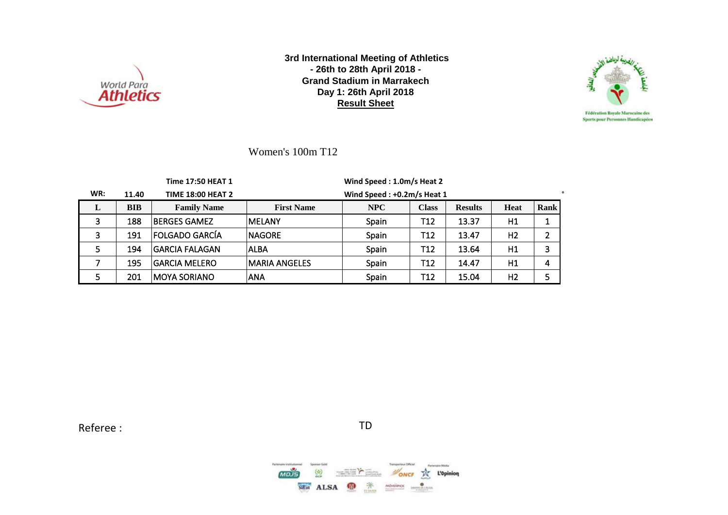**3rd International Meeting of Athletics**
**- 26th to 28th April 2018 -**
**Grand Stadium in Marrakech**
**Day 1: 26th April 2018**
**Result Sheet**

World Para Athletics

Fédération Royale Marocaine des Sports pour Personnes Handicapées

## Women's 100m T12

**Time 17:50 HEAT 1** — **Wind Speed : 1.0m/s Heat 2**

**WR: 11.40** — **TIME 18:00 HEAT 2** — **Wind Speed : +0.2m/s Heat 1**

| L | BIB | Family Name | First Name | NPC | Class | Results | Heat | Rank |
|---|---|---|---|---|---|---|---|---|
| 3 | 188 | BERGES GAMEZ | MELANY | Spain | T12 | 13.37 | H1 | 1 |
| 3 | 191 | FOLGADO GARCÍA | NAGORE | Spain | T12 | 13.47 | H2 | 2 |
| 5 | 194 | GARCIA FALAGAN | ALBA | Spain | T12 | 13.64 | H1 | 3 |
| 7 | 195 | GARCIA MELERO | MARIA ANGELES | Spain | T12 | 14.47 | H1 | 4 |
| 5 | 201 | MOYA SORIANO | ANA | Spain | T12 | 15.04 | H2 | 5 |

Referee :

TD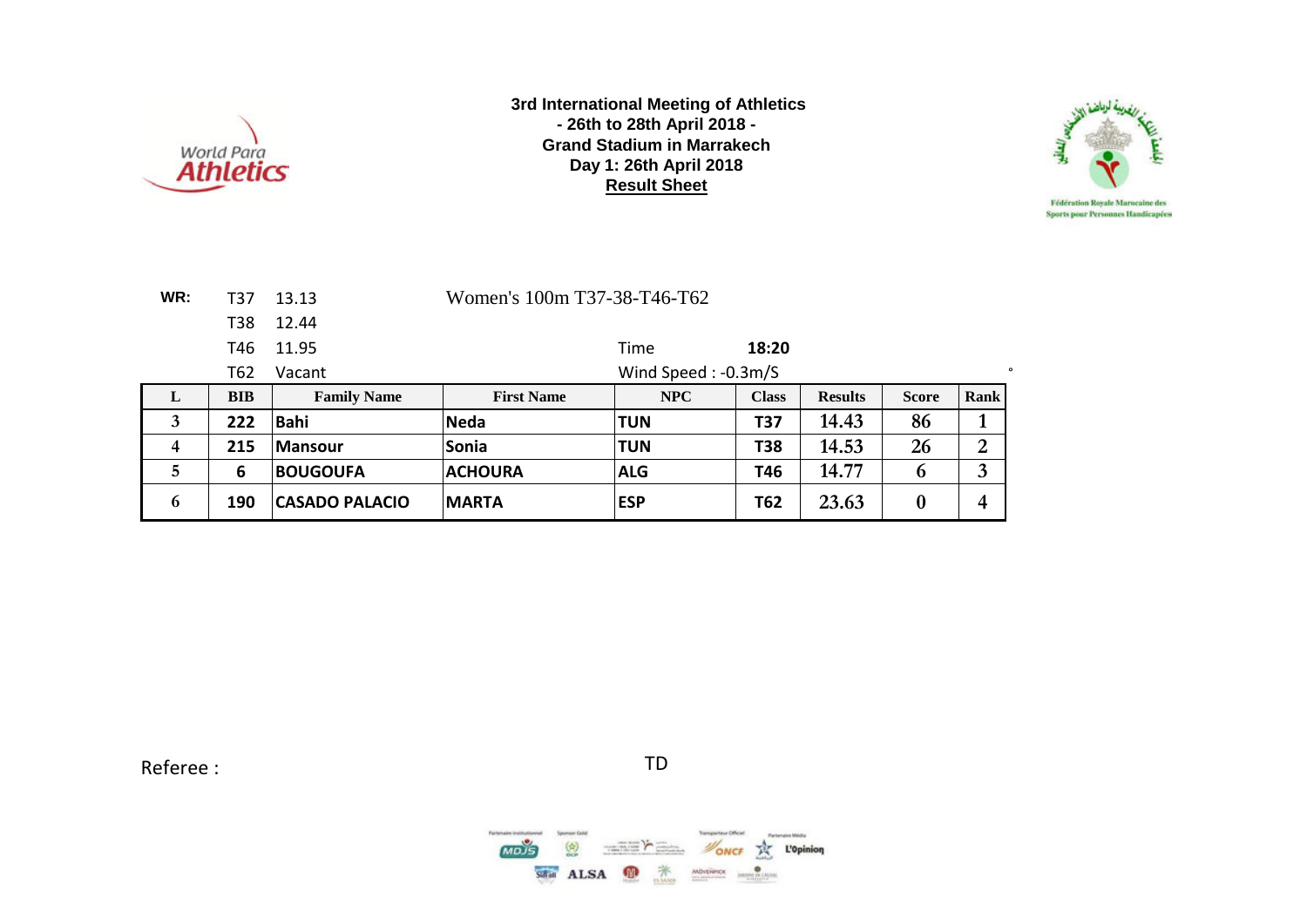**3rd International Meeting of Athletics**
**- 26th to 28th April 2018 -**
**Grand Stadium in Marrakech**
**Day 1: 26th April 2018**
**Result Sheet**

World Para Athletics

Fédération Royale Marocaine des Sports pour Personnes Handicapées

**WR:** T37 13.13
T38 12.44
T46 11.95
T62 Vacant

Women's 100m T37-38-T46-T62

Time **18:20**

Wind Speed : -0.3m/S

| L | BIB | Family Name | First Name | NPC | Class | Results | Score | Rank |
|---|---|---|---|---|---|---|---|---|
| 3 | 222 | Bahi | Neda | TUN | T37 | 14.43 | 86 | 1 |
| 4 | 215 | Mansour | Sonia | TUN | T38 | 14.53 | 26 | 2 |
| 5 | 6 | BOUGOUFA | ACHOURA | ALG | T46 | 14.77 | 6 | 3 |
| 6 | 190 | CASADO PALACIO | MARTA | ESP | T62 | 23.63 | 0 | 4 |

Referee :

TD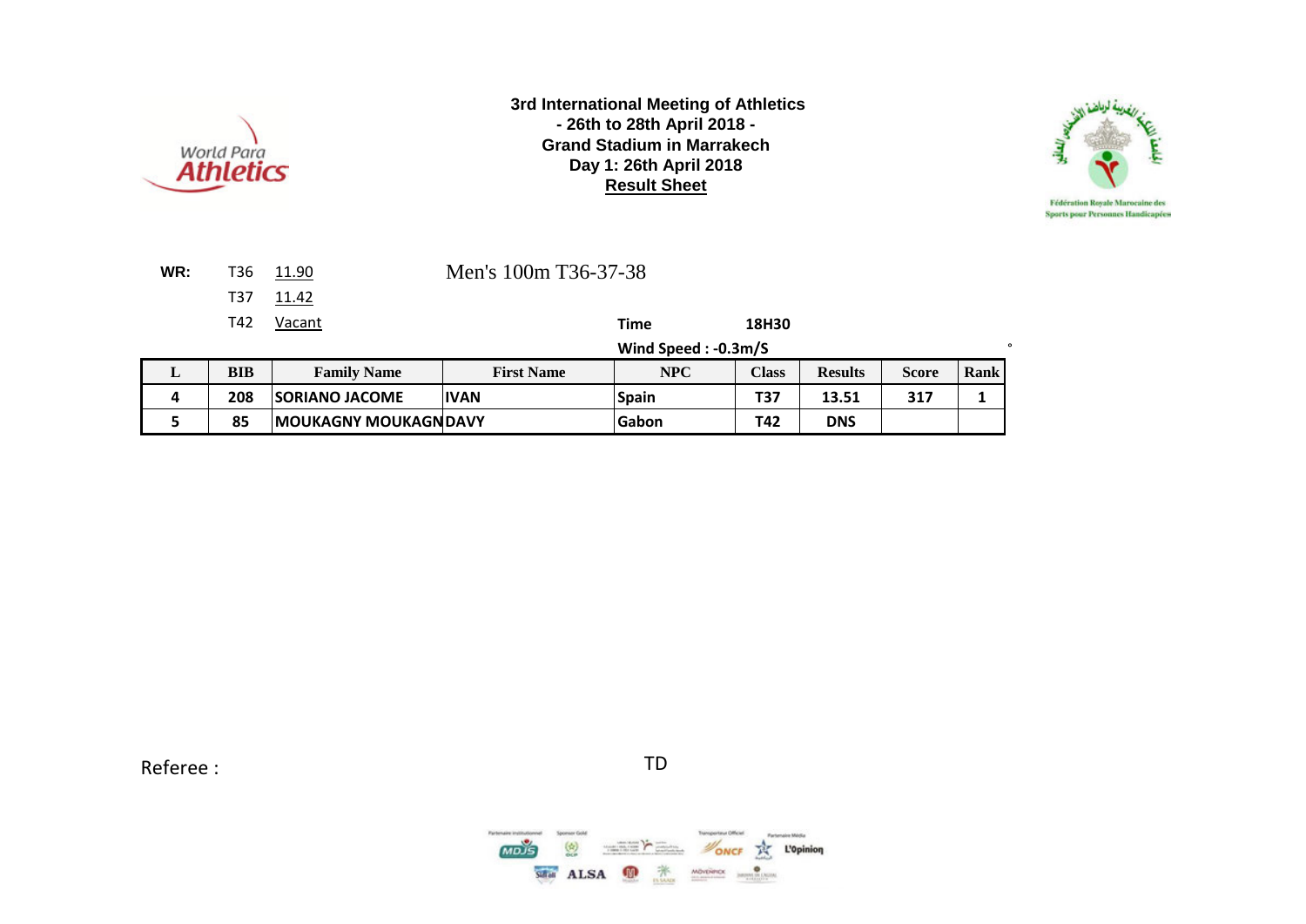**3rd International Meeting of Athletics**
**- 26th to 28th April 2018 -**
**Grand Stadium in Marrakech**
**Day 1: 26th April 2018**
**Result Sheet**

Fédération Royale Marocaine des Sports pour Personnes Handicapées

**WR:** T36 11.90
T37 11.42
T42 Vacant

Men's 100m T36-37-38

**Time** **18H30**

**Wind Speed : -0.3m/S**

| L | BIB | Family Name | First Name | NPC | Class | Results | Score | Rank |
|---|---|---|---|---|---|---|---|---|
| 4 | 208 | SORIANO JACOME | IVAN | Spain | T37 | 13.51 | 317 | 1 |
| 5 | 85 | MOUKAGNY MOUKAGN | DAVY | Gabon | T42 | DNS | | |

Referee :

TD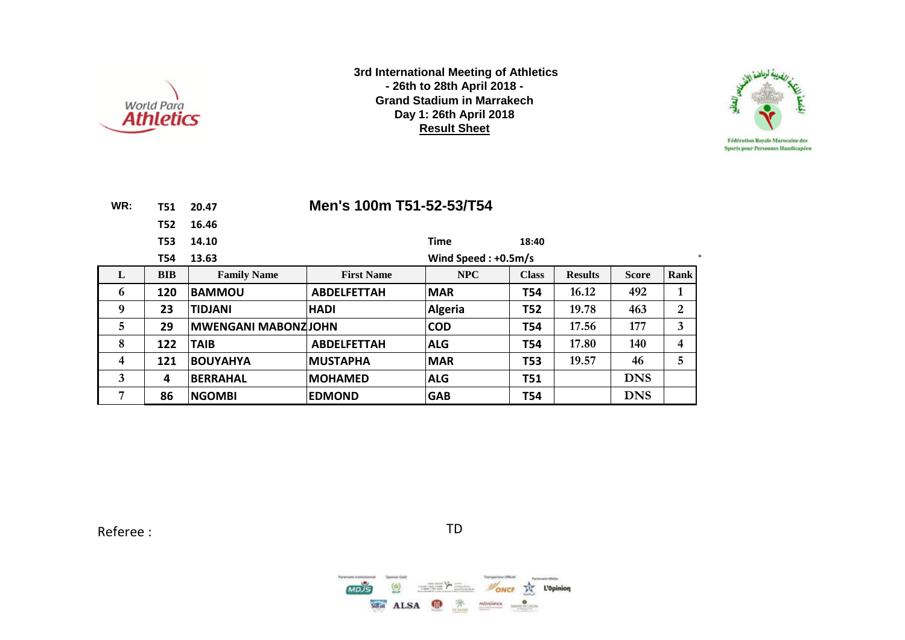**3rd International Meeting of Athletics**
**- 26th to 28th April 2018 -**
**Grand Stadium in Marrakech**
**Day 1: 26th April 2018**
**Result Sheet**

## Men's 100m T51-52-53/T54

**WR:**

| | |
|---|---|
| T51 | 20.47 |
| T52 | 16.46 |
| T53 | 14.10 |
| T54 | 13.63 |

**Time** 18:40

**Wind Speed : +0.5m/s**

| L | BIB | Family Name | First Name | NPC | Class | Results | Score | Rank |
|---|---|---|---|---|---|---|---|---|
| 6 | 120 | BAMMOU | ABDELFETTAH | MAR | T54 | 16.12 | 492 | 1 |
| 9 | 23 | TIDJANI | HADI | Algeria | T52 | 19.78 | 463 | 2 |
| 5 | 29 | MWENGANI MABONZ | JOHN | COD | T54 | 17.56 | 177 | 3 |
| 8 | 122 | TAIB | ABDELFETTAH | ALG | T54 | 17.80 | 140 | 4 |
| 4 | 121 | BOUYAHYA | MUSTAPHA | MAR | T53 | 19.57 | 46 | 5 |
| 3 | 4 | BERRAHAL | MOHAMED | ALG | T51 | | DNS | |
| 7 | 86 | NGOMBI | EDMOND | GAB | T54 | | DNS | |

Referee :

TD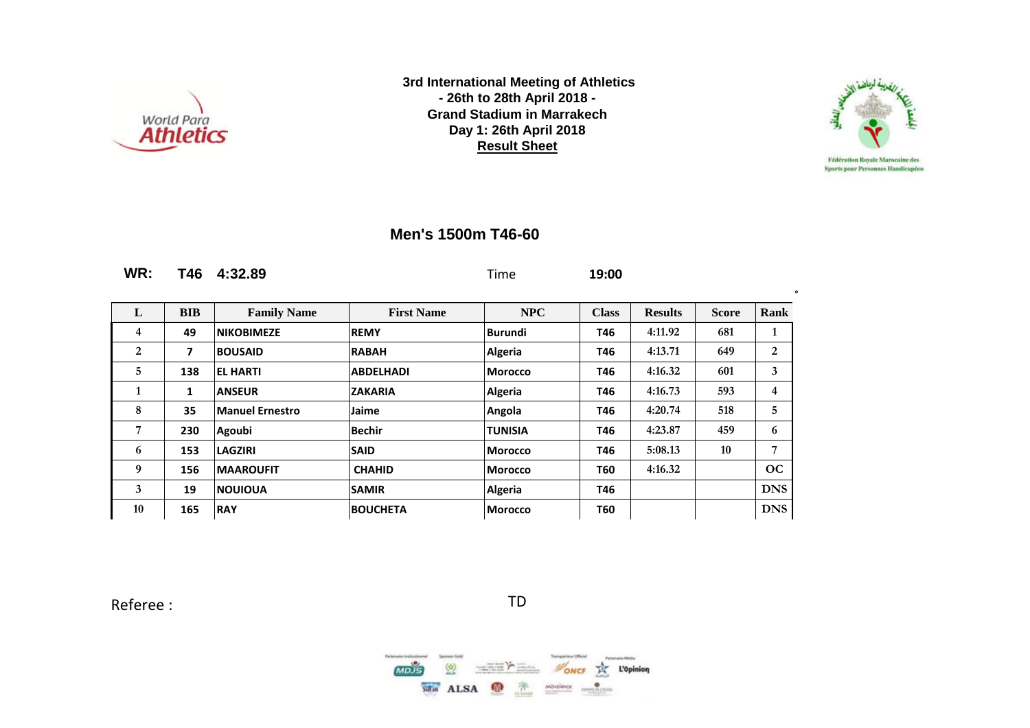**3rd International Meeting of Athletics**
**- 26th to 28th April 2018 -**
**Grand Stadium in Marrakech**
**Day 1: 26th April 2018**
**Result Sheet**

Fédération Royale Marocaine des Sports pour Personnes Handicapées

## Men's 1500m T46-60

**WR: T46 4:32.89** Time **19:00**

| L | BIB | Family Name | First Name | NPC | Class | Results | Score | Rank |
|---|---|---|---|---|---|---|---|---|
| 4 | 49 | NIKOBIMEZE | REMY | Burundi | T46 | 4:11.92 | 681 | 1 |
| 2 | 7 | BOUSAID | RABAH | Algeria | T46 | 4:13.71 | 649 | 2 |
| 5 | 138 | EL HARTI | ABDELHADI | Morocco | T46 | 4:16.32 | 601 | 3 |
| 1 | 1 | ANSEUR | ZAKARIA | Algeria | T46 | 4:16.73 | 593 | 4 |
| 8 | 35 | Manuel Ernestro | Jaime | Angola | T46 | 4:20.74 | 518 | 5 |
| 7 | 230 | Agoubi | Bechir | TUNISIA | T46 | 4:23.87 | 459 | 6 |
| 6 | 153 | LAGZIRI | SAID | Morocco | T46 | 5:08.13 | 10 | 7 |
| 9 | 156 | MAAROUFIT | CHAHID | Morocco | T60 | 4:16.32 | | OC |
| 3 | 19 | NOUIOUA | SAMIR | Algeria | T46 | | | DNS |
| 10 | 165 | RAY | BOUCHETA | Morocco | T60 | | | DNS |

Referee : TD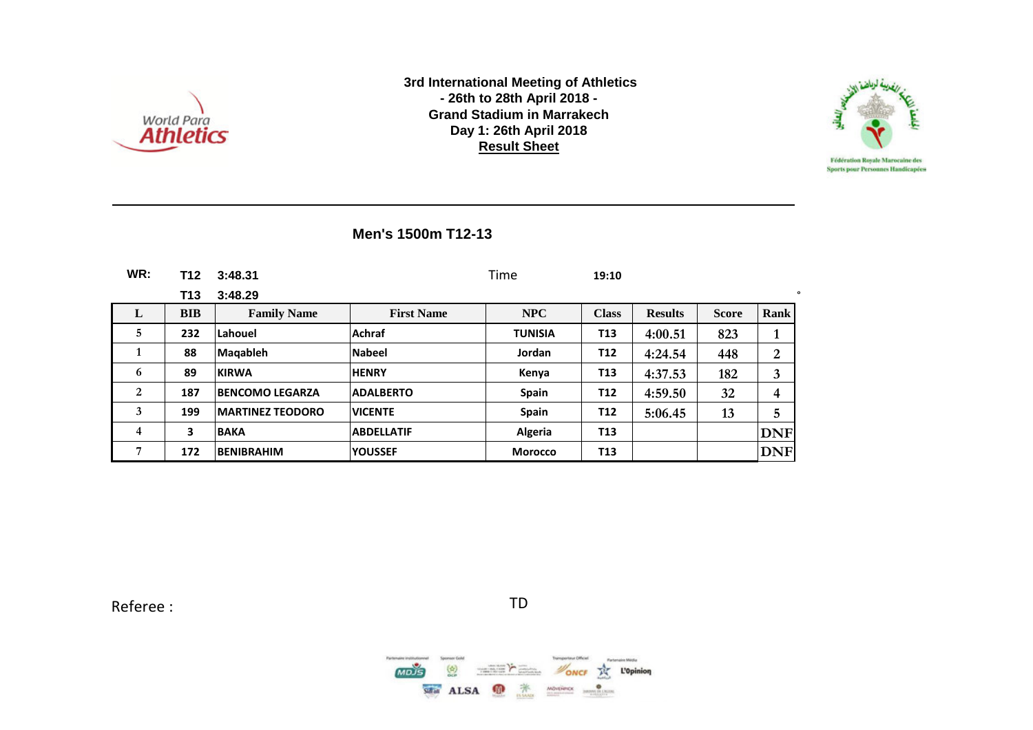3rd International Meeting of Athletics
- 26th to 28th April 2018 -
Grand Stadium in Marrakech
Day 1: 26th April 2018
**Result Sheet**

World Para Athletics

Fédération Royale Marocaine des Sports pour Personnes Handicapées

## Men's 1500m T12-13

WR: T12 3:48.31 Time 19:10

T13 3:48.29

| L | BIB | Family Name | First Name | NPC | Class | Results | Score | Rank |
|---|---|---|---|---|---|---|---|---|
| 5 | 232 | Lahouel | Achraf | TUNISIA | T13 | 4:00.51 | 823 | 1 |
| 1 | 88 | Maqableh | Nabeel | Jordan | T12 | 4:24.54 | 448 | 2 |
| 6 | 89 | KIRWA | HENRY | Kenya | T13 | 4:37.53 | 182 | 3 |
| 2 | 187 | BENCOMO LEGARZA | ADALBERTO | Spain | T12 | 4:59.50 | 32 | 4 |
| 3 | 199 | MARTINEZ TEODORO | VICENTE | Spain | T12 | 5:06.45 | 13 | 5 |
| 4 | 3 | BAKA | ABDELLATIF | Algeria | T13 | | | DNF |
| 7 | 172 | BENIBRAHIM | YOUSSEF | Morocco | T13 | | | DNF |

Referee : TD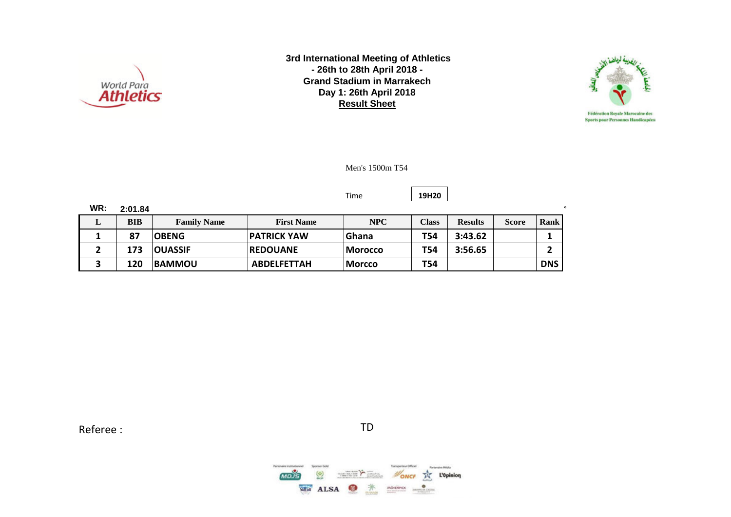**3rd International Meeting of Athletics**
**- 26th to 28th April 2018 -**
**Grand Stadium in Marrakech**
**Day 1: 26th April 2018**
**Result Sheet**

Fédération Royale Marocaine des Sports pour Personnes Handicapées

Men's 1500m T54

Time **19H20**

**WR: 2:01.84**

| L | BIB | Family Name | First Name | NPC | Class | Results | Score | Rank |
|---|---|---|---|---|---|---|---|---|
| 1 | 87 | OBENG | PATRICK YAW | Ghana | T54 | 3:43.62 | | 1 |
| 2 | 173 | OUASSIF | REDOUANE | Morocco | T54 | 3:56.65 | | 2 |
| 3 | 120 | BAMMOU | ABDELFETTAH | Morcco | T54 | | | DNS |

Referee :

TD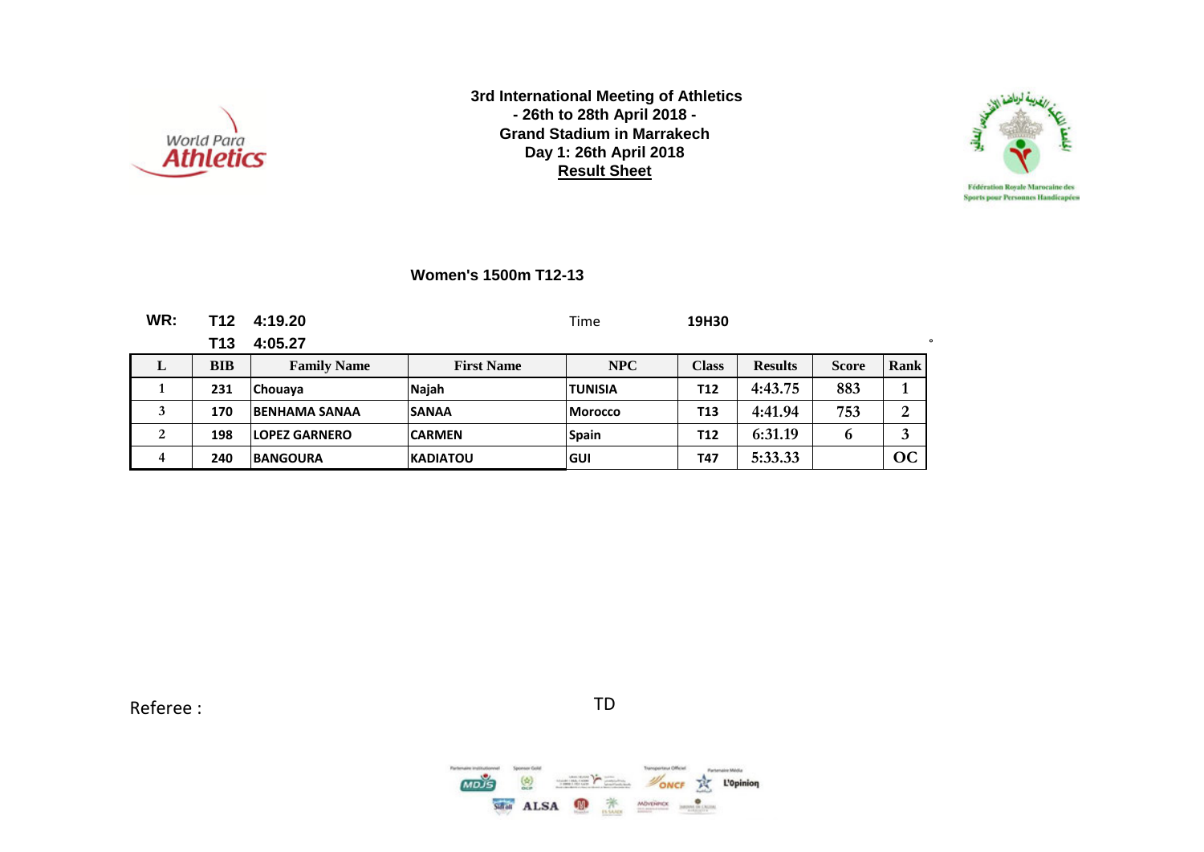**3rd International Meeting of Athletics**
**- 26th to 28th April 2018 -**
**Grand Stadium in Marrakech**
**Day 1: 26th April 2018**
**Result Sheet**

Fédération Royale Marocaine des Sports pour Personnes Handicapées

## Women's 1500m T12-13

**WR:** **T12** **4:19.20** Time **19H30**

**T13** **4:05.27**

| L | BIB | Family Name | First Name | NPC | Class | Results | Score | Rank |
|---|---|---|---|---|---|---|---|---|
| 1 | 231 | Chouaya | Najah | TUNISIA | T12 | 4:43.75 | 883 | 1 |
| 3 | 170 | BENHAMA SANAA | SANAA | Morocco | T13 | 4:41.94 | 753 | 2 |
| 2 | 198 | LOPEZ GARNERO | CARMEN | Spain | T12 | 6:31.19 | 6 | 3 |
| 4 | 240 | BANGOURA | KADIATOU | GUI | T47 | 5:33.33 | | OC |

Referee : TD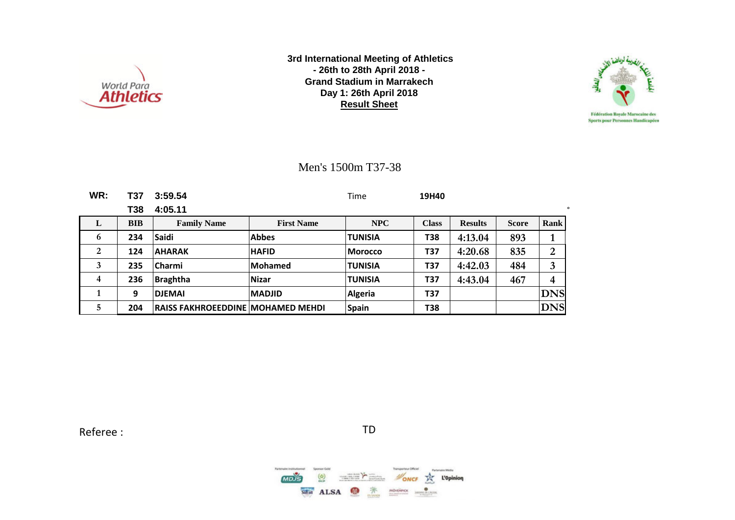**3rd International Meeting of Athletics**
**- 26th to 28th April 2018 -**
**Grand Stadium in Marrakech**
**Day 1: 26th April 2018**
**Result Sheet**

World Para Athletics

Fédération Royale Marocaine des Sports pour Personnes Handicapées

## Men's 1500m T37-38

**WR:** **T37** **3:59.54** Time **19H40**

**T38** **4:05.11**

| L | BIB | Family Name | First Name | NPC | Class | Results | Score | Rank |
|---|---|---|---|---|---|---|---|---|
| 6 | 234 | Saidi | Abbes | TUNISIA | T38 | 4:13.04 | 893 | 1 |
| 2 | 124 | AHARAK | HAFID | Morocco | T37 | 4:20.68 | 835 | 2 |
| 3 | 235 | Charmi | Mohamed | TUNISIA | T37 | 4:42.03 | 484 | 3 |
| 4 | 236 | Braghtha | Nizar | TUNISIA | T37 | 4:43.04 | 467 | 4 |
| 1 | 9 | DJEMAI | MADJID | Algeria | T37 | | | DNS |
| 5 | 204 | RAISS FAKHROEEDDINE | MOHAMED MEHDI | Spain | T38 | | | DNS |

Referee :

TD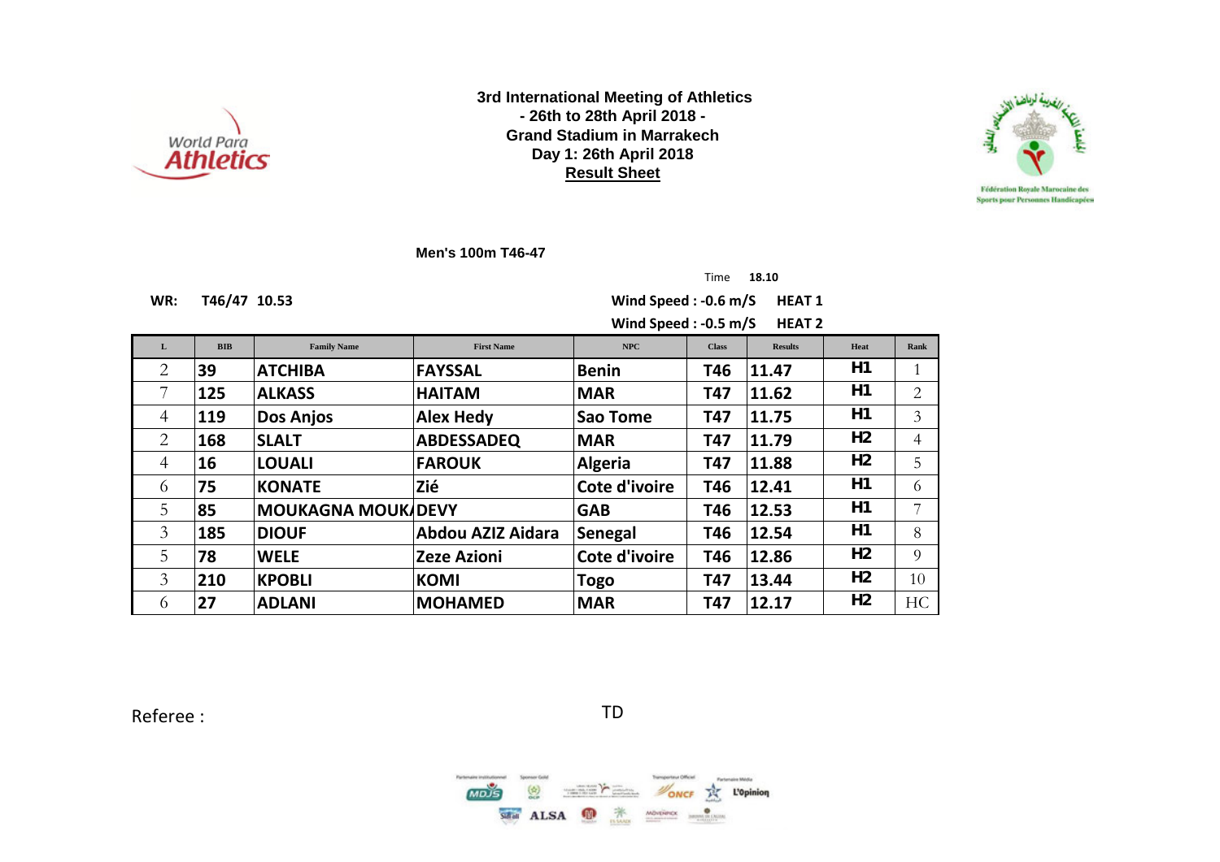**3rd International Meeting of Athletics**
**- 26th to 28th April 2018 -**
**Grand Stadium in Marrakech**
**Day 1: 26th April 2018**
**Result Sheet**

Fédération Royale Marocaine des Sports pour Personnes Handicapées

**Men's 100m T46-47**

Time **18.10**

**WR: T46/47 10.53**

**Wind Speed : -0.6 m/S HEAT 1**
**Wind Speed : -0.5 m/S HEAT 2**

| L | BIB | Family Name | First Name | NPC | Class | Results | Heat | Rank |
|---|---|---|---|---|---|---|---|---|
| 2 | 39 | ATCHIBA | FAYSSAL | Benin | T46 | 11.47 | H1 | 1 |
| 7 | 125 | ALKASS | HAITAM | MAR | T47 | 11.62 | H1 | 2 |
| 4 | 119 | Dos Anjos | Alex Hedy | Sao Tome | T47 | 11.75 | H1 | 3 |
| 2 | 168 | SLALT | ABDESSADEQ | MAR | T47 | 11.79 | H2 | 4 |
| 4 | 16 | LOUALI | FAROUK | Algeria | T47 | 11.88 | H2 | 5 |
| 6 | 75 | KONATE | Zié | Cote d'ivoire | T46 | 12.41 | H1 | 6 |
| 5 | 85 | MOUKAGNA MOUKA | DEVY | GAB | T46 | 12.53 | H1 | 7 |
| 3 | 185 | DIOUF | Abdou AZIZ Aidara | Senegal | T46 | 12.54 | H1 | 8 |
| 5 | 78 | WELE | Zeze Azioni | Cote d'ivoire | T46 | 12.86 | H2 | 9 |
| 3 | 210 | KPOBLI | KOMI | Togo | T47 | 13.44 | H2 | 10 |
| 6 | 27 | ADLANI | MOHAMED | MAR | T47 | 12.17 | H2 | HC |

Referee :

TD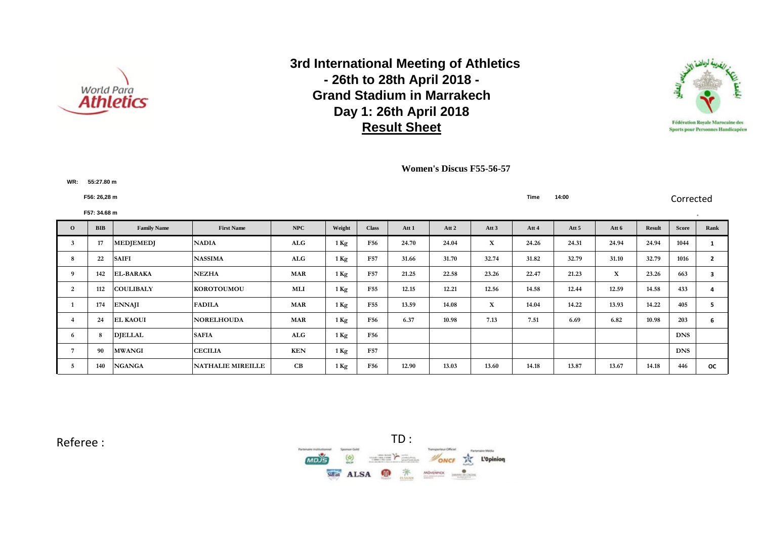# 3rd International Meeting of Athletics
## - 26th to 28th April 2018 -
## Grand Stadium in Marrakech
## Day 1: 26th April 2018
## Result Sheet

Fédération Royale Marocaine des Sports pour Personnes Handicapées

**Women's Discus F55-56-57**

**WR:** 55:27.80 m

F56: 26,28 m

F57: 34.68 m

Time 14:00

Corrected

| O | BIB | Family Name | First Name | NPC | Weight | Class | Att 1 | Att 2 | Att 3 | Att 4 | Att 5 | Att 6 | Result | Score | Rank |
|---|---|---|---|---|---|---|---|---|---|---|---|---|---|---|---|
| 3 | 17 | MEDJEMEDJ | NADIA | ALG | 1 Kg | F56 | 24.70 | 24.04 | X | 24.26 | 24.31 | 24.94 | 24.94 | 1044 | 1 |
| 8 | 22 | SAIFI | NASSIMA | ALG | 1 Kg | F57 | 31.66 | 31.70 | 32.74 | 31.82 | 32.79 | 31.10 | 32.79 | 1016 | 2 |
| 9 | 142 | EL-BARAKA | NEZHA | MAR | 1 Kg | F57 | 21.25 | 22.58 | 23.26 | 22.47 | 21.23 | X | 23.26 | 663 | 3 |
| 2 | 112 | COULIBALY | KOROTOUMOU | MLI | 1 Kg | F55 | 12.15 | 12.21 | 12.56 | 14.58 | 12.44 | 12.59 | 14.58 | 433 | 4 |
| 1 | 174 | ENNAJI | FADILA | MAR | 1 Kg | F55 | 13.59 | 14.08 | X | 14.04 | 14.22 | 13.93 | 14.22 | 405 | 5 |
| 4 | 24 | EL KAOUI | NORELHOUDA | MAR | 1 Kg | F56 | 6.37 | 10.98 | 7.13 | 7.51 | 6.69 | 6.82 | 10.98 | 203 | 6 |
| 6 | 8 | DJELLAL | SAFIA | ALG | 1 Kg | F56 | | | | | | | | DNS | |
| 7 | 90 | MWANGI | CECILIA | KEN | 1 Kg | F57 | | | | | | | | DNS | |
| 5 | 140 | NGANGA | NATHALIE MIREILLE | CB | 1 Kg | F56 | 12.90 | 13.03 | 13.60 | 14.18 | 13.87 | 13.67 | 14.18 | 446 | OC |

Referee :

TD :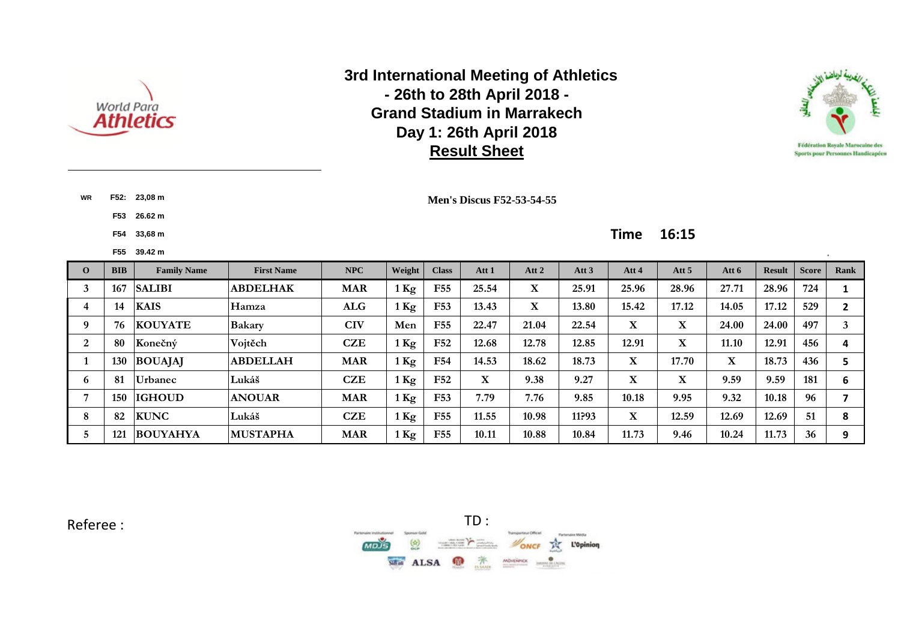# 3rd International Meeting of Athletics
## - 26th to 28th April 2018 -
## Grand Stadium in Marrakech
## Day 1: 26th April 2018
## Result Sheet

WR F52: 23,08 m
F53 26.62 m
F54 33,68 m
F55 39.42 m

**Men's Discus F52-53-54-55**

**Time 16:15**

| O | BIB | Family Name | First Name | NPC | Weight | Class | Att 1 | Att 2 | Att 3 | Att 4 | Att 5 | Att 6 | Result | Score | Rank |
|---|---|---|---|---|---|---|---|---|---|---|---|---|---|---|---|
| 3 | 167 | SALIBI | ABDELHAK | MAR | 1 Kg | F55 | 25.54 | X | 25.91 | 25.96 | 28.96 | 27.71 | 28.96 | 724 | 1 |
| 4 | 14 | KAIS | Hamza | ALG | 1 Kg | F53 | 13.43 | X | 13.80 | 15.42 | 17.12 | 14.05 | 17.12 | 529 | 2 |
| 9 | 76 | KOUYATE | Bakary | CIV | Men | F55 | 22.47 | 21.04 | 22.54 | X | X | 24.00 | 24.00 | 497 | 3 |
| 2 | 80 | Konečný | Vojtěch | CZE | 1 Kg | F52 | 12.68 | 12.78 | 12.85 | 12.91 | X | 11.10 | 12.91 | 456 | 4 |
| 1 | 130 | BOUAJAJ | ABDELLAH | MAR | 1 Kg | F54 | 14.53 | 18.62 | 18.73 | X | 17.70 | X | 18.73 | 436 | 5 |
| 6 | 81 | Urbanec | Lukáš | CZE | 1 Kg | F52 | X | 9.38 | 9.27 | X | X | 9.59 | 9.59 | 181 | 6 |
| 7 | 150 | IGHOUD | ANOUAR | MAR | 1 Kg | F53 | 7.79 | 7.76 | 9.85 | 10.18 | 9.95 | 9.32 | 10.18 | 96 | 7 |
| 8 | 82 | KUNC | Lukáš | CZE | 1 Kg | F55 | 11.55 | 10.98 | 11?93 | X | 12.59 | 12.69 | 12.69 | 51 | 8 |
| 5 | 121 | BOUYAHYA | MUSTAPHA | MAR | 1 Kg | F55 | 10.11 | 10.88 | 10.84 | 11.73 | 9.46 | 10.24 | 11.73 | 36 | 9 |

Referee :

TD :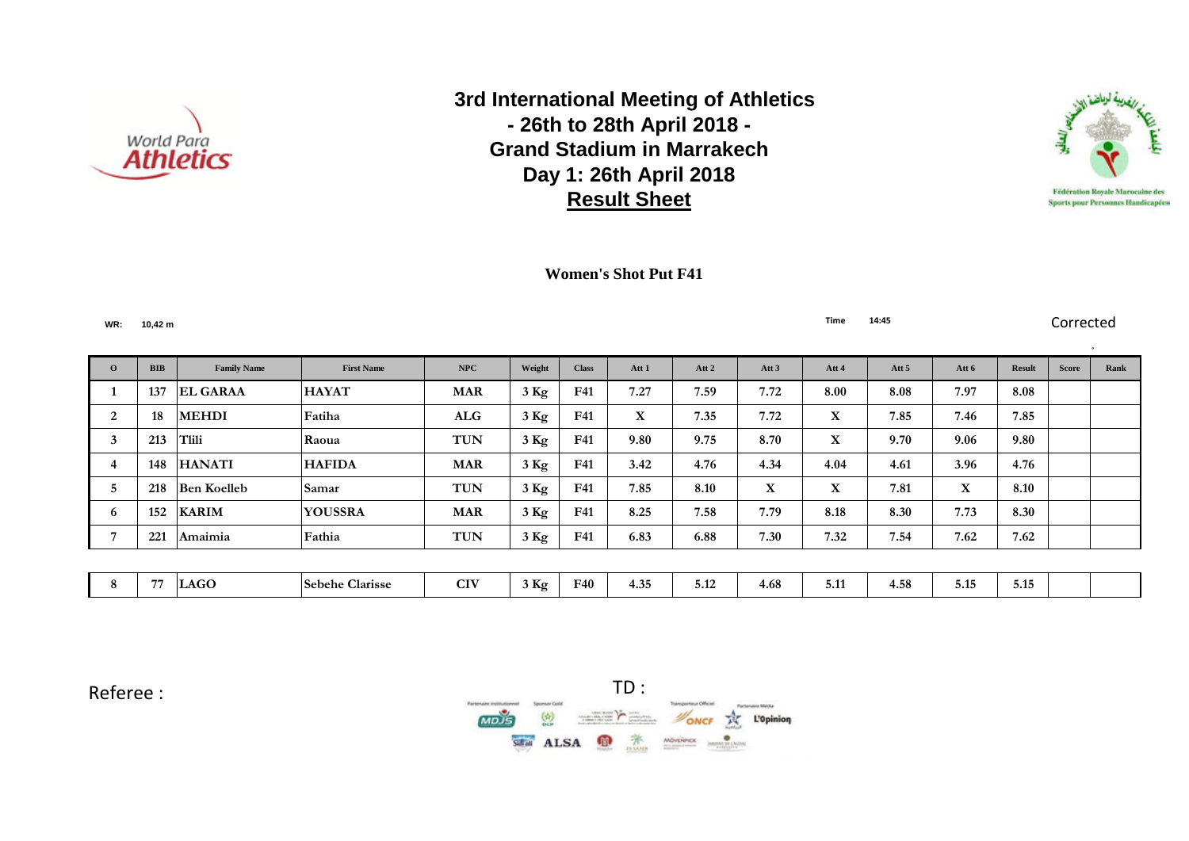# 3rd International Meeting of Athletics
## - 26th to 28th April 2018 -
## Grand Stadium in Marrakech
## Day 1: 26th April 2018
## Result Sheet

### Women's Shot Put F41

WR: 10,42 m

Time 14:45

Corrected

| O | BIB | Family Name | First Name | NPC | Weight | Class | Att 1 | Att 2 | Att 3 | Att 4 | Att 5 | Att 6 | Result | Score | Rank |
|---|---|---|---|---|---|---|---|---|---|---|---|---|---|---|---|
| 1 | 137 | EL GARAA | HAYAT | MAR | 3 Kg | F41 | 7.27 | 7.59 | 7.72 | 8.00 | 8.08 | 7.97 | 8.08 | | |
| 2 | 18 | MEHDI | Fatiha | ALG | 3 Kg | F41 | X | 7.35 | 7.72 | X | 7.85 | 7.46 | 7.85 | | |
| 3 | 213 | Tlili | Raoua | TUN | 3 Kg | F41 | 9.80 | 9.75 | 8.70 | X | 9.70 | 9.06 | 9.80 | | |
| 4 | 148 | HANATI | HAFIDA | MAR | 3 Kg | F41 | 3.42 | 4.76 | 4.34 | 4.04 | 4.61 | 3.96 | 4.76 | | |
| 5 | 218 | Ben Koelleb | Samar | TUN | 3 Kg | F41 | 7.85 | 8.10 | X | X | 7.81 | X | 8.10 | | |
| 6 | 152 | KARIM | YOUSSRA | MAR | 3 Kg | F41 | 8.25 | 7.58 | 7.79 | 8.18 | 8.30 | 7.73 | 8.30 | | |
| 7 | 221 | Amaimia | Fathia | TUN | 3 Kg | F41 | 6.83 | 6.88 | 7.30 | 7.32 | 7.54 | 7.62 | 7.62 | | |
| 8 | 77 | LAGO | Sebehe Clarisse | CIV | 3 Kg | F40 | 4.35 | 5.12 | 4.68 | 5.11 | 4.58 | 5.15 | 5.15 | | |

Referee :

TD :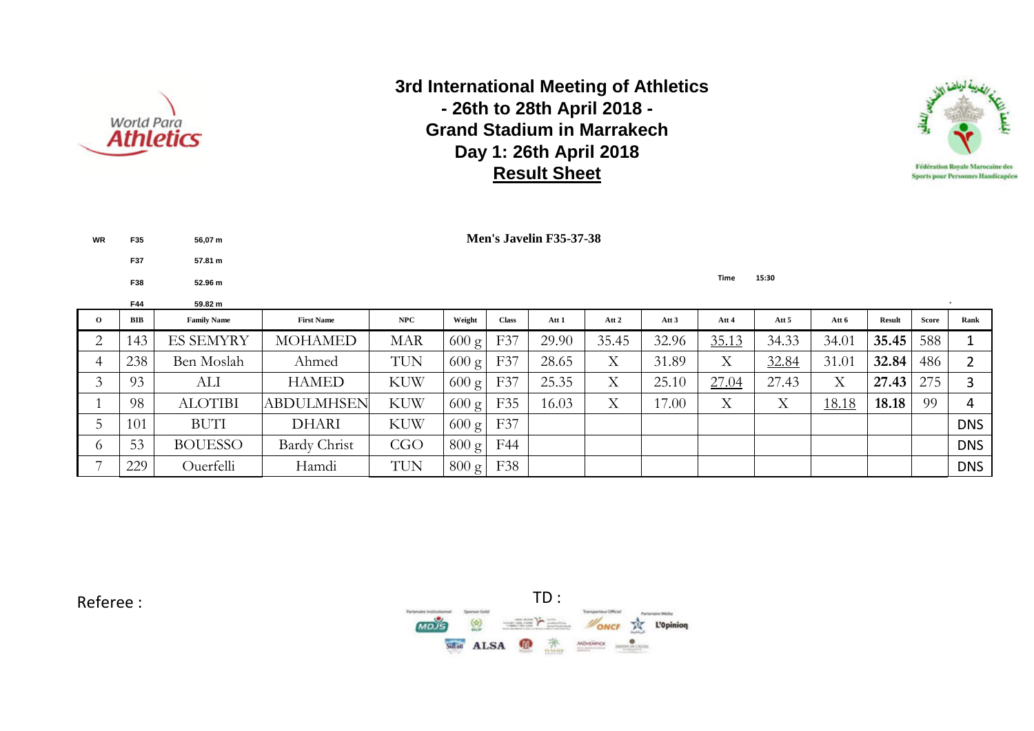# 3rd International Meeting of Athletics
## - 26th to 28th April 2018 -
## Grand Stadium in Marrakech
## Day 1: 26th April 2018
## Result Sheet

**Men's Javelin F35-37-38**

| WR | F35 | 56,07 m |
|---|---|---|
| | F37 | 57.81 m |
| | F38 | 52.96 m |
| | F44 | 59.82 m |

Time 15:30

| O | BIB | Family Name | First Name | NPC | Weight | Class | Att 1 | Att 2 | Att 3 | Att 4 | Att 5 | Att 6 | Result | Score | Rank |
|---|---|---|---|---|---|---|---|---|---|---|---|---|---|---|---|
| 2 | 143 | ES SEMYRY | MOHAMED | MAR | 600 g | F37 | 29.90 | 35.45 | 32.96 | 35.13 | 34.33 | 34.01 | **35.45** | 588 | 1 |
| 4 | 238 | Ben Moslah | Ahmed | TUN | 600 g | F37 | 28.65 | X | 31.89 | X | 32.84 | 31.01 | **32.84** | 486 | 2 |
| 3 | 93 | ALI | HAMED | KUW | 600 g | F37 | 25.35 | X | 25.10 | 27.04 | 27.43 | X | **27.43** | 275 | 3 |
| 1 | 98 | ALOTIBI | ABDULMHSEN | KUW | 600 g | F35 | 16.03 | X | 17.00 | X | X | 18.18 | **18.18** | 99 | 4 |
| 5 | 101 | BUTI | DHARI | KUW | 600 g | F37 | | | | | | | | | DNS |
| 6 | 53 | BOUESSO | Bardy Christ | CGO | 800 g | F44 | | | | | | | | | DNS |
| 7 | 229 | Ouerfelli | Hamdi | TUN | 800 g | F38 | | | | | | | | | DNS |

Referee :

TD :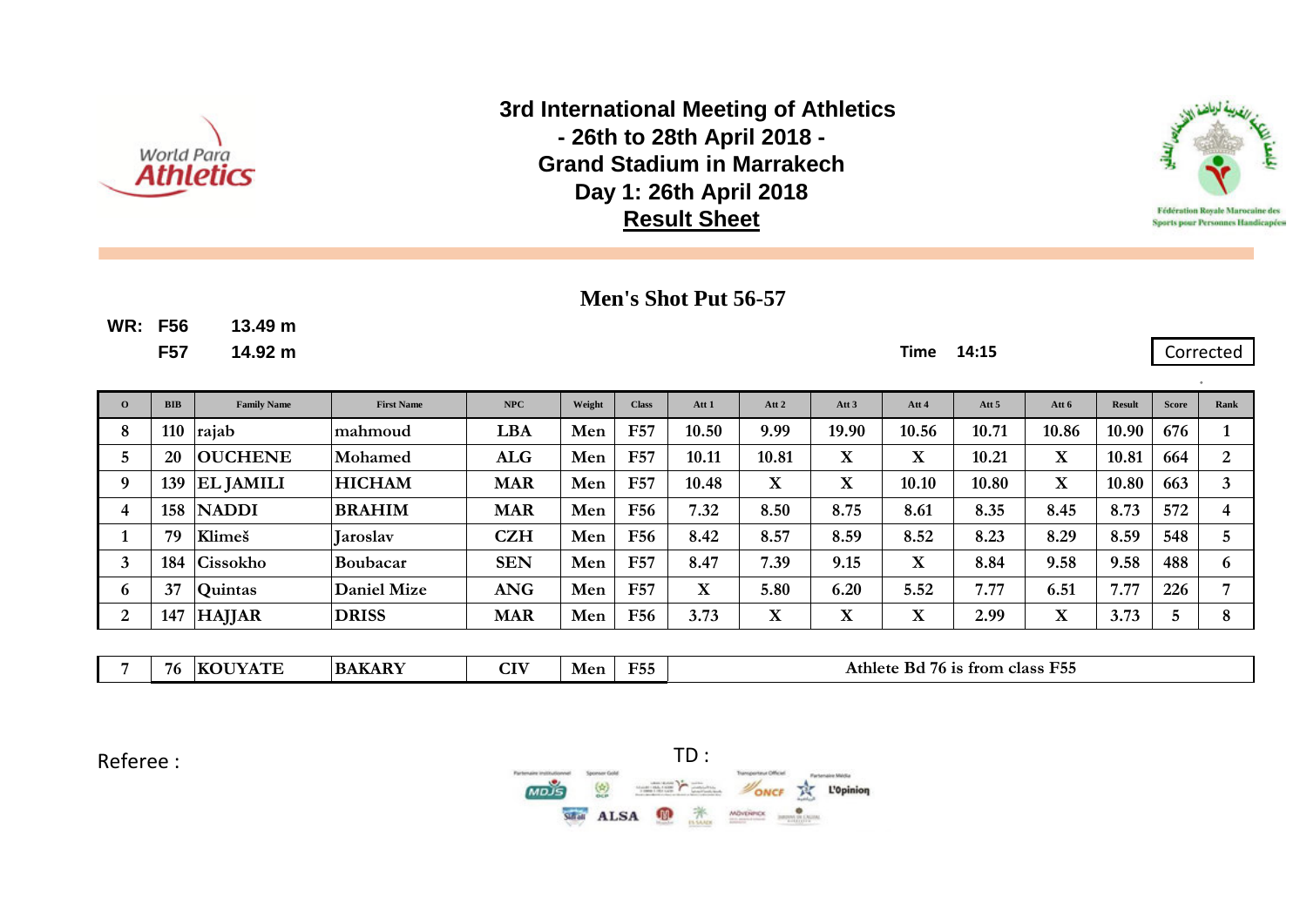# 3rd International Meeting of Athletics
## - 26th to 28th April 2018 -
## Grand Stadium in Marrakech
## Day 1: 26th April 2018
## Result Sheet

### Men's Shot Put 56-57

**WR: F56** 13.49 m
**F57** 14.92 m

**Time** 14:15

Corrected

| O | BIB | Family Name | First Name | NPC | Weight | Class | Att 1 | Att 2 | Att 3 | Att 4 | Att 5 | Att 6 | Result | Score | Rank |
|---|---|---|---|---|---|---|---|---|---|---|---|---|---|---|---|
| 8 | 110 | rajab | mahmoud | LBA | Men | F57 | 10.50 | 9.99 | 19.90 | 10.56 | 10.71 | 10.86 | 10.90 | 676 | 1 |
| 5 | 20 | OUCHENE | Mohamed | ALG | Men | F57 | 10.11 | 10.81 | X | X | 10.21 | X | 10.81 | 664 | 2 |
| 9 | 139 | EL JAMILI | HICHAM | MAR | Men | F57 | 10.48 | X | X | 10.10 | 10.80 | X | 10.80 | 663 | 3 |
| 4 | 158 | NADDI | BRAHIM | MAR | Men | F56 | 7.32 | 8.50 | 8.75 | 8.61 | 8.35 | 8.45 | 8.73 | 572 | 4 |
| 1 | 79 | Klimeš | Jaroslav | CZH | Men | F56 | 8.42 | 8.57 | 8.59 | 8.52 | 8.23 | 8.29 | 8.59 | 548 | 5 |
| 3 | 184 | Cissokho | Boubacar | SEN | Men | F57 | 8.47 | 7.39 | 9.15 | X | 8.84 | 9.58 | 9.58 | 488 | 6 |
| 6 | 37 | Quintas | Daniel Mize | ANG | Men | F57 | X | 5.80 | 6.20 | 5.52 | 7.77 | 6.51 | 7.77 | 226 | 7 |
| 2 | 147 | HAJJAR | DRISS | MAR | Men | F56 | 3.73 | X | X | X | 2.99 | X | 3.73 | 5 | 8 |

| O | BIB | Family Name | First Name | NPC | Weight | Class | Note |
|---|---|---|---|---|---|---|---|
| 7 | 76 | KOUYATE | BAKARY | CIV | Men | F55 | Athlete Bd 76 is from class F55 |

Referee :

TD :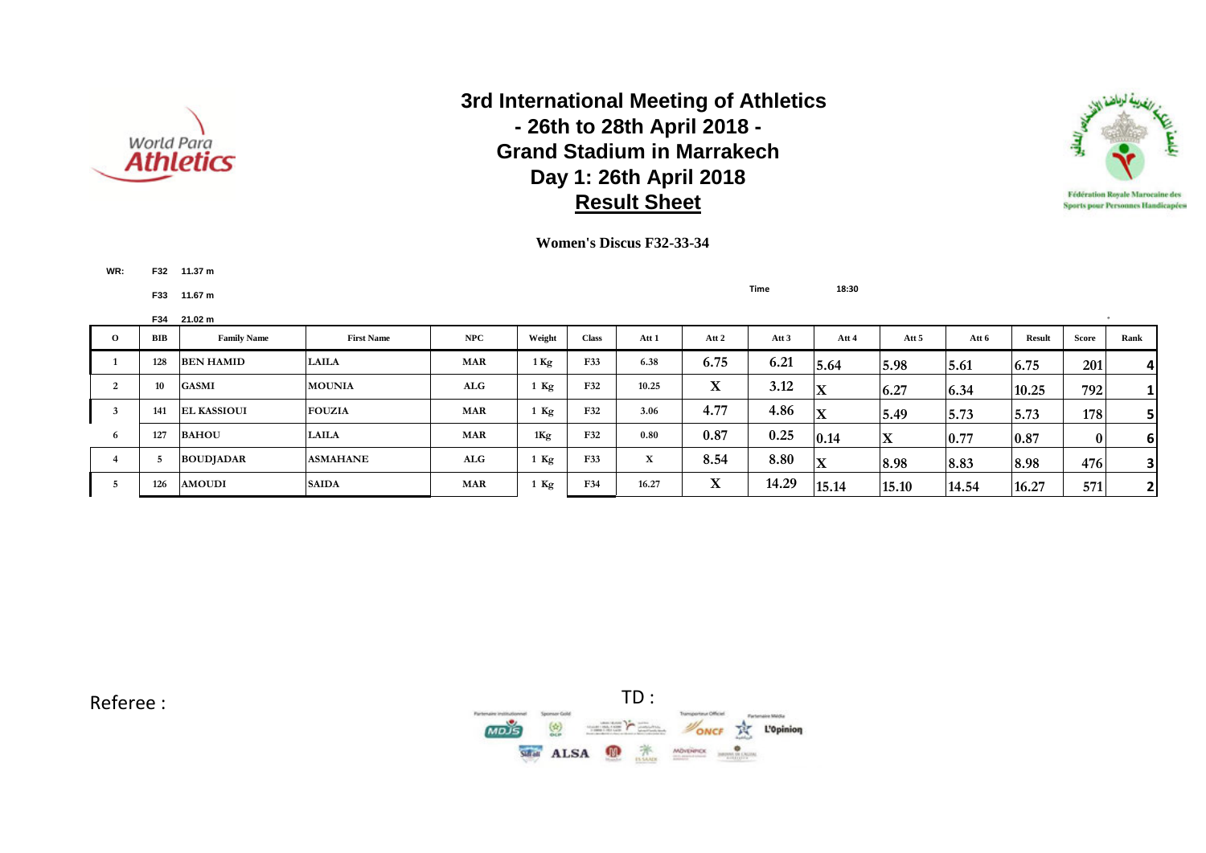# 3rd International Meeting of Athletics
## - 26th to 28th April 2018 -
## Grand Stadium in Marrakech
## Day 1: 26th April 2018
## Result Sheet

Fédération Royale Marocaine des Sports pour Personnes Handicapées

**Women's Discus F32-33-34**

WR: F32 11.37 m
F33 11.67 m
F34 21.02 m

Time 18:30

| O | BIB | Family Name | First Name | NPC | Weight | Class | Att 1 | Att 2 | Att 3 | Att 4 | Att 5 | Att 6 | Result | Score | Rank |
|---|---|---|---|---|---|---|---|---|---|---|---|---|---|---|---|
| 1 | 128 | BEN HAMID | LAILA | MAR | 1 Kg | F33 | 6.38 | 6.75 | 6.21 | 5.64 | 5.98 | 5.61 | 6.75 | 201 | 4 |
| 2 | 10 | GASMI | MOUNIA | ALG | 1 Kg | F32 | 10.25 | X | 3.12 | X | 6.27 | 6.34 | 10.25 | 792 | 1 |
| 3 | 141 | EL KASSIOUI | FOUZIA | MAR | 1 Kg | F32 | 3.06 | 4.77 | 4.86 | X | 5.49 | 5.73 | 5.73 | 178 | 5 |
| 6 | 127 | BAHOU | LAILA | MAR | 1Kg | F32 | 0.80 | 0.87 | 0.25 | 0.14 | X | 0.77 | 0.87 | 0 | 6 |
| 4 | 5 | BOUDJADAR | ASMAHANE | ALG | 1 Kg | F33 | X | 8.54 | 8.80 | X | 8.98 | 8.83 | 8.98 | 476 | 3 |
| 5 | 126 | AMOUDI | SAIDA | MAR | 1 Kg | F34 | 16.27 | X | 14.29 | 15.14 | 15.10 | 14.54 | 16.27 | 571 | 2 |

Referee :

TD :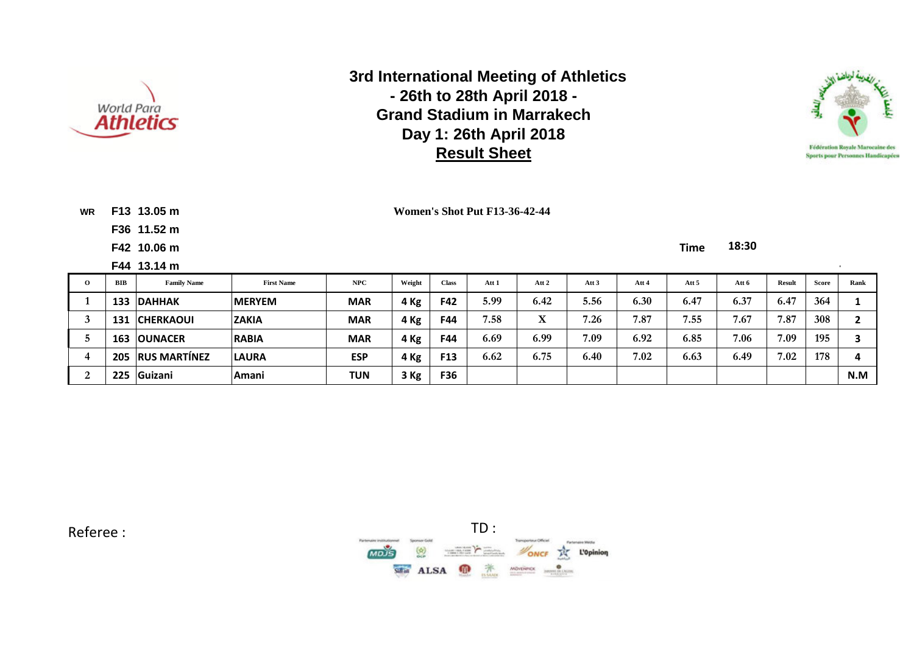# 3rd International Meeting of Athletics
## - 26th to 28th April 2018 -
## Grand Stadium in Marrakech
## Day 1: 26th April 2018
## Result Sheet

Fédération Royale Marocaine des Sports pour Personnes Handicapées

**WR** F13 13.05 m
F36 11.52 m
F42 10.06 m
F44 13.14 m

**Women's Shot Put F13-36-42-44**

**Time** 18:30

| O | BIB | Family Name | First Name | NPC | Weight | Class | Att 1 | Att 2 | Att 3 | Att 4 | Att 5 | Att 6 | Result | Score | Rank |
|---|---|---|---|---|---|---|---|---|---|---|---|---|---|---|---|
| 1 | 133 | DAHHAK | MERYEM | MAR | 4 Kg | F42 | 5.99 | 6.42 | 5.56 | 6.30 | 6.47 | 6.37 | 6.47 | 364 | 1 |
| 3 | 131 | CHERKAOUI | ZAKIA | MAR | 4 Kg | F44 | 7.58 | X | 7.26 | 7.87 | 7.55 | 7.67 | 7.87 | 308 | 2 |
| 5 | 163 | OUNACER | RABIA | MAR | 4 Kg | F44 | 6.69 | 6.99 | 7.09 | 6.92 | 6.85 | 7.06 | 7.09 | 195 | 3 |
| 4 | 205 | RUS MARTÍNEZ | LAURA | ESP | 4 Kg | F13 | 6.62 | 6.75 | 6.40 | 7.02 | 6.63 | 6.49 | 7.02 | 178 | 4 |
| 2 | 225 | Guizani | Amani | TUN | 3 Kg | F36 | | | | | | | | | N.M |

Referee :

TD :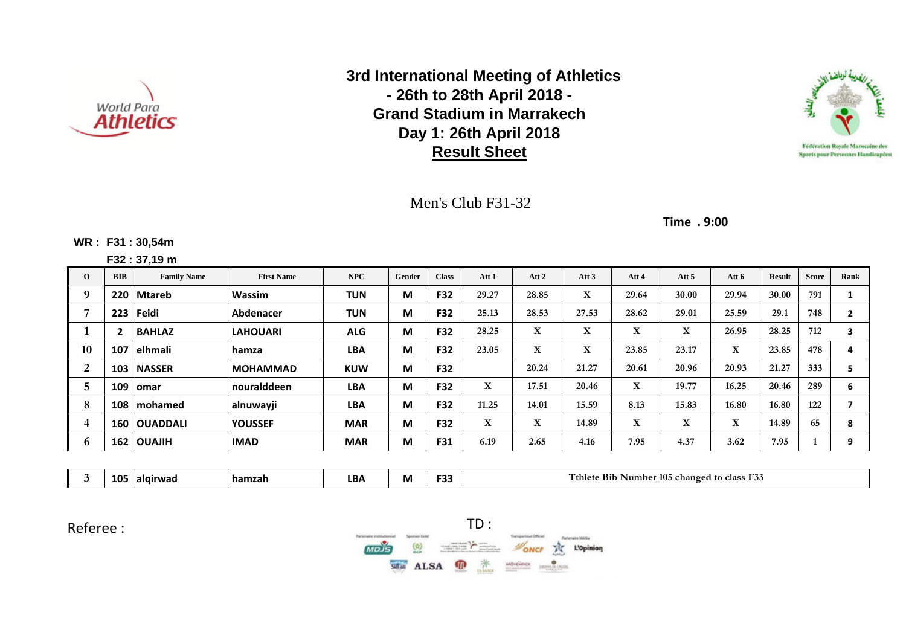# 3rd International Meeting of Athletics
## - 26th to 28th April 2018 -
## Grand Stadium in Marrakech
## Day 1: 26th April 2018
## Result Sheet

Fédération Royale Marocaine des Sports pour Personnes Handicapées

### Men's Club F31-32

**Time . 9:00**

**WR : F31 : 30,54m**
**F32 : 37,19 m**

| O | BIB | Family Name | First Name | NPC | Gender | Class | Att 1 | Att 2 | Att 3 | Att 4 | Att 5 | Att 6 | Result | Score | Rank |
|---|---|---|---|---|---|---|---|---|---|---|---|---|---|---|---|
| 9 | 220 | Mtareb | Wassim | TUN | M | F32 | 29.27 | 28.85 | X | 29.64 | 30.00 | 29.94 | 30.00 | 791 | 1 |
| 7 | 223 | Feidi | Abdenacer | TUN | M | F32 | 25.13 | 28.53 | 27.53 | 28.62 | 29.01 | 25.59 | 29.1 | 748 | 2 |
| 1 | 2 | BAHLAZ | LAHOUARI | ALG | M | F32 | 28.25 | X | X | X | X | 26.95 | 28.25 | 712 | 3 |
| 10 | 107 | elhmali | hamza | LBA | M | F32 | 23.05 | X | X | 23.85 | 23.17 | X | 23.85 | 478 | 4 |
| 2 | 103 | NASSER | MOHAMMAD | KUW | M | F32 | | 20.24 | 21.27 | 20.61 | 20.96 | 20.93 | 21.27 | 333 | 5 |
| 5 | 109 | omar | nouralddeen | LBA | M | F32 | X | 17.51 | 20.46 | X | 19.77 | 16.25 | 20.46 | 289 | 6 |
| 8 | 108 | mohamed | alnuwayji | LBA | M | F32 | 11.25 | 14.01 | 15.59 | 8.13 | 15.83 | 16.80 | 16.80 | 122 | 7 |
| 4 | 160 | OUADDALI | YOUSSEF | MAR | M | F32 | X | X | 14.89 | X | X | X | 14.89 | 65 | 8 |
| 6 | 162 | OUAJIH | IMAD | MAR | M | F31 | 6.19 | 2.65 | 4.16 | 7.95 | 4.37 | 3.62 | 7.95 | 1 | 9 |

| O | BIB | Family Name | First Name | NPC | Gender | Class | Note |
|---|---|---|---|---|---|---|---|
| 3 | 105 | alqirwad | hamzah | LBA | M | F33 | Tthlete Bib Number 105 changed to class F33 |

Referee :

TD :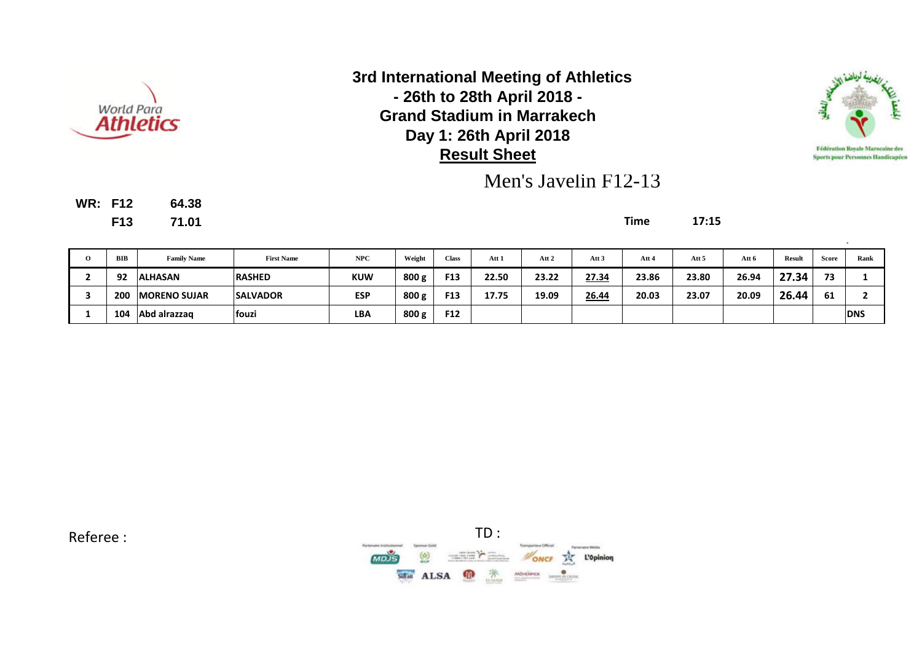# 3rd International Meeting of Athletics
## - 26th to 28th April 2018 -
## Grand Stadium in Marrakech
## Day 1: 26th April 2018
## Result Sheet

Fédération Royale Marocaine des Sports pour Personnes Handicapées

### Men's Javelin F12-13

**WR: F12 64.38**
**F13 71.01**

**Time 17:15**

| O | BIB | Family Name | First Name | NPC | Weight | Class | Att 1 | Att 2 | Att 3 | Att 4 | Att 5 | Att 6 | Result | Score | Rank |
|---|---|---|---|---|---|---|---|---|---|---|---|---|---|---|---|
| 2 | 92 | ALHASAN | RASHED | KUW | 800 g | F13 | 22.50 | 23.22 | 27.34 | 23.86 | 23.80 | 26.94 | 27.34 | 73 | 1 |
| 3 | 200 | MORENO SUJAR | SALVADOR | ESP | 800 g | F13 | 17.75 | 19.09 | 26.44 | 20.03 | 23.07 | 20.09 | 26.44 | 61 | 2 |
| 1 | 104 | Abd alrazzaq | fouzi | LBA | 800 g | F12 | | | | | | | | | DNS |

Referee :

TD :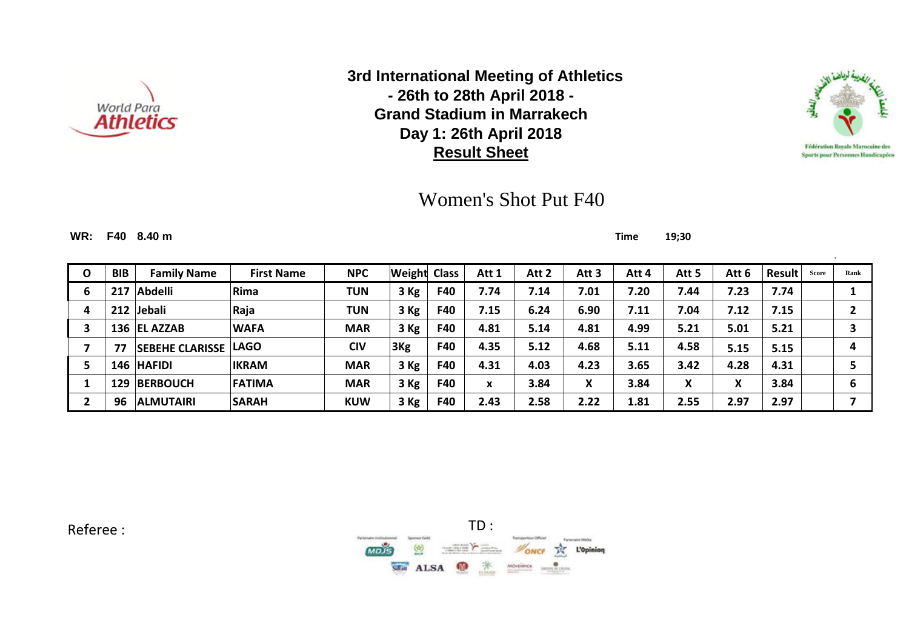**3rd International Meeting of Athletics**
**- 26th to 28th April 2018 -**
**Grand Stadium in Marrakech**
**Day 1: 26th April 2018**
**Result Sheet**

# Women's Shot Put F40

**WR: F40 8.40 m**

**Time** 19;30

| O | BIB | Family Name | First Name | NPC | Weight | Class | Att 1 | Att 2 | Att 3 | Att 4 | Att 5 | Att 6 | Result | Score | Rank |
|---|---|---|---|---|---|---|---|---|---|---|---|---|---|---|---|
| 6 | 217 | Abdelli | Rima | TUN | 3 Kg | F40 | 7.74 | 7.14 | 7.01 | 7.20 | 7.44 | 7.23 | 7.74 | | 1 |
| 4 | 212 | Jebali | Raja | TUN | 3 Kg | F40 | 7.15 | 6.24 | 6.90 | 7.11 | 7.04 | 7.12 | 7.15 | | 2 |
| 3 | 136 | EL AZZAB | WAFA | MAR | 3 Kg | F40 | 4.81 | 5.14 | 4.81 | 4.99 | 5.21 | 5.01 | 5.21 | | 3 |
| 7 | 77 | SEBEHE CLARISSE | LAGO | CIV | 3Kg | F40 | 4.35 | 5.12 | 4.68 | 5.11 | 4.58 | 5.15 | 5.15 | | 4 |
| 5 | 146 | HAFIDI | IKRAM | MAR | 3 Kg | F40 | 4.31 | 4.03 | 4.23 | 3.65 | 3.42 | 4.28 | 4.31 | | 5 |
| 1 | 129 | BERBOUCH | FATIMA | MAR | 3 Kg | F40 | x | 3.84 | X | 3.84 | X | X | 3.84 | | 6 |
| 2 | 96 | ALMUTAIRI | SARAH | KUW | 3 Kg | F40 | 2.43 | 2.58 | 2.22 | 1.81 | 2.55 | 2.97 | 2.97 | | 7 |

Referee :

TD :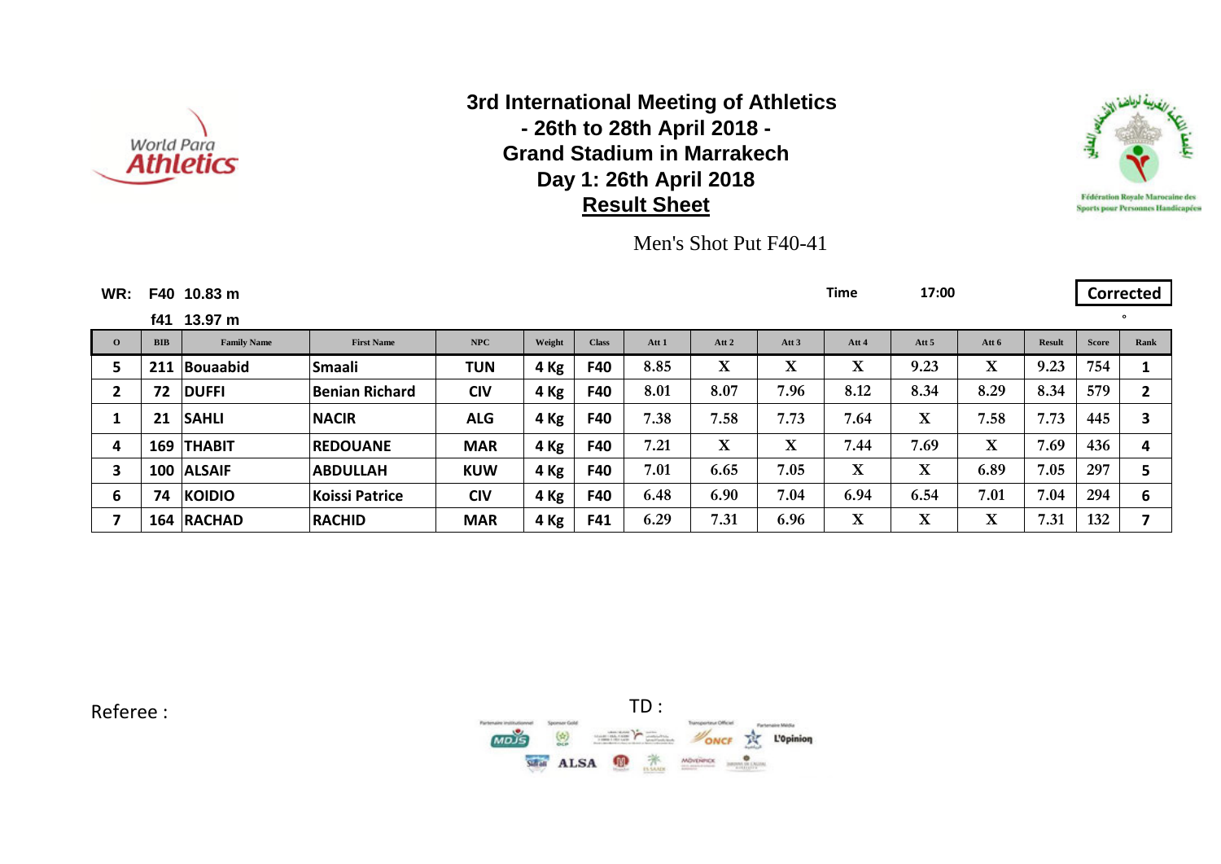# 3rd International Meeting of Athletics
## - 26th to 28th April 2018 -
## Grand Stadium in Marrakech
## Day 1: 26th April 2018
## Result Sheet

Fédération Royale Marocaine des Sports pour Personnes Handicapées

Men's Shot Put F40-41

**WR:** F40 10.83 m
f41 13.97 m

**Time** 17:00

**Corrected**

| O | BIB | Family Name | First Name | NPC | Weight | Class | Att 1 | Att 2 | Att 3 | Att 4 | Att 5 | Att 6 | Result | Score | Rank |
|---|---|---|---|---|---|---|---|---|---|---|---|---|---|---|---|
| 5 | 211 | Bouaabid | Smaali | TUN | 4 Kg | F40 | 8.85 | X | X | X | 9.23 | X | 9.23 | 754 | 1 |
| 2 | 72 | DUFFI | Benian Richard | CIV | 4 Kg | F40 | 8.01 | 8.07 | 7.96 | 8.12 | 8.34 | 8.29 | 8.34 | 579 | 2 |
| 1 | 21 | SAHLI | NACIR | ALG | 4 Kg | F40 | 7.38 | 7.58 | 7.73 | 7.64 | X | 7.58 | 7.73 | 445 | 3 |
| 4 | 169 | THABIT | REDOUANE | MAR | 4 Kg | F40 | 7.21 | X | X | 7.44 | 7.69 | X | 7.69 | 436 | 4 |
| 3 | 100 | ALSAIF | ABDULLAH | KUW | 4 Kg | F40 | 7.01 | 6.65 | 7.05 | X | X | 6.89 | 7.05 | 297 | 5 |
| 6 | 74 | KOIDIO | Koissi Patrice | CIV | 4 Kg | F40 | 6.48 | 6.90 | 7.04 | 6.94 | 6.54 | 7.01 | 7.04 | 294 | 6 |
| 7 | 164 | RACHAD | RACHID | MAR | 4 Kg | F41 | 6.29 | 7.31 | 6.96 | X | X | X | 7.31 | 132 | 7 |

Referee :

TD :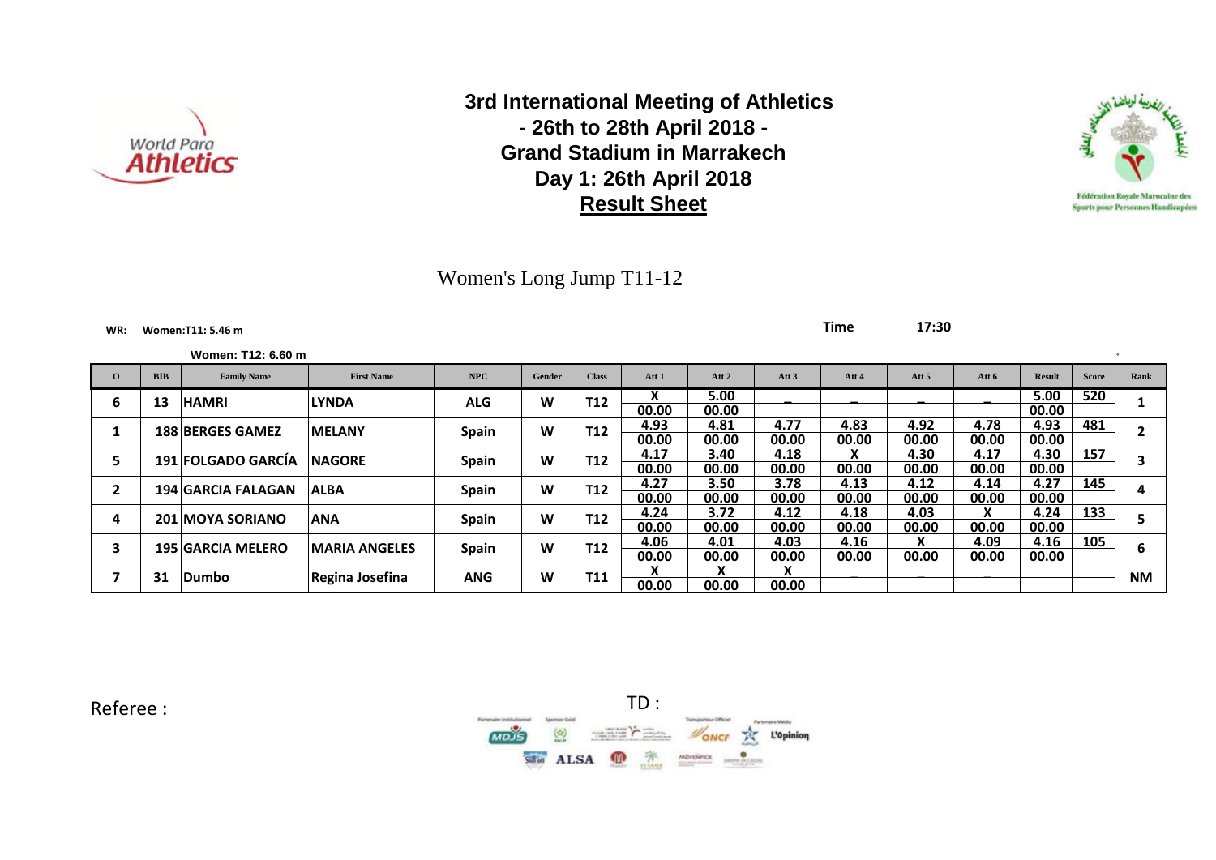# 3rd International Meeting of Athletics
## - 26th to 28th April 2018 -
## Grand Stadium in Marrakech
## Day 1: 26th April 2018
## Result Sheet

Women's Long Jump T11-12

**WR:** **Women:T11: 5.46 m**
**Women: T12: 6.60 m**

**Time** **17:30**

| O | BIB | Family Name | First Name | NPC | Gender | Class | Att 1 | Att 2 | Att 3 | Att 4 | Att 5 | Att 6 | Result | Score | Rank |
|---|---|---|---|---|---|---|---|---|---|---|---|---|---|---|---|
| 6 | 13 | HAMRI | LYNDA | ALG | W | T12 | X<br>00.00 | 5.00<br>00.00 | – | – | – | – | 5.00<br>00.00 | 520 | 1 |
| 1 | 188 | BERGES GAMEZ | MELANY | Spain | W | T12 | 4.93<br>00.00 | 4.81<br>00.00 | 4.77<br>00.00 | 4.83<br>00.00 | 4.92<br>00.00 | 4.78<br>00.00 | 4.93<br>00.00 | 481 | 2 |
| 5 | 191 | FOLGADO GARCÍA | NAGORE | Spain | W | T12 | 4.17<br>00.00 | 3.40<br>00.00 | 4.18<br>00.00 | X<br>00.00 | 4.30<br>00.00 | 4.17<br>00.00 | 4.30<br>00.00 | 157 | 3 |
| 2 | 194 | GARCIA FALAGAN | ALBA | Spain | W | T12 | 4.27<br>00.00 | 3.50<br>00.00 | 3.78<br>00.00 | 4.13<br>00.00 | 4.12<br>00.00 | 4.14<br>00.00 | 4.27<br>00.00 | 145 | 4 |
| 4 | 201 | MOYA SORIANO | ANA | Spain | W | T12 | 4.24<br>00.00 | 3.72<br>00.00 | 4.12<br>00.00 | 4.18<br>00.00 | 4.03<br>00.00 | X<br>00.00 | 4.24<br>00.00 | 133 | 5 |
| 3 | 195 | GARCIA MELERO | MARIA ANGELES | Spain | W | T12 | 4.06<br>00.00 | 4.01<br>00.00 | 4.03<br>00.00 | 4.16<br>00.00 | X<br>00.00 | 4.09<br>00.00 | 4.16<br>00.00 | 105 | 6 |
| 7 | 31 | Dumbo | Regina Josefina | ANG | W | T11 | X<br>00.00 | X<br>00.00 | X<br>00.00 | – | – | – | | | NM |

Referee :

TD :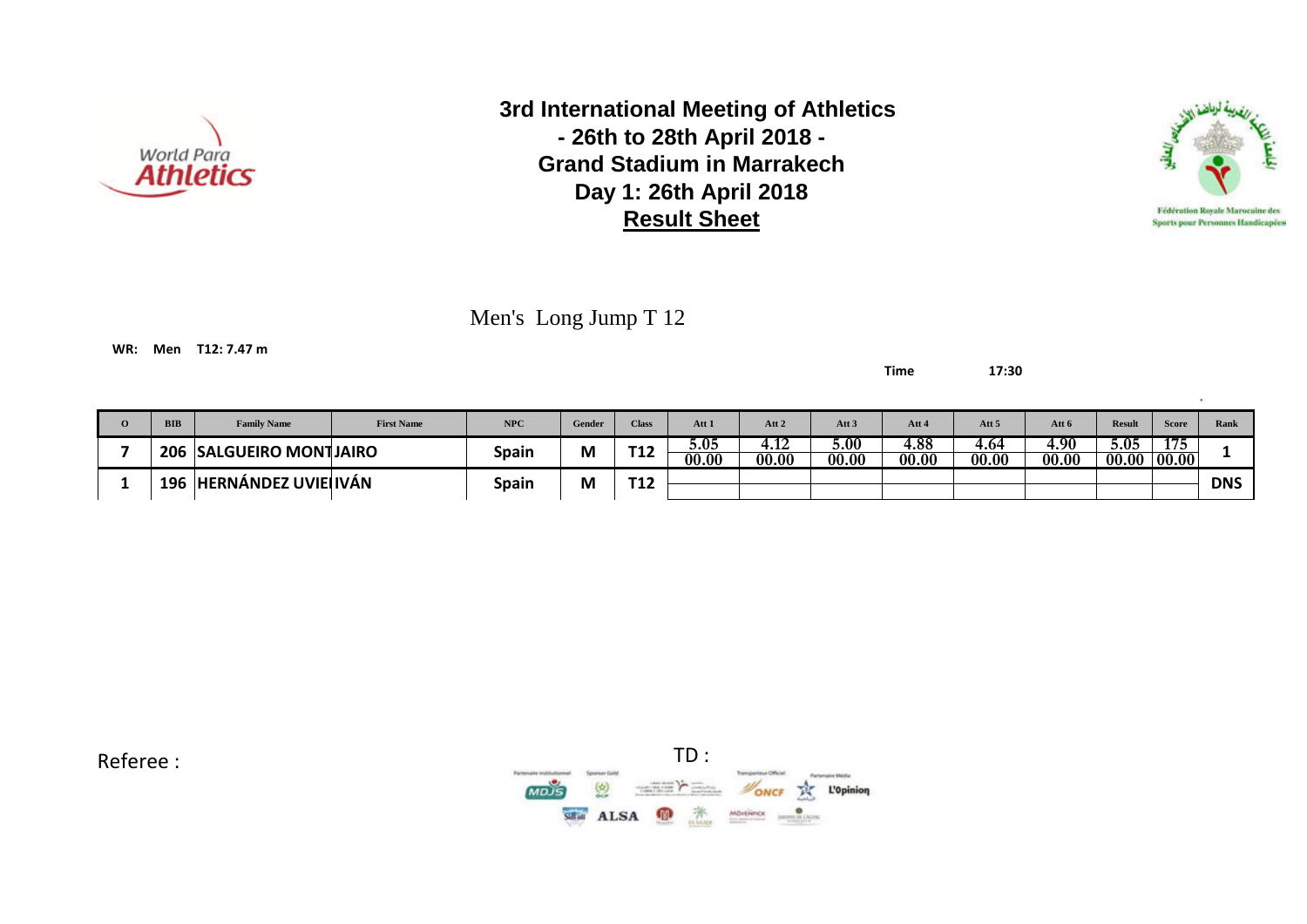# 3rd International Meeting of Athletics
## - 26th to 28th April 2018 -
## Grand Stadium in Marrakech
## Day 1: 26th April 2018
## Result Sheet

Men's Long Jump T 12

**WR: Men T12: 7.47 m**

**Time 17:30**

| O | BIB | Family Name | First Name | NPC | Gender | Class | Att 1 | Att 2 | Att 3 | Att 4 | Att 5 | Att 6 | Result | Score | Rank |
|---|---|---|---|---|---|---|---|---|---|---|---|---|---|---|---|
| 7 | 206 | SALGUEIRO MONT | JAIRO | Spain | M | T12 | 5.05 00.00 | 4.12 00.00 | 5.00 00.00 | 4.88 00.00 | 4.64 00.00 | 4.90 00.00 | 5.05 00.00 | 175 00.00 | 1 |
| 1 | 196 | HERNÁNDEZ UVIE | IVÁN | Spain | M | T12 | | | | | | | | | DNS |

Referee :

TD :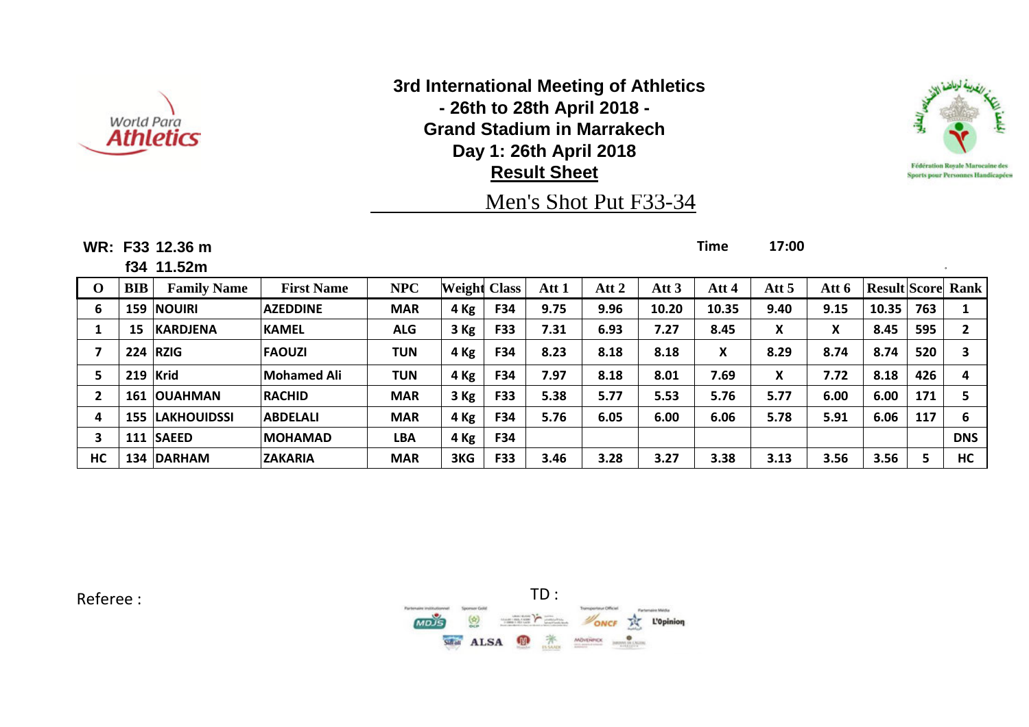# 3rd International Meeting of Athletics

**- 26th to 28th April 2018 -**

**Grand Stadium in Marrakech**

**Day 1: 26th April 2018**

**Result Sheet**

## Men's Shot Put F33-34

**WR: F33 12.36 m**

**f34 11.52m**

**Time** **17:00**

| O | BIB | Family Name | First Name | NPC | Weight | Class | Att 1 | Att 2 | Att 3 | Att 4 | Att 5 | Att 6 | Result | Score | Rank |
|---|---|---|---|---|---|---|---|---|---|---|---|---|---|---|---|
| 6 | 159 | NOUIRI | AZEDDINE | MAR | 4 Kg | F34 | 9.75 | 9.96 | 10.20 | 10.35 | 9.40 | 9.15 | 10.35 | 763 | 1 |
| 1 | 15 | KARDJENA | KAMEL | ALG | 3 Kg | F33 | 7.31 | 6.93 | 7.27 | 8.45 | X | X | 8.45 | 595 | 2 |
| 7 | 224 | RZIG | FAOUZI | TUN | 4 Kg | F34 | 8.23 | 8.18 | 8.18 | X | 8.29 | 8.74 | 8.74 | 520 | 3 |
| 5 | 219 | Krid | Mohamed Ali | TUN | 4 Kg | F34 | 7.97 | 8.18 | 8.01 | 7.69 | X | 7.72 | 8.18 | 426 | 4 |
| 2 | 161 | OUAHMAN | RACHID | MAR | 3 Kg | F33 | 5.38 | 5.77 | 5.53 | 5.76 | 5.77 | 6.00 | 6.00 | 171 | 5 |
| 4 | 155 | LAKHOUIDSSI | ABDELALI | MAR | 4 Kg | F34 | 5.76 | 6.05 | 6.00 | 6.06 | 5.78 | 5.91 | 6.06 | 117 | 6 |
| 3 | 111 | SAEED | MOHAMAD | LBA | 4 Kg | F34 | | | | | | | | | DNS |
| HC | 134 | DARHAM | ZAKARIA | MAR | 3KG | F33 | 3.46 | 3.28 | 3.27 | 3.38 | 3.13 | 3.56 | 3.56 | 5 | HC |

Referee :

TD :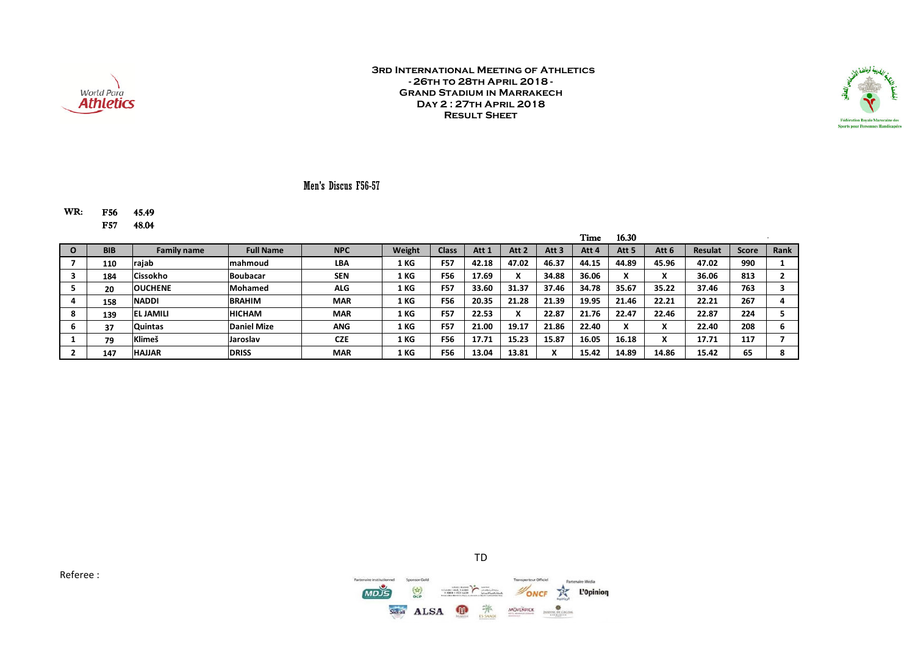**3rd International Meeting of Athletics**
**- 26th to 28th April 2018 -**
**Grand Stadium in Marrakech**
**Day 2 : 27th April 2018**
**Result Sheet**

World Para Athletics

Fédération Royale Marocaine des Sports pour Personnes Handicapées

## Men's Discus F56-57

**WR:** **F56** **45.49**
**F57** **48.04**

**Time** **16.30**

| O | BIB | Family name | Full Name | NPC | Weight | Class | Att 1 | Att 2 | Att 3 | Att 4 | Att 5 | Att 6 | Resulat | Score | Rank |
|---|---|---|---|---|---|---|---|---|---|---|---|---|---|---|---|
| 7 | 110 | rajab | mahmoud | LBA | 1 KG | F57 | 42.18 | 47.02 | 46.37 | 44.15 | 44.89 | 45.96 | 47.02 | 990 | 1 |
| 3 | 184 | Cissokho | Boubacar | SEN | 1 KG | F56 | 17.69 | X | 34.88 | 36.06 | X | X | 36.06 | 813 | 2 |
| 5 | 20 | OUCHENE | Mohamed | ALG | 1 KG | F57 | 33.60 | 31.37 | 37.46 | 34.78 | 35.67 | 35.22 | 37.46 | 763 | 3 |
| 4 | 158 | NADDI | BRAHIM | MAR | 1 KG | F56 | 20.35 | 21.28 | 21.39 | 19.95 | 21.46 | 22.21 | 22.21 | 267 | 4 |
| 8 | 139 | EL JAMILI | HICHAM | MAR | 1 KG | F57 | 22.53 | X | 22.87 | 21.76 | 22.47 | 22.46 | 22.87 | 224 | 5 |
| 6 | 37 | Quintas | Daniel Mize | ANG | 1 KG | F57 | 21.00 | 19.17 | 21.86 | 22.40 | X | X | 22.40 | 208 | 6 |
| 1 | 79 | Klimeš | Jaroslav | CZE | 1 KG | F56 | 17.71 | 15.23 | 15.87 | 16.05 | 16.18 | X | 17.71 | 117 | 7 |
| 2 | 147 | HAJJAR | DRISS | MAR | 1 KG | F56 | 13.04 | 13.81 | X | 15.42 | 14.89 | 14.86 | 15.42 | 65 | 8 |

TD

Referee :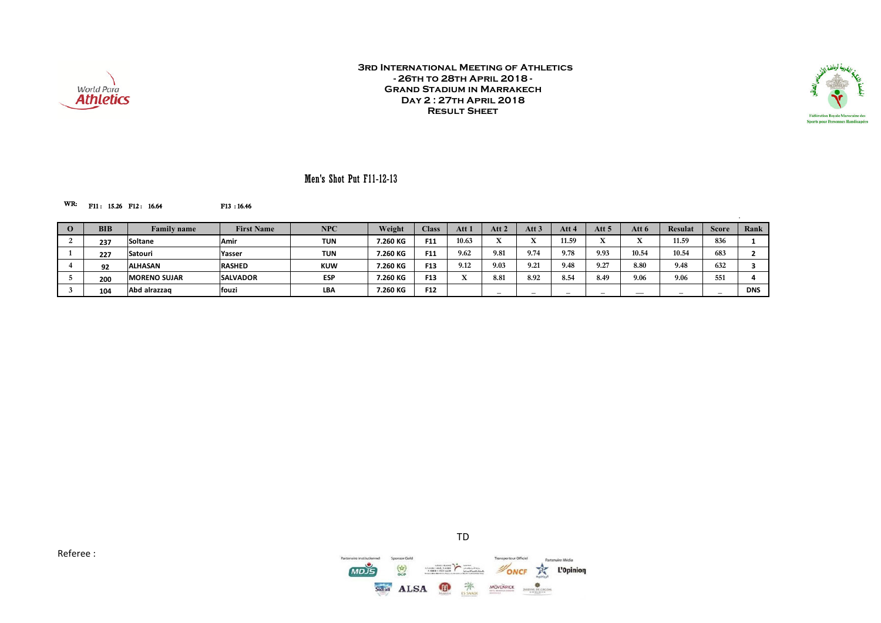**3rd International Meeting of Athletics**
**- 26th to 28th April 2018 -**
**Grand Stadium in Marrakech**
**Day 2 : 27th April 2018**
**Result Sheet**

## Men's Shot Put F11-12-13

**WR:** F11 : 15.26 F12 : 16.64 F13 : 16.46

| O | BIB | Family name | First Name | NPC | Weight | Class | Att 1 | Att 2 | Att 3 | Att 4 | Att 5 | Att 6 | Resulat | Score | Rank |
|---|---|---|---|---|---|---|---|---|---|---|---|---|---|---|---|
| 2 | 237 | Soltane | Amir | TUN | 7.260 KG | F11 | 10.63 | X | X | 11.59 | X | X | 11.59 | 836 | 1 |
| 1 | 227 | Satouri | Yasser | TUN | 7.260 KG | F11 | 9.62 | 9.81 | 9.74 | 9.78 | 9.93 | 10.54 | 10.54 | 683 | 2 |
| 4 | 92 | ALHASAN | RASHED | KUW | 7.260 KG | F13 | 9.12 | 9.03 | 9.21 | 9.48 | 9.27 | 8.80 | 9.48 | 632 | 3 |
| 5 | 200 | MORENO SUJAR | SALVADOR | ESP | 7.260 KG | F13 | X | 8.81 | 8.92 | 8.54 | 8.49 | 9.06 | 9.06 | 551 | 4 |
| 3 | 104 | Abd alrazzaq | fouzi | LBA | 7.260 KG | F12 | | _ | _ | _ | _ | __ | _ | _ | DNS |

TD

Referee :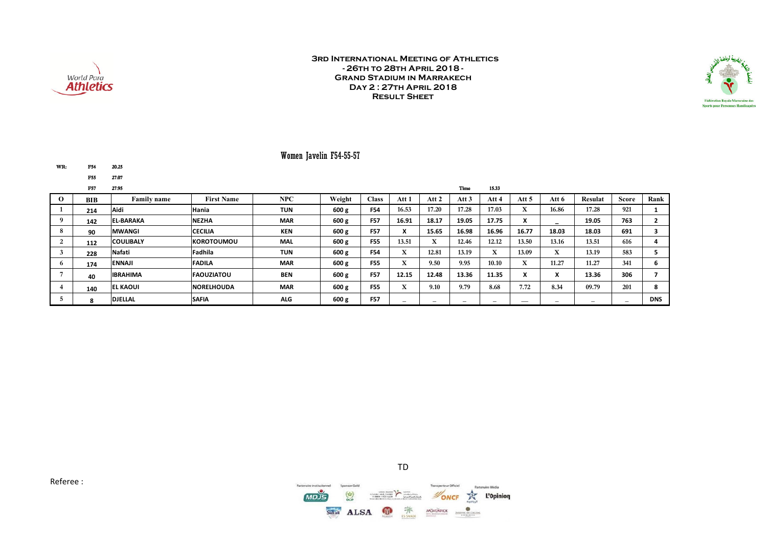# 3rd International Meeting of Athletics
## - 26th to 28th April 2018 -
## Grand Stadium in Marrakech
## Day 2 : 27th April 2018
## Result Sheet

### Women Javelin F54-55-57

WR: F54 20.25
F55 27.07
F57 27.95

Time 15.33

| O | BIB | Family name | First Name | NPC | Weight | Class | Att 1 | Att 2 | Att 3 | Att 4 | Att 5 | Att 6 | Resulat | Score | Rank |
|---|---|---|---|---|---|---|---|---|---|---|---|---|---|---|---|
| 1 | 214 | Aidi | Hania | TUN | 600 g | F54 | 16.53 | 17.20 | 17.28 | 17.03 | X | 16.86 | 17.28 | 921 | 1 |
| 9 | 142 | EL-BARAKA | NEZHA | MAR | 600 g | F57 | 16.91 | 18.17 | 19.05 | 17.75 | X | _ | 19.05 | 763 | 2 |
| 8 | 90 | MWANGI | CECILIA | KEN | 600 g | F57 | X | 15.65 | 16.98 | 16.96 | 16.77 | 18.03 | 18.03 | 691 | 3 |
| 2 | 112 | COULIBALY | KOROTOUMOU | MAL | 600 g | F55 | 13.51 | X | 12.46 | 12.12 | 13.50 | 13.16 | 13.51 | 616 | 4 |
| 3 | 228 | Nafati | Fadhila | TUN | 600 g | F54 | X | 12.81 | 13.19 | X | 13.09 | X | 13.19 | 583 | 5 |
| 6 | 174 | ENNAJI | FADILA | MAR | 600 g | F55 | X | 9.50 | 9.95 | 10.10 | X | 11.27 | 11.27 | 341 | 6 |
| 7 | 40 | IBRAHIMA | FAOUZIATOU | BEN | 600 g | F57 | 12.15 | 12.48 | 13.36 | 11.35 | X | X | 13.36 | 306 | 7 |
| 4 | 140 | EL KAOUI | NORELHOUDA | MAR | 600 g | F55 | X | 9.10 | 9.79 | 8.68 | 7.72 | 8.34 | 09.79 | 201 | 8 |
| 5 | 8 | DJELLAL | SAFIA | ALG | 600 g | F57 | _ | _ | _ | _ | _ | _ | _ | _ | DNS |

TD

Referee :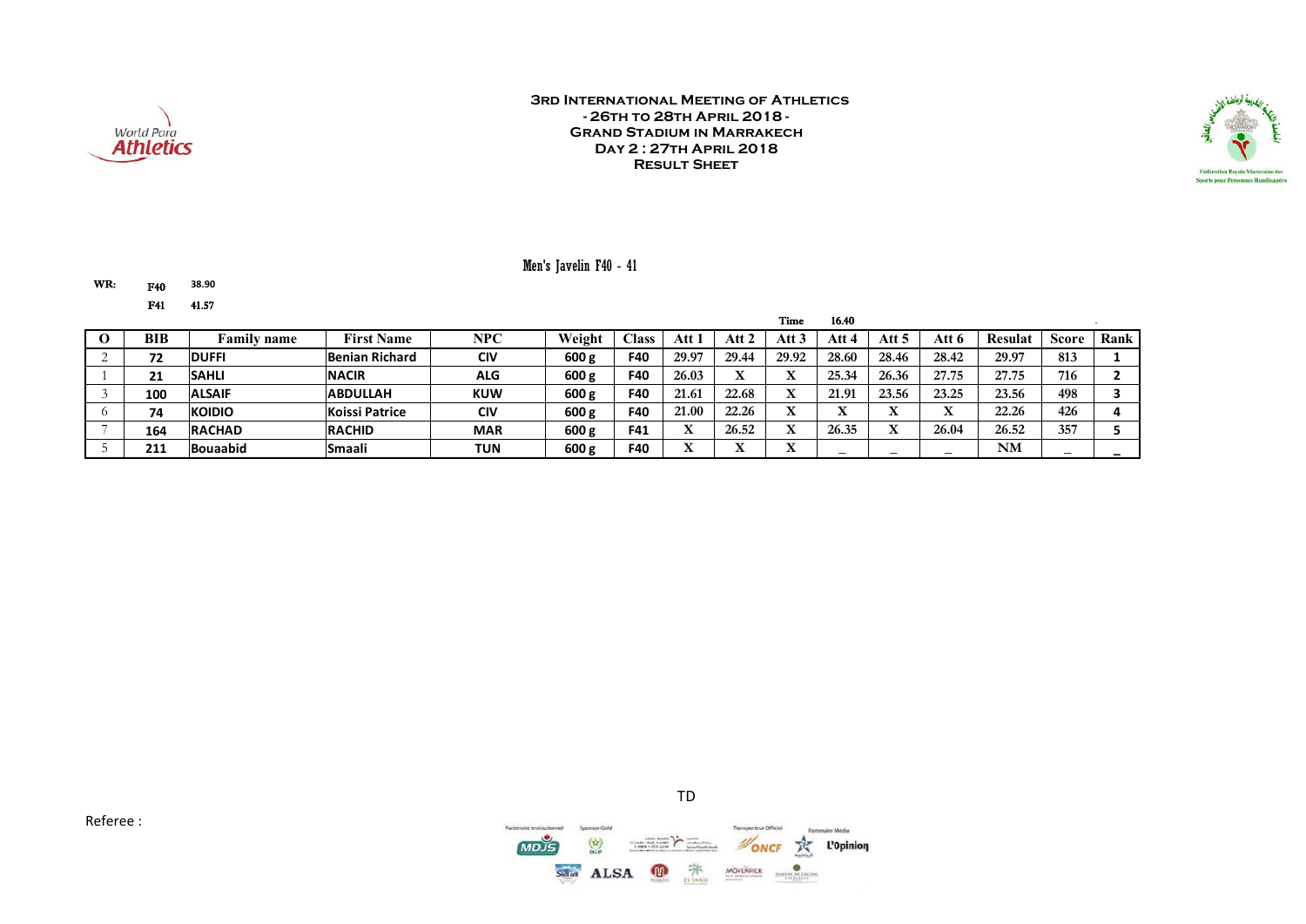World Para Athletics

# 3rd International Meeting of Athletics
## - 26th to 28th April 2018 -
## Grand Stadium in Marrakech
## Day 2 : 27th April 2018
## Result Sheet

Fédération Royale Marocaine des Sports pour Personnes Handicapées

### Men's Javelin F40 - 41

WR: F40 38.90
F41 41.57

Time 16.40

| O | BIB | Family name | First Name | NPC | Weight | Class | Att 1 | Att 2 | Att 3 | Att 4 | Att 5 | Att 6 | Resulat | Score | Rank |
|---|---|---|---|---|---|---|---|---|---|---|---|---|---|---|---|
| 2 | 72 | DUFFI | Benian Richard | CIV | 600 g | F40 | 29.97 | 29.44 | 29.92 | 28.60 | 28.46 | 28.42 | 29.97 | 813 | 1 |
| 1 | 21 | SAHLI | NACIR | ALG | 600 g | F40 | 26.03 | X | X | 25.34 | 26.36 | 27.75 | 27.75 | 716 | 2 |
| 3 | 100 | ALSAIF | ABDULLAH | KUW | 600 g | F40 | 21.61 | 22.68 | X | 21.91 | 23.56 | 23.25 | 23.56 | 498 | 3 |
| 6 | 74 | KOIDIO | Koissi Patrice | CIV | 600 g | F40 | 21.00 | 22.26 | X | X | X | X | 22.26 | 426 | 4 |
| 7 | 164 | RACHAD | RACHID | MAR | 600 g | F41 | X | 26.52 | X | 26.35 | X | 26.04 | 26.52 | 357 | 5 |
| 5 | 211 | Bouaabid | Smaali | TUN | 600 g | F40 | X | X | X | _ | _ | _ | NM | _ | _ |

TD

Referee :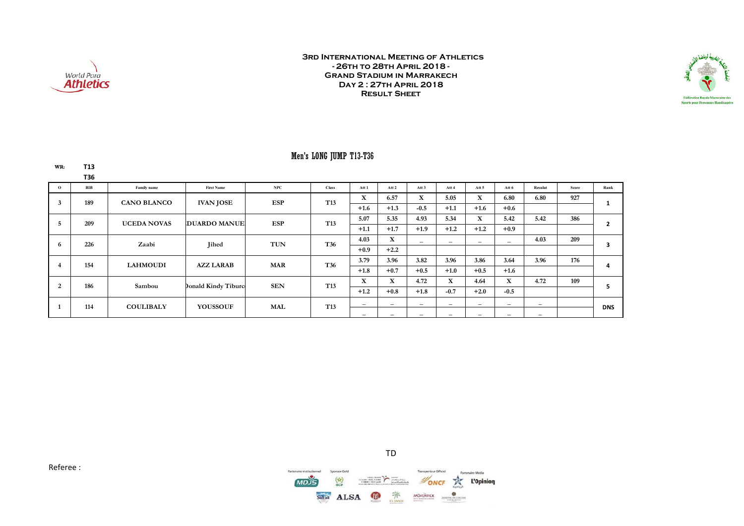# 3rd International Meeting of Athletics
## - 26th to 28th April 2018 -
## Grand Stadium in Marrakech
## Day 2 : 27th April 2018
## Result Sheet

### Men's LONG JUMP T13-T36

WR: T13
T36

| O | BIB | Family name | First Name | NPC | Class | Att 1 | Att 2 | Att 3 | Att 4 | Att 5 | Att 6 | Resulat | Score | Rank |
|---|---|---|---|---|---|---|---|---|---|---|---|---|---|---|
| 3 | 189 | CANO BLANCO | IVAN JOSE | ESP | T13 | X | 6.57 | X | 5.05 | X | 6.80 | 6.80 | 927 | 1 |
| | | | | | | +1.6 | +1.3 | -0.5 | +1.1 | +1.6 | +0.6 | | | |
| 5 | 209 | UCEDA NOVAS | DUARDO MANUE | ESP | T13 | 5.07 | 5.35 | 4.93 | 5.34 | X | 5.42 | 5.42 | 386 | 2 |
| | | | | | | +1.1 | +1.7 | +1.9 | +1.2 | +1.2 | +0.9 | | | |
| 6 | 226 | Zaabi | Jihed | TUN | T36 | 4.03 | X | – | – | – | – | 4.03 | 209 | 3 |
| | | | | | | +0.9 | +2.2 | | | | | | | |
| 4 | 154 | LAHMOUDI | AZZ LARAB | MAR | T36 | 3.79 | 3.96 | 3.82 | 3.96 | 3.86 | 3.64 | 3.96 | 176 | 4 |
| | | | | | | +1.8 | +0.7 | +0.5 | +1.0 | +0.5 | +1.6 | | | |
| 2 | 186 | Sambou | Donald Kindy Tiburc | SEN | T13 | X | X | 4.72 | X | 4.64 | X | 4.72 | 109 | 5 |
| | | | | | | +1.2 | +0.8 | +1.8 | -0.7 | +2.0 | -0.5 | | | |
| 1 | 114 | COULIBALY | YOUSSOUF | MAL | T13 | – | – | – | – | – | – | – | | DNS |
| | | | | | | – | – | – | – | – | – | – | | |

TD

Referee :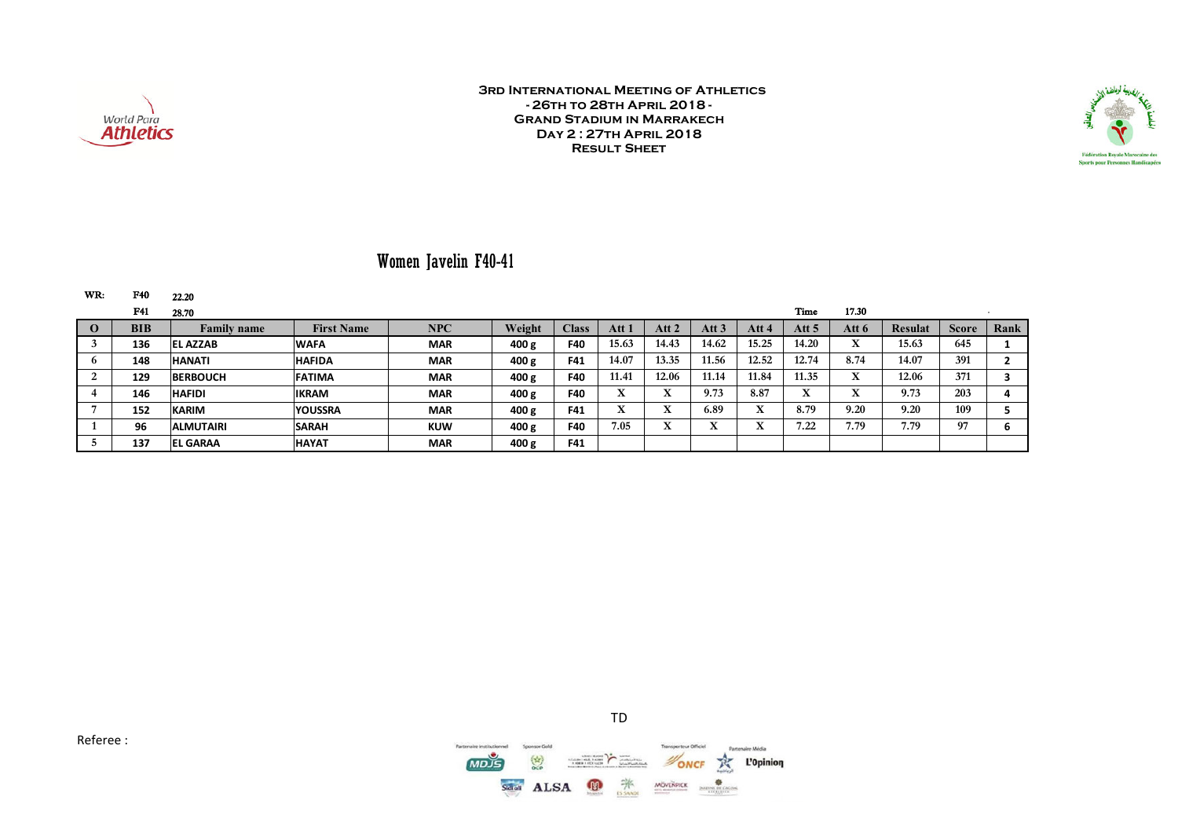**3rd International Meeting of Athletics**
**- 26th to 28th April 2018 -**
**Grand Stadium in Marrakech**
**Day 2 : 27th April 2018**
**Result Sheet**

# Women Javelin F40-41

WR: F40 22.20
F41 28.70

Time 17.30

| O | BIB | Family name | First Name | NPC | Weight | Class | Att 1 | Att 2 | Att 3 | Att 4 | Att 5 | Att 6 | Resulat | Score | Rank |
|---|---|---|---|---|---|---|---|---|---|---|---|---|---|---|---|
| 3 | 136 | EL AZZAB | WAFA | MAR | 400 g | F40 | 15.63 | 14.43 | 14.62 | 15.25 | 14.20 | X | 15.63 | 645 | 1 |
| 6 | 148 | HANATI | HAFIDA | MAR | 400 g | F41 | 14.07 | 13.35 | 11.56 | 12.52 | 12.74 | 8.74 | 14.07 | 391 | 2 |
| 2 | 129 | BERBOUCH | FATIMA | MAR | 400 g | F40 | 11.41 | 12.06 | 11.14 | 11.84 | 11.35 | X | 12.06 | 371 | 3 |
| 4 | 146 | HAFIDI | IKRAM | MAR | 400 g | F40 | X | X | 9.73 | 8.87 | X | X | 9.73 | 203 | 4 |
| 7 | 152 | KARIM | YOUSSRA | MAR | 400 g | F41 | X | X | 6.89 | X | 8.79 | 9.20 | 9.20 | 109 | 5 |
| 1 | 96 | ALMUTAIRI | SARAH | KUW | 400 g | F40 | 7.05 | X | X | X | 7.22 | 7.79 | 7.79 | 97 | 6 |
| 5 | 137 | EL GARAA | HAYAT | MAR | 400 g | F41 | | | | | | | | | |

TD

Referee :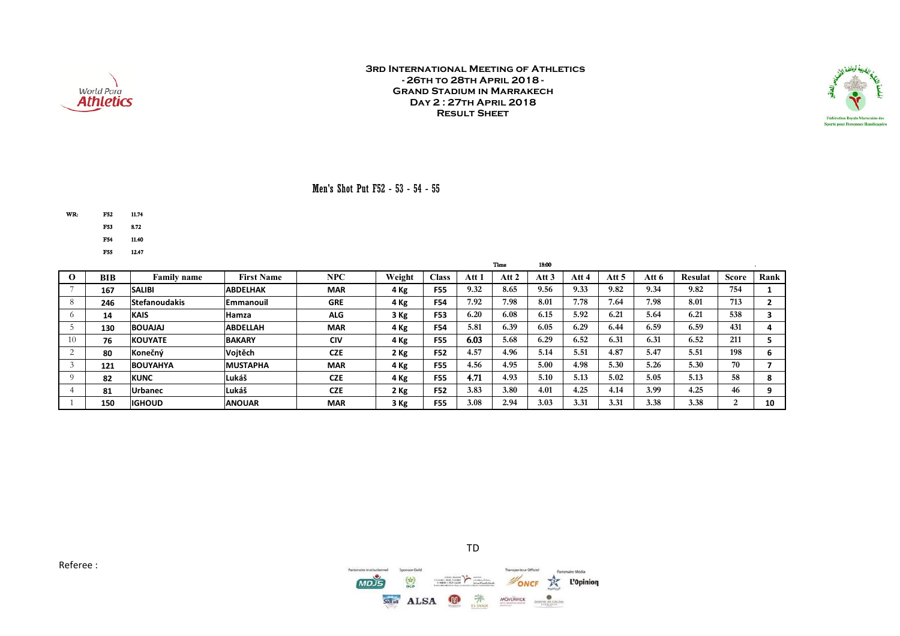**3rd International Meeting of Athletics**
**- 26th to 28th April 2018 -**
**Grand Stadium in Marrakech**
**Day 2 : 27th April 2018**
**Result Sheet**

World Para Athletics

Fédération Royale Marocaine des Sports pour Personnes Handicapées

## Men's Shot Put F52 - 53 - 54 - 55

| WR: | | |
|---|---|---|
| | F52 | 11.74 |
| | F53 | 8.72 |
| | F54 | 11.40 |
| | F55 | 12.47 |

Time 18:00

| O | BIB | Family name | First Name | NPC | Weight | Class | Att 1 | Att 2 | Att 3 | Att 4 | Att 5 | Att 6 | Resulat | Score | Rank |
|---|---|---|---|---|---|---|---|---|---|---|---|---|---|---|---|
| 7 | 167 | SALIBI | ABDELHAK | MAR | 4 Kg | F55 | 9.32 | 8.65 | 9.56 | 9.33 | 9.82 | 9.34 | 9.82 | 754 | 1 |
| 8 | 246 | Stefanoudakis | Emmanouil | GRE | 4 Kg | F54 | 7.92 | 7.98 | 8.01 | 7.78 | 7.64 | 7.98 | 8.01 | 713 | 2 |
| 6 | 14 | KAIS | Hamza | ALG | 3 Kg | F53 | 6.20 | 6.08 | 6.15 | 5.92 | 6.21 | 5.64 | 6.21 | 538 | 3 |
| 5 | 130 | BOUAJAJ | ABDELLAH | MAR | 4 Kg | F54 | 5.81 | 6.39 | 6.05 | 6.29 | 6.44 | 6.59 | 6.59 | 431 | 4 |
| 10 | 76 | KOUYATE | BAKARY | CIV | 4 Kg | F55 | 6.03 | 5.68 | 6.29 | 6.52 | 6.31 | 6.31 | 6.52 | 211 | 5 |
| 2 | 80 | Konečný | Vojtěch | CZE | 2 Kg | F52 | 4.57 | 4.96 | 5.14 | 5.51 | 4.87 | 5.47 | 5.51 | 198 | 6 |
| 3 | 121 | BOUYAHYA | MUSTAPHA | MAR | 4 Kg | F55 | 4.56 | 4.95 | 5.00 | 4.98 | 5.30 | 5.26 | 5.30 | 70 | 7 |
| 9 | 82 | KUNC | Lukáš | CZE | 4 Kg | F55 | 4.71 | 4.93 | 5.10 | 5.13 | 5.02 | 5.05 | 5.13 | 58 | 8 |
| 4 | 81 | Urbanec | Lukáš | CZE | 2 Kg | F52 | 3.83 | 3.80 | 4.01 | 4.25 | 4.14 | 3.99 | 4.25 | 46 | 9 |
| 1 | 150 | IGHOUD | ANOUAR | MAR | 3 Kg | F55 | 3.08 | 2.94 | 3.03 | 3.31 | 3.31 | 3.38 | 3.38 | 2 | 10 |

TD

Referee :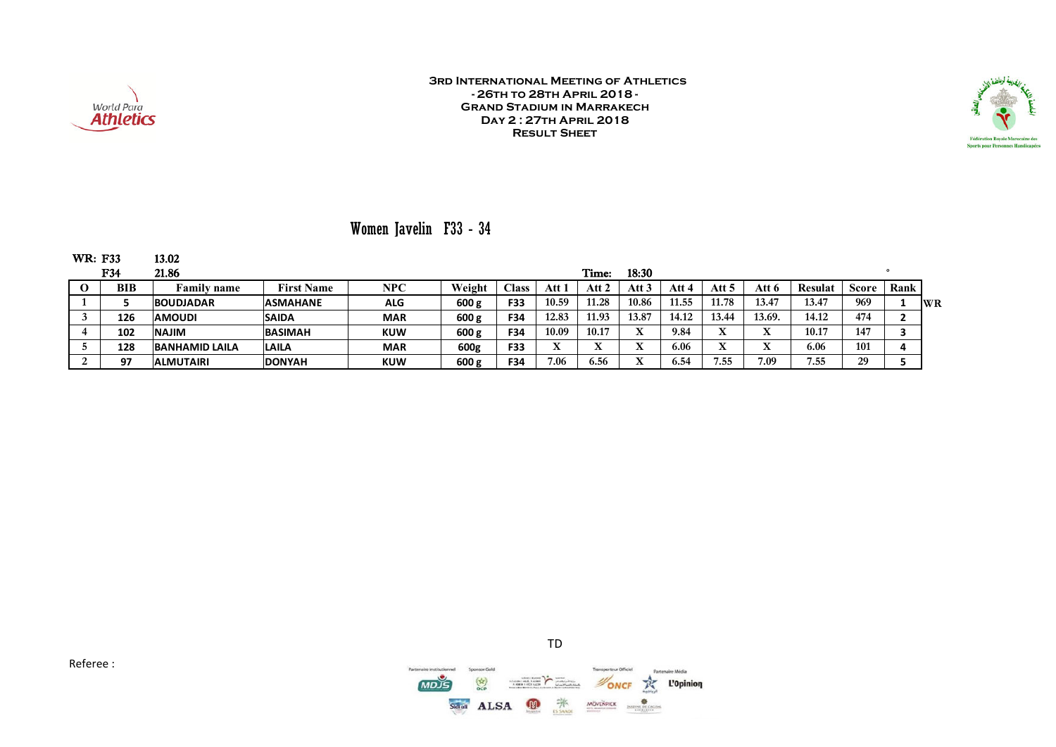**3rd International Meeting of Athletics**
**- 26th to 28th April 2018 -**
**Grand Stadium in Marrakech**
**Day 2 : 27th April 2018**
**Result Sheet**

# Women Javelin F33 - 34

WR: F33 13.02
F34 21.86

Time: 18:30

| O | BIB | Family name | First Name | NPC | Weight | Class | Att 1 | Att 2 | Att 3 | Att 4 | Att 5 | Att 6 | Resulat | Score | Rank | |
|---|---|---|---|---|---|---|---|---|---|---|---|---|---|---|---|---|
| 1 | 5 | BOUDJADAR | ASMAHANE | ALG | 600 g | F33 | 10.59 | 11.28 | 10.86 | 11.55 | 11.78 | 13.47 | 13.47 | 969 | 1 | WR |
| 3 | 126 | AMOUDI | SAIDA | MAR | 600 g | F34 | 12.83 | 11.93 | 13.87 | 14.12 | 13.44 | 13.69. | 14.12 | 474 | 2 | |
| 4 | 102 | NAJIM | BASIMAH | KUW | 600 g | F34 | 10.09 | 10.17 | X | 9.84 | X | X | 10.17 | 147 | 3 | |
| 5 | 128 | BANHAMID LAILA | LAILA | MAR | 600g | F33 | X | X | X | 6.06 | X | X | 6.06 | 101 | 4 | |
| 2 | 97 | ALMUTAIRI | DONYAH | KUW | 600 g | F34 | 7.06 | 6.56 | X | 6.54 | 7.55 | 7.09 | 7.55 | 29 | 5 | |

Referee :

TD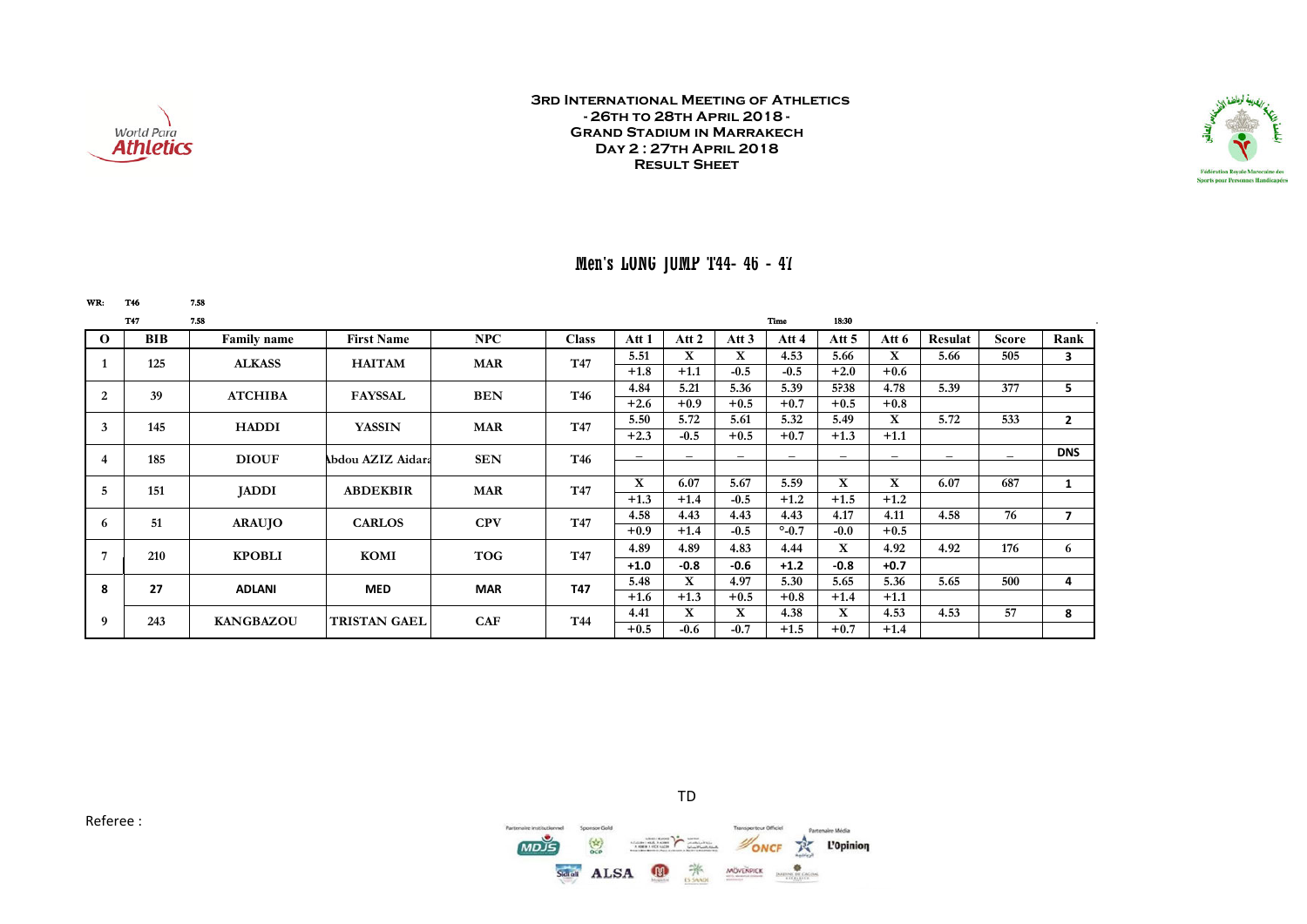# 3rd International Meeting of Athletics
## - 26th to 28th April 2018 -
## Grand Stadium in Marrakech
## Day 2 : 27th April 2018
## Result Sheet

World Para Athletics

Fédération Royale Marocaine des Sports pour Personnes Handicapées

## Men's LONG JUMP T44- 46 - 47

WR: T46 7.58
T47 7.58

Time 18:30

| O | BIB | Family name | First Name | NPC | Class | Att 1 | Att 2 | Att 3 | Att 4 | Att 5 | Att 6 | Resulat | Score | Rank |
|---|---|---|---|---|---|---|---|---|---|---|---|---|---|---|
| 1 | 125 | ALKASS | HAITAM | MAR | T47 | 5.51 | X | X | 4.53 | 5.66 | X | 5.66 | 505 | 3 |
| | | | | | | +1.8 | +1.1 | -0.5 | -0.5 | +2.0 | +0.6 | | | |
| 2 | 39 | ATCHIBA | FAYSSAL | BEN | T46 | 4.84 | 5.21 | 5.36 | 5.39 | 5?38 | 4.78 | 5.39 | 377 | 5 |
| | | | | | | +2.6 | +0.9 | +0.5 | +0.7 | +0.5 | +0.8 | | | |
| 3 | 145 | HADDI | YASSIN | MAR | T47 | 5.50 | 5.72 | 5.61 | 5.32 | 5.49 | X | 5.72 | 533 | 2 |
| | | | | | | +2.3 | -0.5 | +0.5 | +0.7 | +1.3 | +1.1 | | | |
| 4 | 185 | DIOUF | Abdou AZIZ Aidara | SEN | T46 | – | – | – | – | – | – | – | – | DNS |
| 5 | 151 | JADDI | ABDEKBIR | MAR | T47 | X | 6.07 | 5.67 | 5.59 | X | X | 6.07 | 687 | 1 |
| | | | | | | +1.3 | +1.4 | -0.5 | +1.2 | +1.5 | +1.2 | | | |
| 6 | 51 | ARAUJO | CARLOS | CPV | T47 | 4.58 | 4.43 | 4.43 | 4.43 | 4.17 | 4.11 | 4.58 | 76 | 7 |
| | | | | | | +0.9 | +1.4 | -0.5 | °-0.7 | -0.0 | +0.5 | | | |
| 7 | 210 | KPOBLI | KOMI | TOG | T47 | 4.89 | 4.89 | 4.83 | 4.44 | X | 4.92 | 4.92 | 176 | 6 |
| | | | | | | +1.0 | -0.8 | -0.6 | +1.2 | -0.8 | +0.7 | | | |
| 8 | 27 | ADLANI | MED | MAR | T47 | 5.48 | X | 4.97 | 5.30 | 5.65 | 5.36 | 5.65 | 500 | 4 |
| | | | | | | +1.6 | +1.3 | +0.5 | +0.8 | +1.4 | +1.1 | | | |
| 9 | 243 | KANGBAZOU | TRISTAN GAEL | CAF | T44 | 4.41 | X | X | 4.38 | X | 4.53 | 4.53 | 57 | 8 |
| | | | | | | +0.5 | -0.6 | -0.7 | +1.5 | +0.7 | +1.4 | | | |

TD

Referee :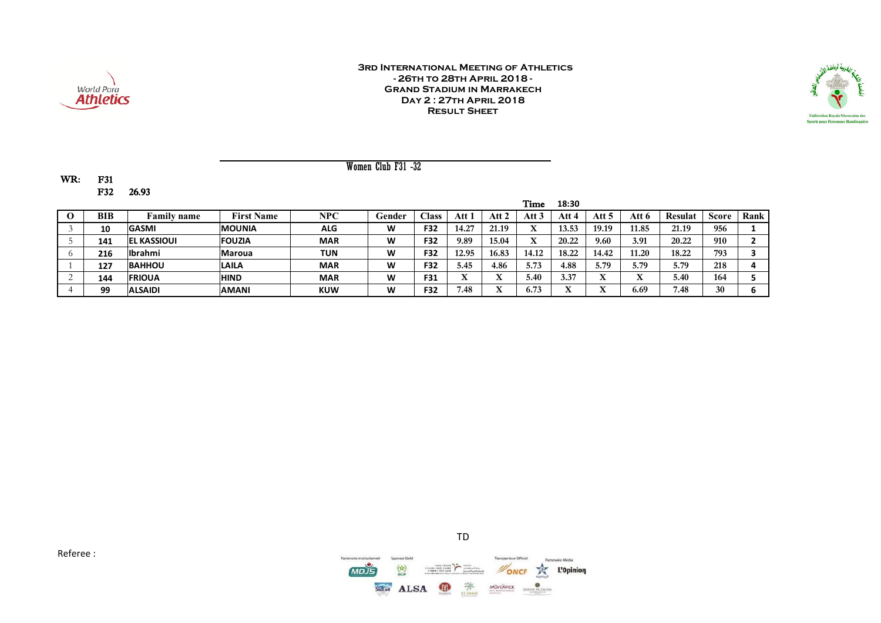**3rd International Meeting of Athletics**
**- 26th to 28th April 2018 -**
**Grand Stadium in Marrakech**
**Day 2 : 27th April 2018**
**Result Sheet**

## Women Club F31 -32

**WR:** F31
F32 26.93

**Time** 18:30

| O | BIB | Family name | First Name | NPC | Gender | Class | Att 1 | Att 2 | Att 3 | Att 4 | Att 5 | Att 6 | Resulat | Score | Rank |
|---|---|---|---|---|---|---|---|---|---|---|---|---|---|---|---|
| 3 | 10 | GASMI | MOUNIA | ALG | W | F32 | 14.27 | 21.19 | X | 13.53 | 19.19 | 11.85 | 21.19 | 956 | 1 |
| 5 | 141 | EL KASSIOUI | FOUZIA | MAR | W | F32 | 9.89 | 15.04 | X | 20.22 | 9.60 | 3.91 | 20.22 | 910 | 2 |
| 6 | 216 | Ibrahmi | Maroua | TUN | W | F32 | 12.95 | 16.83 | 14.12 | 18.22 | 14.42 | 11.20 | 18.22 | 793 | 3 |
| 1 | 127 | BAHHOU | LAILA | MAR | W | F32 | 5.45 | 4.86 | 5.73 | 4.88 | 5.79 | 5.79 | 5.79 | 218 | 4 |
| 2 | 144 | FRIOUA | HIND | MAR | W | F31 | X | X | 5.40 | 3.37 | X | X | 5.40 | 164 | 5 |
| 4 | 99 | ALSAIDI | AMANI | KUW | W | F32 | 7.48 | X | 6.73 | X | X | 6.69 | 7.48 | 30 | 6 |

TD

Referee :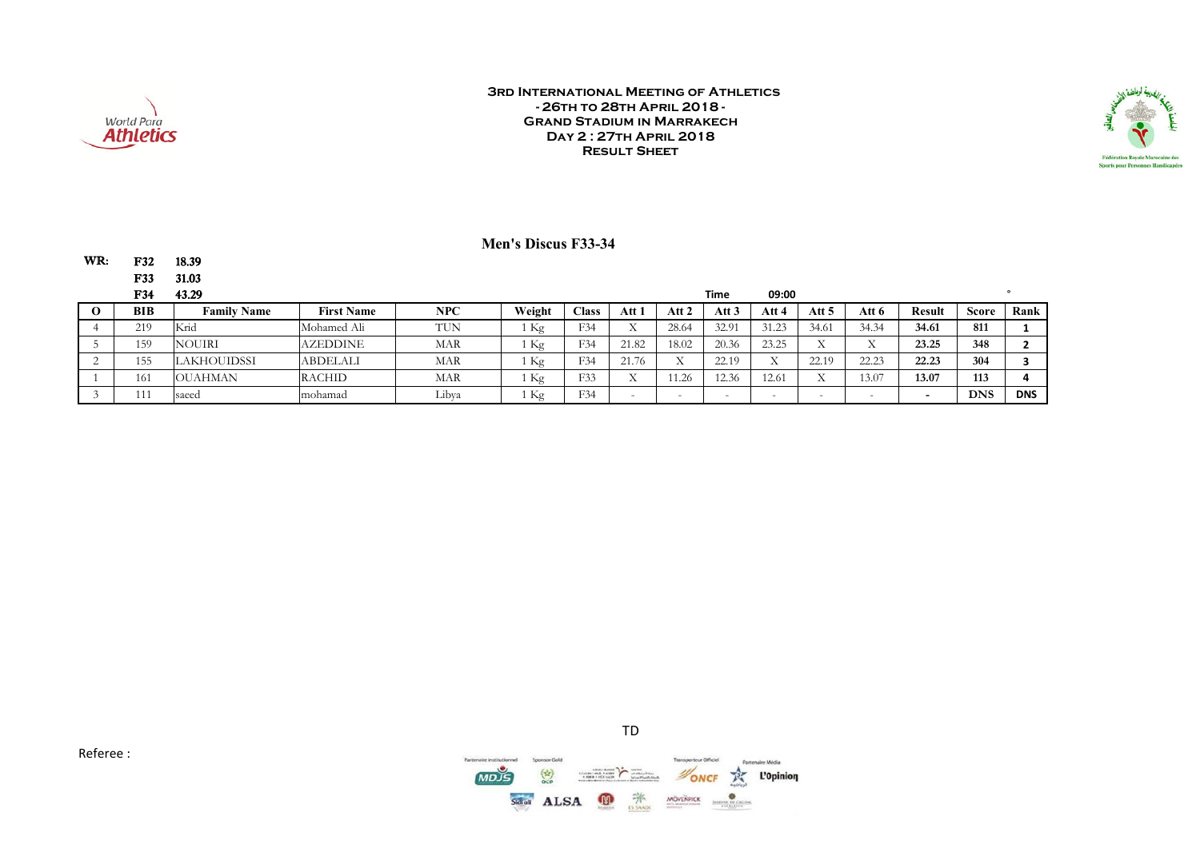**World Para Athletics**

**3rd International Meeting of Athletics**
**- 26th to 28th April 2018 -**
**Grand Stadium in Marrakech**
**Day 2 : 27th April 2018**
**Result Sheet**

Fédération Royale Marocaine des Sports pour Personnes Handicapées

## Men's Discus F33-34

**WR:**
**F32** 18.39
**F33** 31.03
**F34** 43.29

**Time** 09:00

| O | BIB | Family Name | First Name | NPC | Weight | Class | Att 1 | Att 2 | Att 3 | Att 4 | Att 5 | Att 6 | Result | Score | Rank |
|---|---|---|---|---|---|---|---|---|---|---|---|---|---|---|---|
| 4 | 219 | Krid | Mohamed Ali | TUN | 1 Kg | F34 | X | 28.64 | 32.91 | 31.23 | 34.61 | 34.34 | **34.61** | **811** | **1** |
| 5 | 159 | NOUIRI | AZEDDINE | MAR | 1 Kg | F34 | 21.82 | 18.02 | 20.36 | 23.25 | X | X | **23.25** | **348** | **2** |
| 2 | 155 | LAKHOUIDSSI | ABDELALI | MAR | 1 Kg | F34 | 21.76 | X | 22.19 | X | 22.19 | 22.23 | **22.23** | **304** | **3** |
| 1 | 161 | OUAHMAN | RACHID | MAR | 1 Kg | F33 | X | 11.26 | 12.36 | 12.61 | X | 13.07 | **13.07** | **113** | **4** |
| 3 | 111 | saeed | mohamad | Libya | 1 Kg | F34 | - | - | - | - | - | - | **-** | **DNS** | **DNS** |

TD

Referee :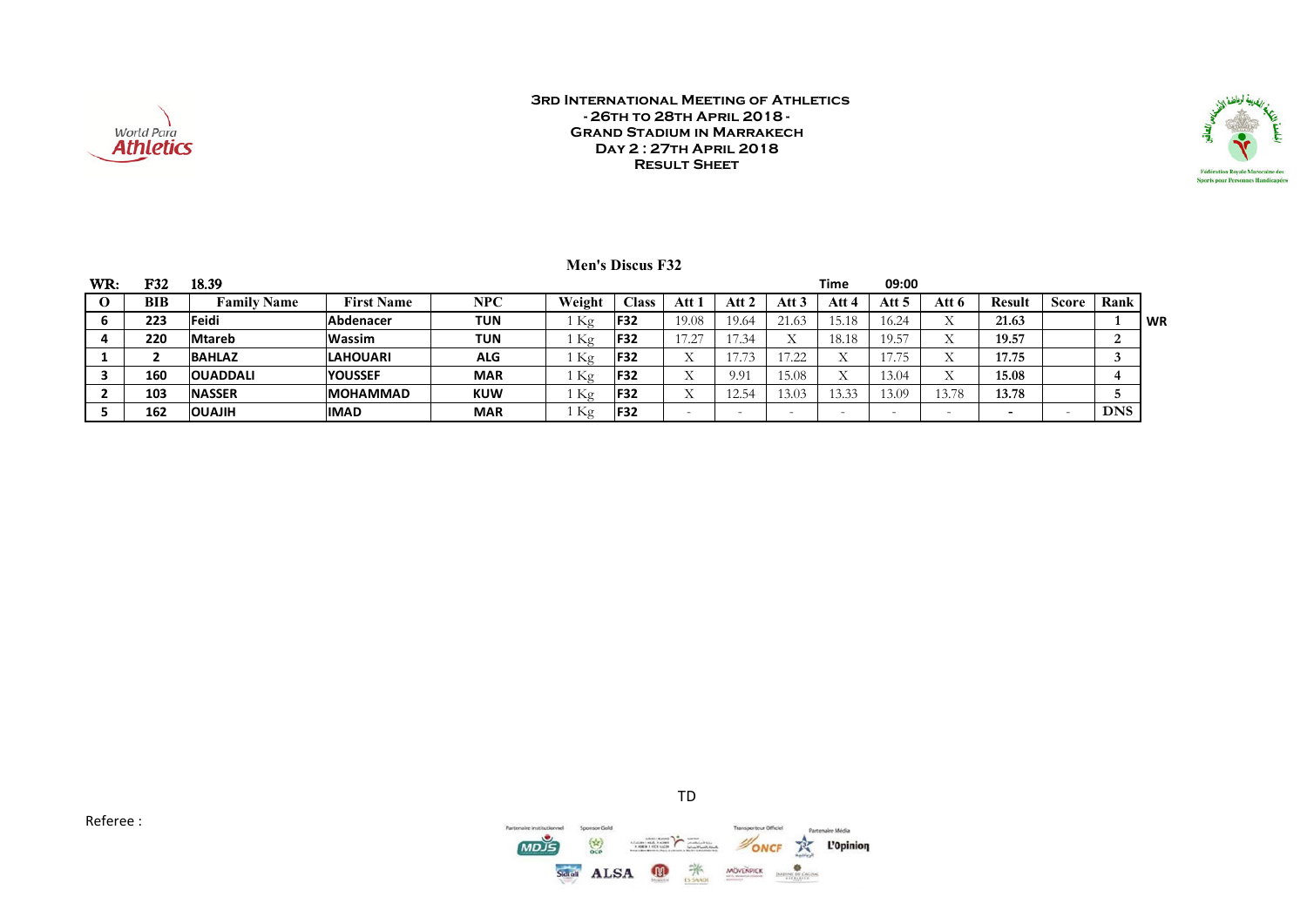**3rd International Meeting of Athletics**
**- 26th to 28th April 2018 -**
**Grand Stadium in Marrakech**
**Day 2 : 27th April 2018**
**Result Sheet**

Fédération Royale Marocaine des Sports pour Personnes Handicapées

## Men's Discus F32

WR: F32 18.39

Time 09:00

| O | BIB | Family Name | First Name | NPC | Weight | Class | Att 1 | Att 2 | Att 3 | Att 4 | Att 5 | Att 6 | Result | Score | Rank | |
|---|---|---|---|---|---|---|---|---|---|---|---|---|---|---|---|---|
| 6 | 223 | Feidi | Abdenacer | TUN | 1 Kg | F32 | 19.08 | 19.64 | 21.63 | 15.18 | 16.24 | X | 21.63 | | 1 | WR |
| 4 | 220 | Mtareb | Wassim | TUN | 1 Kg | F32 | 17.27 | 17.34 | X | 18.18 | 19.57 | X | 19.57 | | 2 | |
| 1 | 2 | BAHLAZ | LAHOUARI | ALG | 1 Kg | F32 | X | 17.73 | 17.22 | X | 17.75 | X | 17.75 | | 3 | |
| 3 | 160 | OUADDALI | YOUSSEF | MAR | 1 Kg | F32 | X | 9.91 | 15.08 | X | 13.04 | X | 15.08 | | 4 | |
| 2 | 103 | NASSER | MOHAMMAD | KUW | 1 Kg | F32 | X | 12.54 | 13.03 | 13.33 | 13.09 | 13.78 | 13.78 | | 5 | |
| 5 | 162 | OUAJIH | IMAD | MAR | 1 Kg | F32 | - | - | - | - | - | - | - | - | DNS | |

TD

Referee :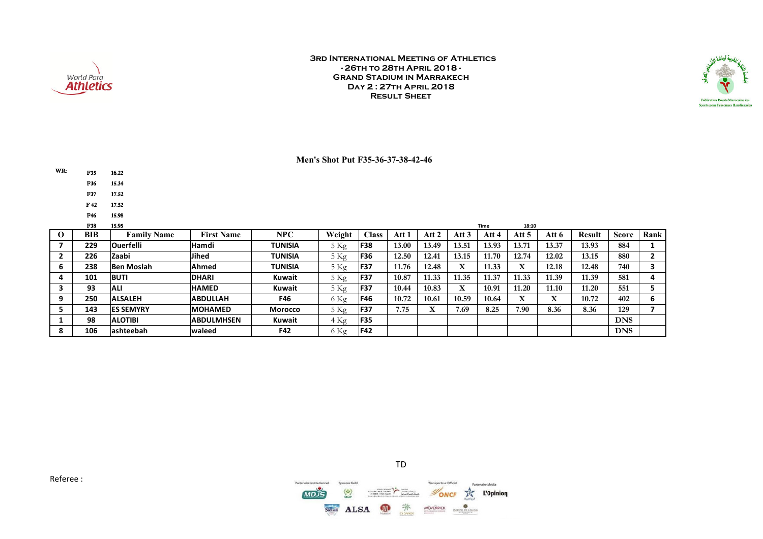**3RD INTERNATIONAL MEETING OF ATHLETICS**
**- 26TH TO 28TH APRIL 2018 -**
**GRAND STADIUM IN MARRAKECH**
**DAY 2 : 27TH APRIL 2018**
**RESULT SHEET**

## Men's Shot Put F35-36-37-38-42-46

| WR: | | |
|---|---|---|
| | F35 | 16.22 |
| | F36 | 15.34 |
| | F37 | 17.52 |
| | F 42 | 17.52 |
| | F46 | 15.98 |
| | F38 | 15.95 |

Time 18:10

| O | BIB | Family Name | First Name | NPC | Weight | Class | Att 1 | Att 2 | Att 3 | Att 4 | Att 5 | Att 6 | Result | Score | Rank |
|---|---|---|---|---|---|---|---|---|---|---|---|---|---|---|---|
| 7 | 229 | Ouerfelli | Hamdi | TUNISIA | 5 Kg | F38 | 13.00 | 13.49 | 13.51 | 13.93 | 13.71 | 13.37 | 13.93 | 884 | 1 |
| 2 | 226 | Zaabi | Jihed | TUNISIA | 5 Kg | F36 | 12.50 | 12.41 | 13.15 | 11.70 | 12.74 | 12.02 | 13.15 | 880 | 2 |
| 6 | 238 | Ben Moslah | Ahmed | TUNISIA | 5 Kg | F37 | 11.76 | 12.48 | X | 11.33 | X | 12.18 | 12.48 | 740 | 3 |
| 4 | 101 | BUTI | DHARI | Kuwait | 5 Kg | F37 | 10.87 | 11.33 | 11.35 | 11.37 | 11.33 | 11.39 | 11.39 | 581 | 4 |
| 3 | 93 | ALI | HAMED | Kuwait | 5 Kg | F37 | 10.44 | 10.83 | X | 10.91 | 11.20 | 11.10 | 11.20 | 551 | 5 |
| 9 | 250 | ALSALEH | ABDULLAH | F46 | 6 Kg | F46 | 10.72 | 10.61 | 10.59 | 10.64 | X | X | 10.72 | 402 | 6 |
| 5 | 143 | ES SEMYRY | MOHAMED | Morocco | 5 Kg | F37 | 7.75 | X | 7.69 | 8.25 | 7.90 | 8.36 | 8.36 | 129 | 7 |
| 1 | 98 | ALOTIBI | ABDULMHSEN | Kuwait | 4 Kg | F35 | | | | | | | | DNS | |
| 8 | 106 | ashteebah | waleed | F42 | 6 Kg | F42 | | | | | | | | DNS | |

TD

Referee :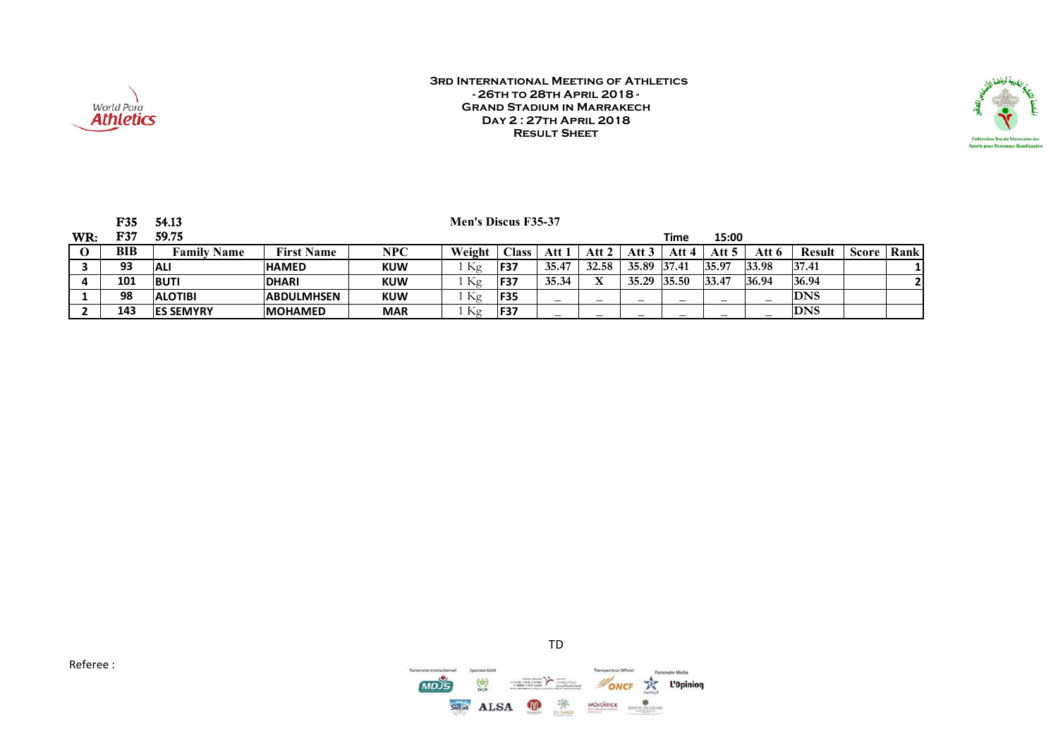**3rd International Meeting of Athletics**
**- 26th to 28th April 2018 -**
**Grand Stadium in Marrakech**
**Day 2 : 27th April 2018**
**Result Sheet**

| | F35 | 54.13 |
|---|---|---|
| WR: | F37 | 59.75 |

**Men's Discus F35-37**

Time 15:00

| O | BIB | Family Name | First Name | NPC | Weight | Class | Att 1 | Att 2 | Att 3 | Att 4 | Att 5 | Att 6 | Result | Score | Rank |
|---|---|---|---|---|---|---|---|---|---|---|---|---|---|---|---|
| 3 | 93 | ALI | HAMED | KUW | 1 Kg | F37 | 35.47 | 32.58 | 35.89 | 37.41 | 35.97 | 33.98 | 37.41 | | 1 |
| 4 | 101 | BUTI | DHARI | KUW | 1 Kg | F37 | 35.34 | X | 35.29 | 35.50 | 33.47 | 36.94 | 36.94 | | 2 |
| 1 | 98 | ALOTIBI | ABDULMHSEN | KUW | 1 Kg | F35 | _ | _ | _ | _ | _ | _ | DNS | | |
| 2 | 143 | ES SEMYRY | MOHAMED | MAR | 1 Kg | F37 | _ | _ | _ | _ | _ | _ | DNS | | |

TD

Referee :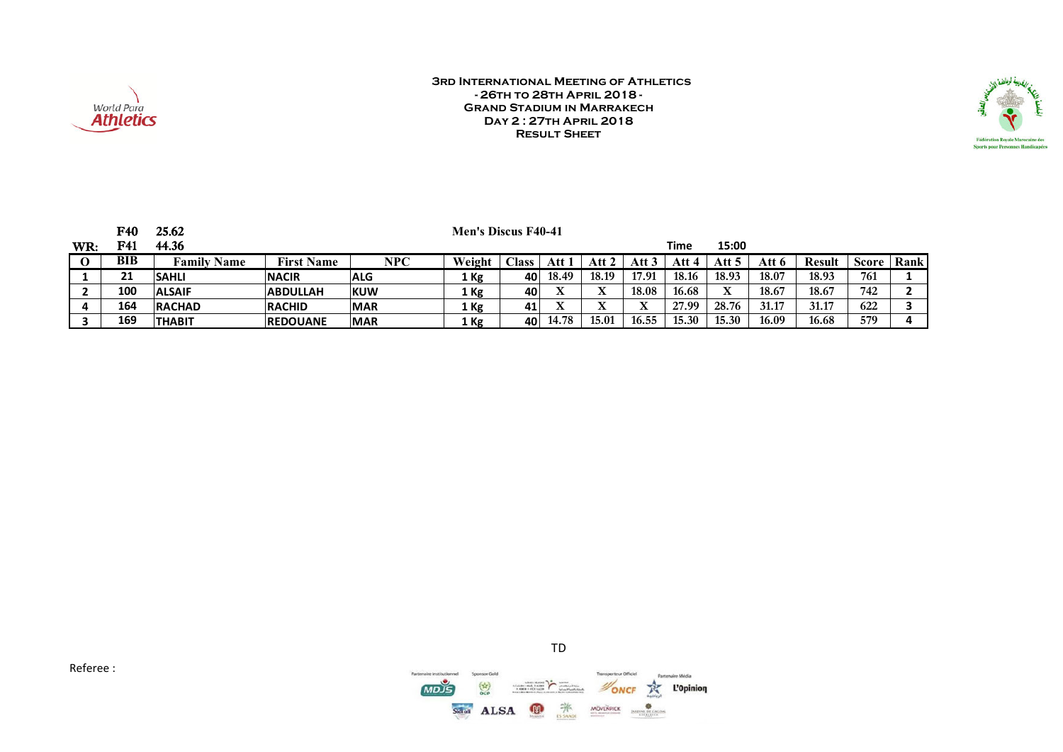### 3rd International Meeting of Athletics
### - 26th to 28th April 2018 -
### Grand Stadium in Marrakech
### Day 2 : 27th April 2018
### Result Sheet

**Men's Discus F40-41**

| WR: | | |
|---|---|---|
| | F40 | 25.62 |
| | F41 | 44.36 |

Time 15:00

| O | BIB | Family Name | First Name | NPC | Weight | Class | Att 1 | Att 2 | Att 3 | Att 4 | Att 5 | Att 6 | Result | Score | Rank |
|---|---|---|---|---|---|---|---|---|---|---|---|---|---|---|---|
| 1 | 21 | SAHLI | NACIR | ALG | 1 Kg | 40 | 18.49 | 18.19 | 17.91 | 18.16 | 18.93 | 18.07 | 18.93 | 761 | 1 |
| 2 | 100 | ALSAIF | ABDULLAH | KUW | 1 Kg | 40 | X | X | 18.08 | 16.68 | X | 18.67 | 18.67 | 742 | 2 |
| 4 | 164 | RACHAD | RACHID | MAR | 1 Kg | 41 | X | X | X | 27.99 | 28.76 | 31.17 | 31.17 | 622 | 3 |
| 3 | 169 | THABIT | REDOUANE | MAR | 1 Kg | 40 | 14.78 | 15.01 | 16.55 | 15.30 | 15.30 | 16.09 | 16.68 | 579 | 4 |

Referee :

TD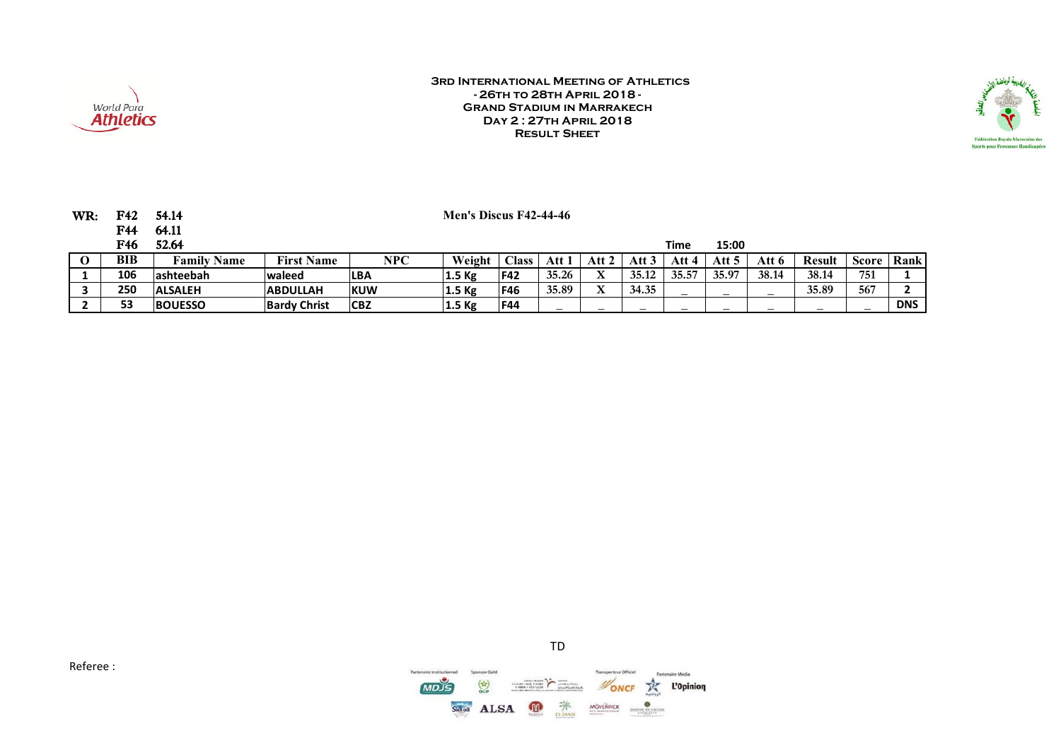**3rd International Meeting of Athletics**
**- 26th to 28th April 2018 -**
**Grand Stadium in Marrakech**
**Day 2 : 27th April 2018**
**Result Sheet**

**WR:**
F42 54.14
F44 64.11
F46 52.64

**Men's Discus F42-44-46**

Time 15:00

| O | BIB | Family Name | First Name | NPC | Weight | Class | Att 1 | Att 2 | Att 3 | Att 4 | Att 5 | Att 6 | Result | Score | Rank |
|---|---|---|---|---|---|---|---|---|---|---|---|---|---|---|---|
| 1 | 106 | ashteebah | waleed | LBA | 1.5 Kg | F42 | 35.26 | X | 35.12 | 35.57 | 35.97 | 38.14 | 38.14 | 751 | 1 |
| 3 | 250 | ALSALEH | ABDULLAH | KUW | 1.5 Kg | F46 | 35.89 | X | 34.35 | _ | _ | _ | 35.89 | 567 | 2 |
| 2 | 53 | BOUESSO | Bardy Christ | CBZ | 1.5 Kg | F44 | _ | _ | _ | _ | _ | _ | _ | _ | DNS |

TD

Referee :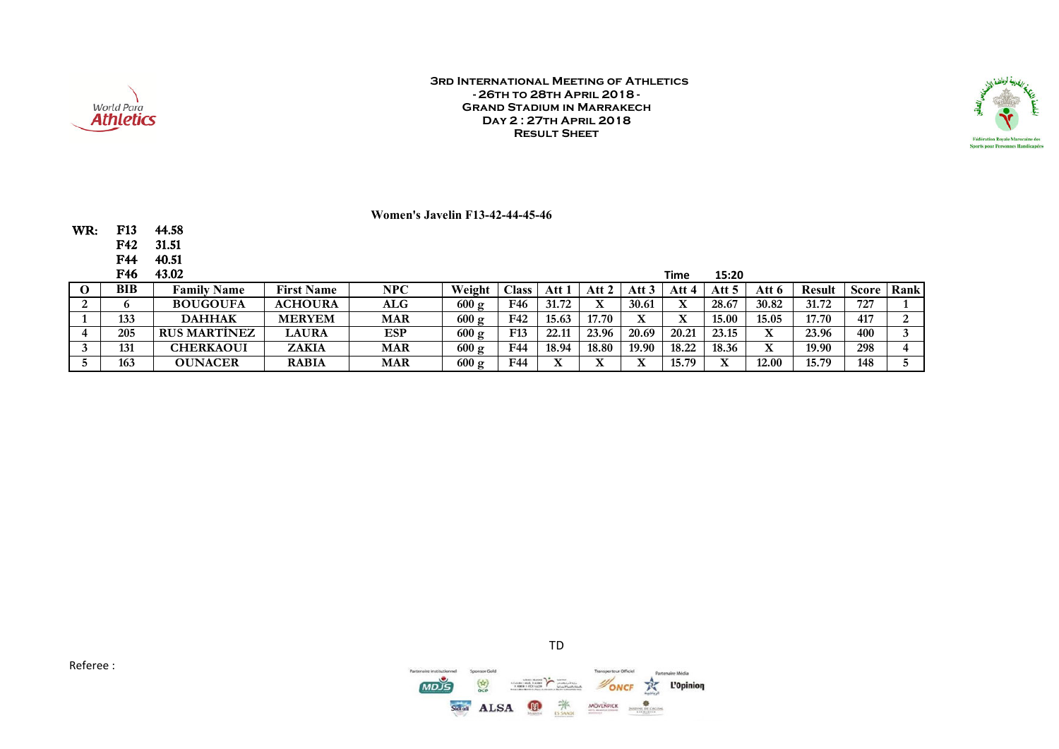# 3rd International Meeting of Athletics
## - 26th to 28th April 2018 -
## Grand Stadium in Marrakech
## Day 2 : 27th April 2018
## Result Sheet

### Women's Javelin F13-42-44-45-46

**WR:**
- **F13** 44.58
- **F42** 31.51
- **F44** 40.51
- **F46** 43.02

**Time** 15:20

| O | BIB | Family Name | First Name | NPC | Weight | Class | Att 1 | Att 2 | Att 3 | Att 4 | Att 5 | Att 6 | Result | Score | Rank |
|---|---|---|---|---|---|---|---|---|---|---|---|---|---|---|---|
| 2 | 6 | BOUGOUFA | ACHOURA | ALG | 600 g | F46 | 31.72 | X | 30.61 | X | 28.67 | 30.82 | 31.72 | 727 | 1 |
| 1 | 133 | DAHHAK | MERYEM | MAR | 600 g | F42 | 15.63 | 17.70 | X | X | 15.00 | 15.05 | 17.70 | 417 | 2 |
| 4 | 205 | RUS MARTÍNEZ | LAURA | ESP | 600 g | F13 | 22.11 | 23.96 | 20.69 | 20.21 | 23.15 | X | 23.96 | 400 | 3 |
| 3 | 131 | CHERKAOUI | ZAKIA | MAR | 600 g | F44 | 18.94 | 18.80 | 19.90 | 18.22 | 18.36 | X | 19.90 | 298 | 4 |
| 5 | 163 | OUNACER | RABIA | MAR | 600 g | F44 | X | X | X | 15.79 | X | 12.00 | 15.79 | 148 | 5 |

TD

Referee :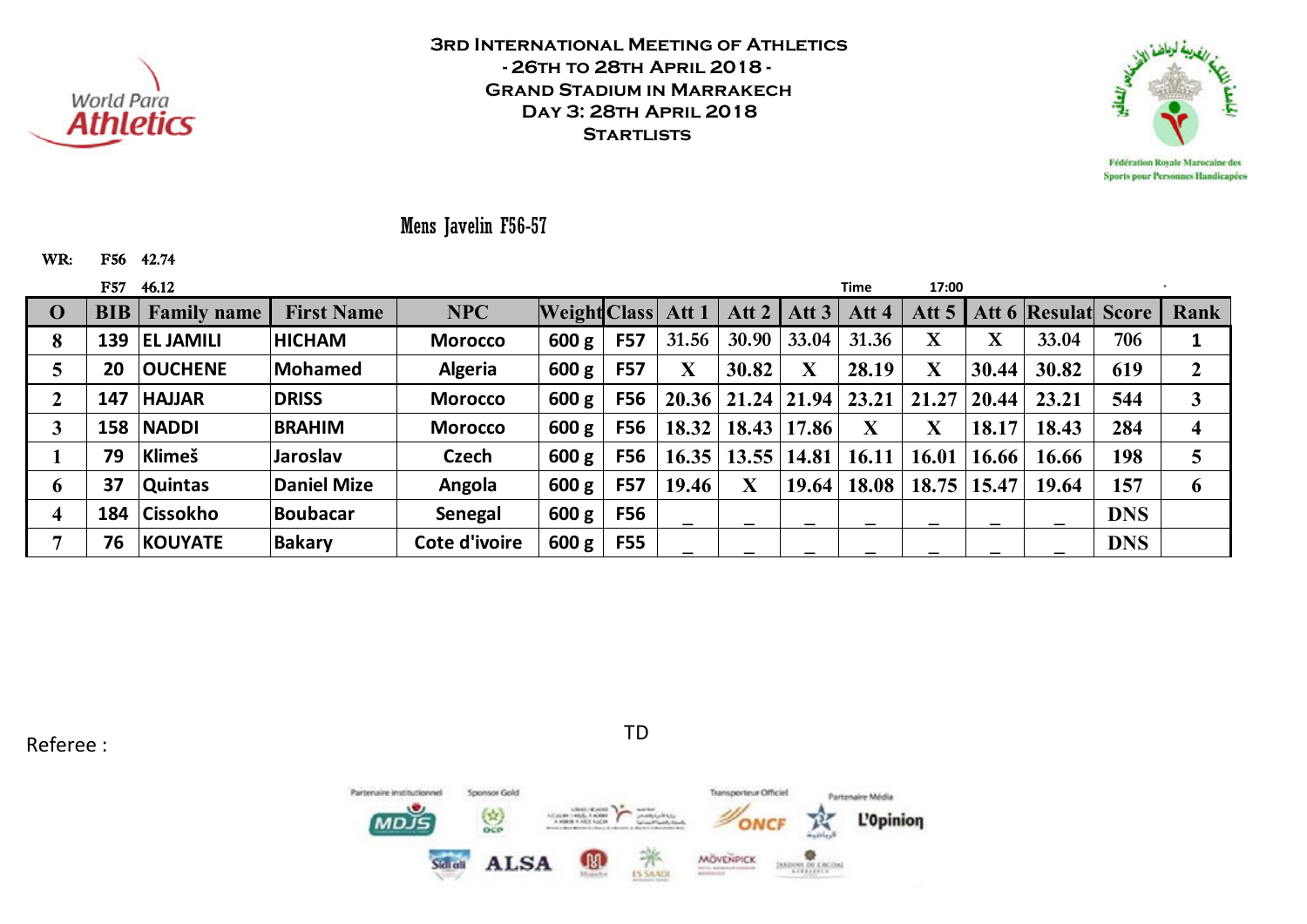**3rd International Meeting of Athletics**
**- 26th to 28th April 2018 -**
**Grand Stadium in Marrakech**
**Day 3: 28th April 2018**
**Startlists**

## Mens Javelin F56-57

WR: F56 42.74

F57 46.12

Time 17:00

| O | BIB | Family name | First Name | NPC | Weight | Class | Att 1 | Att 2 | Att 3 | Att 4 | Att 5 | Att 6 | Resulat | Score | Rank |
|---|---|---|---|---|---|---|---|---|---|---|---|---|---|---|---|
| 8 | 139 | EL JAMILI | HICHAM | Morocco | 600 g | F57 | 31.56 | 30.90 | 33.04 | 31.36 | X | X | 33.04 | 706 | 1 |
| 5 | 20 | OUCHENE | Mohamed | Algeria | 600 g | F57 | X | 30.82 | X | 28.19 | X | 30.44 | 30.82 | 619 | 2 |
| 2 | 147 | HAJJAR | DRISS | Morocco | 600 g | F56 | 20.36 | 21.24 | 21.94 | 23.21 | 21.27 | 20.44 | 23.21 | 544 | 3 |
| 3 | 158 | NADDI | BRAHIM | Morocco | 600 g | F56 | 18.32 | 18.43 | 17.86 | X | X | 18.17 | 18.43 | 284 | 4 |
| 1 | 79 | Klimeš | Jaroslav | Czech | 600 g | F56 | 16.35 | 13.55 | 14.81 | 16.11 | 16.01 | 16.66 | 16.66 | 198 | 5 |
| 6 | 37 | Quintas | Daniel Mize | Angola | 600 g | F57 | 19.46 | X | 19.64 | 18.08 | 18.75 | 15.47 | 19.64 | 157 | 6 |
| 4 | 184 | Cissokho | Boubacar | Senegal | 600 g | F56 | _ | _ | _ | _ | _ | _ | _ | DNS | |
| 7 | 76 | KOUYATE | Bakary | Cote d'ivoire | 600 g | F55 | _ | _ | _ | _ | _ | _ | _ | DNS | |

Referee :

TD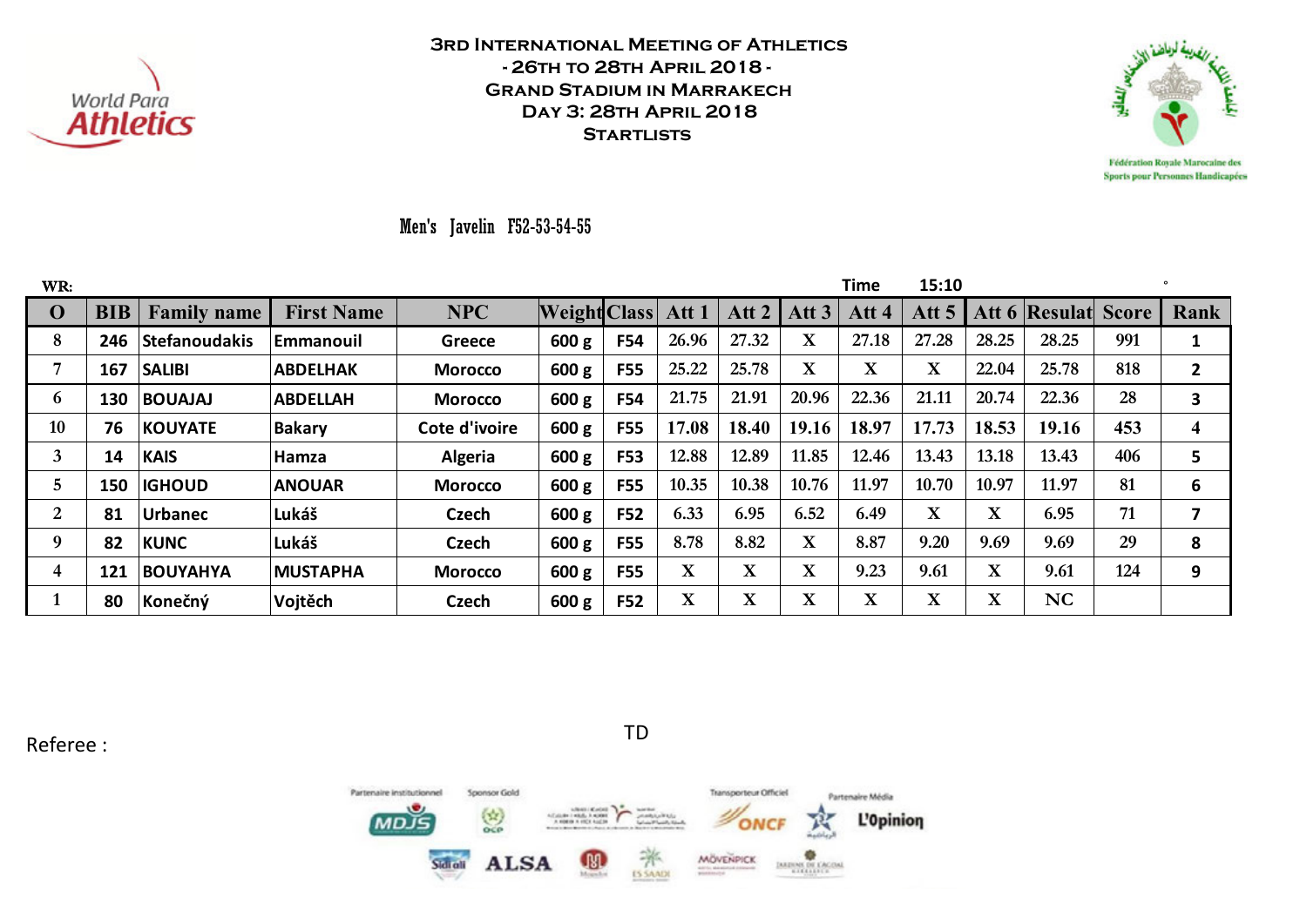# 3rd International Meeting of Athletics
## - 26th to 28th April 2018 -
## Grand Stadium in Marrakech
## Day 3: 28th April 2018
## Startlists

### Men's Javelin F52-53-54-55

WR: Time 15:10

| O | BIB | Family name | First Name | NPC | Weight | Class | Att 1 | Att 2 | Att 3 | Att 4 | Att 5 | Att 6 | Resulat | Score | Rank |
|---|---|---|---|---|---|---|---|---|---|---|---|---|---|---|---|
| 8 | 246 | Stefanoudakis | Emmanouil | Greece | 600 g | F54 | 26.96 | 27.32 | X | 27.18 | 27.28 | 28.25 | 28.25 | 991 | 1 |
| 7 | 167 | SALIBI | ABDELHAK | Morocco | 600 g | F55 | 25.22 | 25.78 | X | X | X | 22.04 | 25.78 | 818 | 2 |
| 6 | 130 | BOUAJAJ | ABDELLAH | Morocco | 600 g | F54 | 21.75 | 21.91 | 20.96 | 22.36 | 21.11 | 20.74 | 22.36 | 28 | 3 |
| 10 | 76 | KOUYATE | Bakary | Cote d'ivoire | 600 g | F55 | 17.08 | 18.40 | 19.16 | 18.97 | 17.73 | 18.53 | 19.16 | 453 | 4 |
| 3 | 14 | KAIS | Hamza | Algeria | 600 g | F53 | 12.88 | 12.89 | 11.85 | 12.46 | 13.43 | 13.18 | 13.43 | 406 | 5 |
| 5 | 150 | IGHOUD | ANOUAR | Morocco | 600 g | F55 | 10.35 | 10.38 | 10.76 | 11.97 | 10.70 | 10.97 | 11.97 | 81 | 6 |
| 2 | 81 | Urbanec | Lukáš | Czech | 600 g | F52 | 6.33 | 6.95 | 6.52 | 6.49 | X | X | 6.95 | 71 | 7 |
| 9 | 82 | KUNC | Lukáš | Czech | 600 g | F55 | 8.78 | 8.82 | X | 8.87 | 9.20 | 9.69 | 9.69 | 29 | 8 |
| 4 | 121 | BOUYAHYA | MUSTAPHA | Morocco | 600 g | F55 | X | X | X | 9.23 | 9.61 | X | 9.61 | 124 | 9 |
| 1 | 80 | Konečný | Vojtěch | Czech | 600 g | F52 | X | X | X | X | X | X | NC | | |

Referee :

TD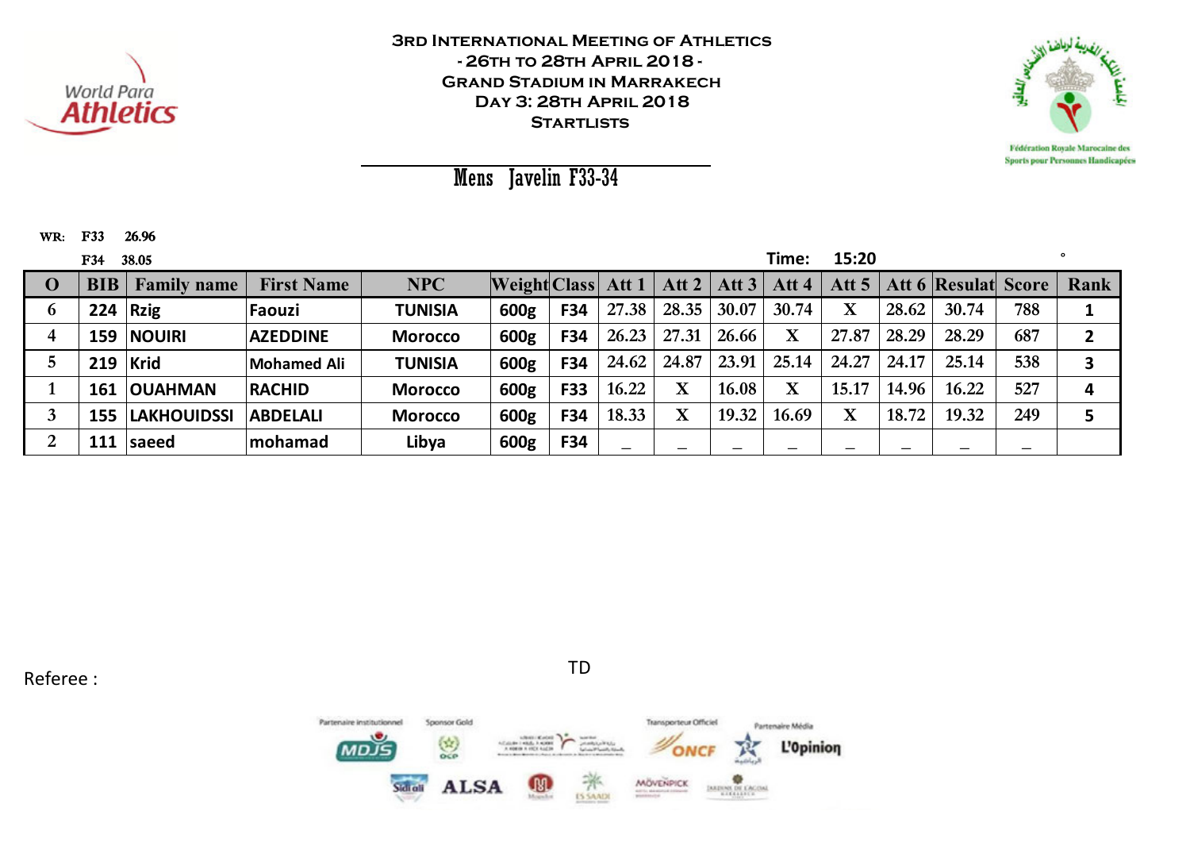World Para Athletics

# 3rd International Meeting of Athletics
## - 26th to 28th April 2018 -
## Grand Stadium in Marrakech
## Day 3: 28th April 2018
## Startlists

Fédération Royale Marocaine des Sports pour Personnes Handicapées

## Mens Javelin F33-34

WR: F33 26.96
F34 38.05

Time: 15:20

| O | BIB | Family name | First Name | NPC | Weight | Class | Att 1 | Att 2 | Att 3 | Att 4 | Att 5 | Att 6 | Resulat | Score | Rank |
|---|---|---|---|---|---|---|---|---|---|---|---|---|---|---|---|
| 6 | 224 | Rzig | Faouzi | TUNISIA | 600g | F34 | 27.38 | 28.35 | 30.07 | 30.74 | X | 28.62 | 30.74 | 788 | 1 |
| 4 | 159 | NOUIRI | AZEDDINE | Morocco | 600g | F34 | 26.23 | 27.31 | 26.66 | X | 27.87 | 28.29 | 28.29 | 687 | 2 |
| 5 | 219 | Krid | Mohamed Ali | TUNISIA | 600g | F34 | 24.62 | 24.87 | 23.91 | 25.14 | 24.27 | 24.17 | 25.14 | 538 | 3 |
| 1 | 161 | OUAHMAN | RACHID | Morocco | 600g | F33 | 16.22 | X | 16.08 | X | 15.17 | 14.96 | 16.22 | 527 | 4 |
| 3 | 155 | LAKHOUIDSSI | ABDELALI | Morocco | 600g | F34 | 18.33 | X | 19.32 | 16.69 | X | 18.72 | 19.32 | 249 | 5 |
| 2 | 111 | saeed | mohamad | Libya | 600g | F34 | _ | _ | _ | _ | _ | _ | _ | _ | |

Referee :

TD

Partenaire institutionnel: MDJS — Sponsor Gold: OCP — Transporteur Officiel: ONCF — Partenaire Média: L'Opinion

Sidi Ali — ALSA — Mövenpick — Es Saadi — Jardins de l'Agdal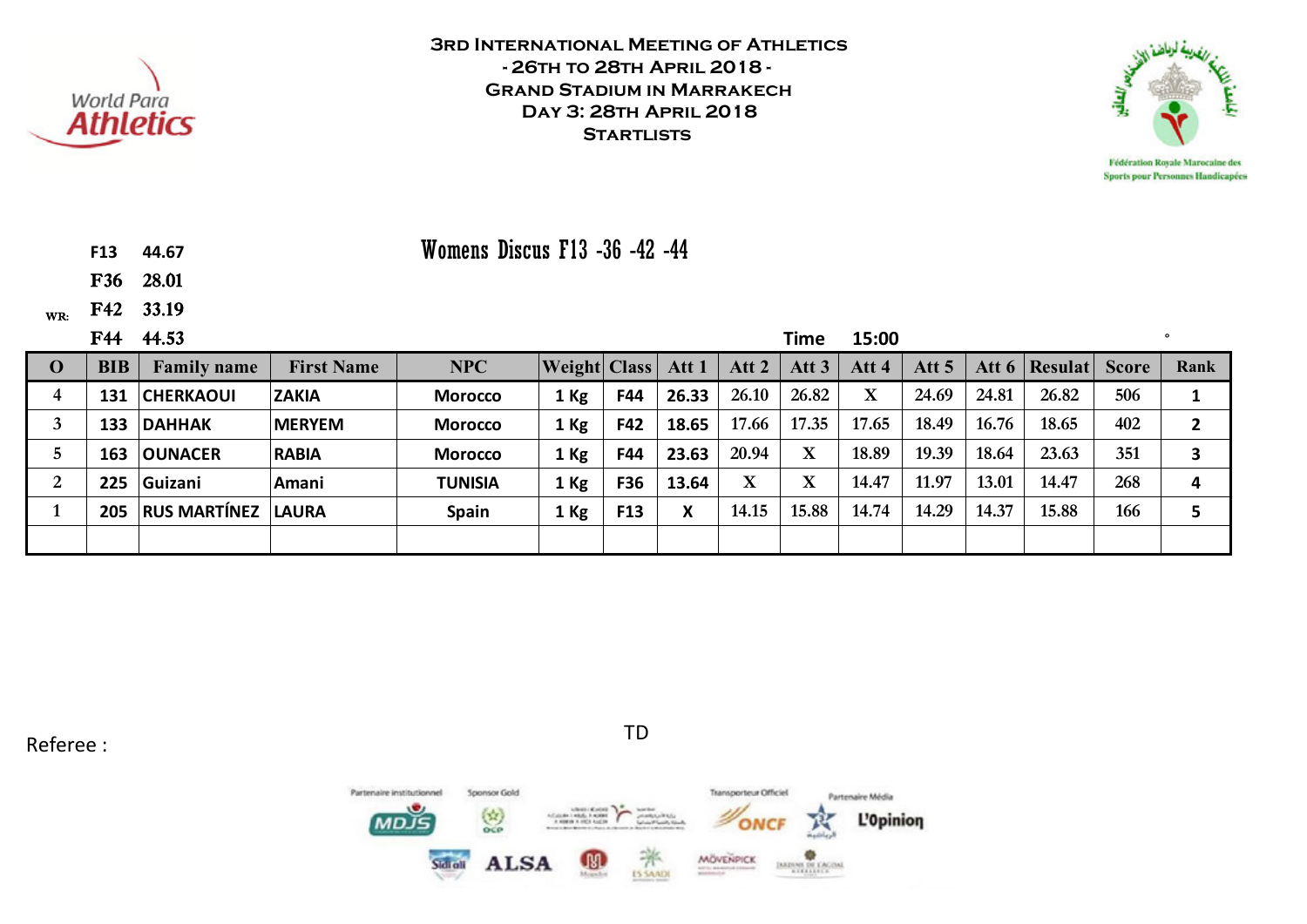# 3rd International Meeting of Athletics
## - 26th to 28th April 2018 -
## Grand Stadium in Marrakech
## Day 3: 28th April 2018
## Startlists

Fédération Royale Marocaine des Sports pour Personnes Handicapées

### Womens Discus F13 -36 -42 -44

WR:
F13 44.67
F36 28.01
F42 33.19
F44 44.53

Time 15:00

| O | BIB | Family name | First Name | NPC | Weight | Class | Att 1 | Att 2 | Att 3 | Att 4 | Att 5 | Att 6 | Resulat | Score | Rank |
|---|---|---|---|---|---|---|---|---|---|---|---|---|---|---|---|
| 4 | 131 | CHERKAOUI | ZAKIA | Morocco | 1 Kg | F44 | 26.33 | 26.10 | 26.82 | X | 24.69 | 24.81 | 26.82 | 506 | 1 |
| 3 | 133 | DAHHAK | MERYEM | Morocco | 1 Kg | F42 | 18.65 | 17.66 | 17.35 | 17.65 | 18.49 | 16.76 | 18.65 | 402 | 2 |
| 5 | 163 | OUNACER | RABIA | Morocco | 1 Kg | F44 | 23.63 | 20.94 | X | 18.89 | 19.39 | 18.64 | 23.63 | 351 | 3 |
| 2 | 225 | Guizani | Amani | TUNISIA | 1 Kg | F36 | 13.64 | X | X | 14.47 | 11.97 | 13.01 | 14.47 | 268 | 4 |
| 1 | 205 | RUS MARTÍNEZ | LAURA | Spain | 1 Kg | F13 | X | 14.15 | 15.88 | 14.74 | 14.29 | 14.37 | 15.88 | 166 | 5 |
| | | | | | | | | | | | | | | | |

Referee :

TD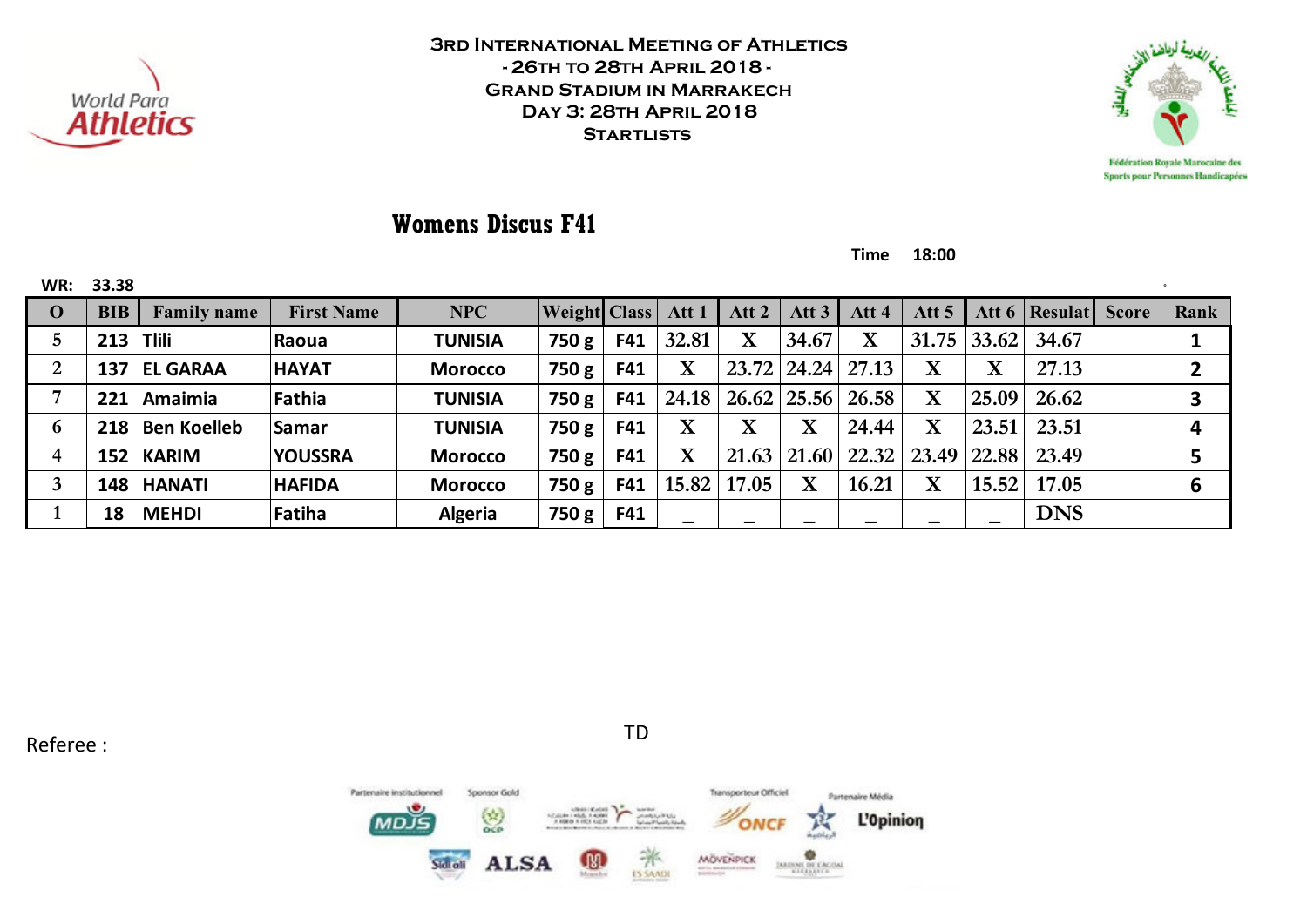# 3rd International Meeting of Athletics
## - 26th to 28th April 2018 -
## Grand Stadium in Marrakech
## Day 3: 28th April 2018
## Startlists

Fédération Royale Marocaine des Sports pour Personnes Handicapées

## Womens Discus F41

Time 18:00

WR: 33.38

| O | BIB | Family name | First Name | NPC | Weight | Class | Att 1 | Att 2 | Att 3 | Att 4 | Att 5 | Att 6 | Resulat | Score | Rank |
|---|---|---|---|---|---|---|---|---|---|---|---|---|---|---|---|
| 5 | 213 | Tlili | Raoua | TUNISIA | 750 g | F41 | 32.81 | X | 34.67 | X | 31.75 | 33.62 | 34.67 | | 1 |
| 2 | 137 | EL GARAA | HAYAT | Morocco | 750 g | F41 | X | 23.72 | 24.24 | 27.13 | X | X | 27.13 | | 2 |
| 7 | 221 | Amaimia | Fathia | TUNISIA | 750 g | F41 | 24.18 | 26.62 | 25.56 | 26.58 | X | 25.09 | 26.62 | | 3 |
| 6 | 218 | Ben Koelleb | Samar | TUNISIA | 750 g | F41 | X | X | X | 24.44 | X | 23.51 | 23.51 | | 4 |
| 4 | 152 | KARIM | YOUSSRA | Morocco | 750 g | F41 | X | 21.63 | 21.60 | 22.32 | 23.49 | 22.88 | 23.49 | | 5 |
| 3 | 148 | HANATI | HAFIDA | Morocco | 750 g | F41 | 15.82 | 17.05 | X | 16.21 | X | 15.52 | 17.05 | | 6 |
| 1 | 18 | MEHDI | Fatiha | Algeria | 750 g | F41 | _ | _ | _ | _ | _ | _ | DNS | | |

Referee :

TD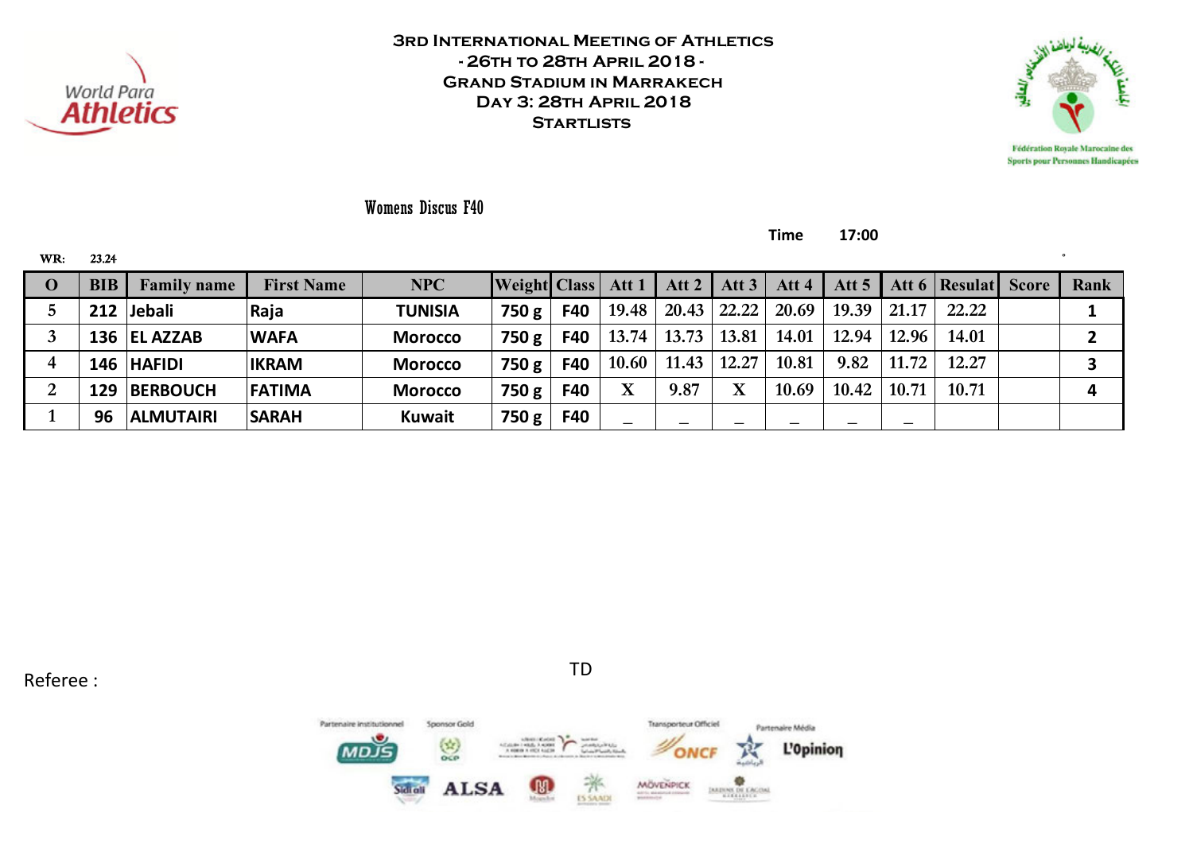# 3rd International Meeting of Athletics
## - 26th to 28th April 2018 -
## Grand Stadium in Marrakech
## Day 3: 28th April 2018
## Startlists

World Para Athletics

Fédération Royale Marocaine des Sports pour Personnes Handicapées

### Womens Discus F40

Time 17:00

WR: 23.24

| O | BIB | Family name | First Name | NPC | Weight | Class | Att 1 | Att 2 | Att 3 | Att 4 | Att 5 | Att 6 | Resulat | Score | Rank |
|---|---|---|---|---|---|---|---|---|---|---|---|---|---|---|---|
| 5 | 212 | Jebali | Raja | TUNISIA | 750 g | F40 | 19.48 | 20.43 | 22.22 | 20.69 | 19.39 | 21.17 | 22.22 | | 1 |
| 3 | 136 | EL AZZAB | WAFA | Morocco | 750 g | F40 | 13.74 | 13.73 | 13.81 | 14.01 | 12.94 | 12.96 | 14.01 | | 2 |
| 4 | 146 | HAFIDI | IKRAM | Morocco | 750 g | F40 | 10.60 | 11.43 | 12.27 | 10.81 | 9.82 | 11.72 | 12.27 | | 3 |
| 2 | 129 | BERBOUCH | FATIMA | Morocco | 750 g | F40 | X | 9.87 | X | 10.69 | 10.42 | 10.71 | 10.71 | | 4 |
| 1 | 96 | ALMUTAIRI | SARAH | Kuwait | 750 g | F40 | _ | _ | _ | _ | _ | _ | | | |

Referee :

TD

Partenaire institutionnel: MDJS · Sponsor Gold: OCP · Transporteur Officiel: ONCF · Partenaire Média: L'Opinion

Sidi Ali · ALSA · Mogador · Es Saadi · Mövenpick · Jardins de l'Agdal Marrakech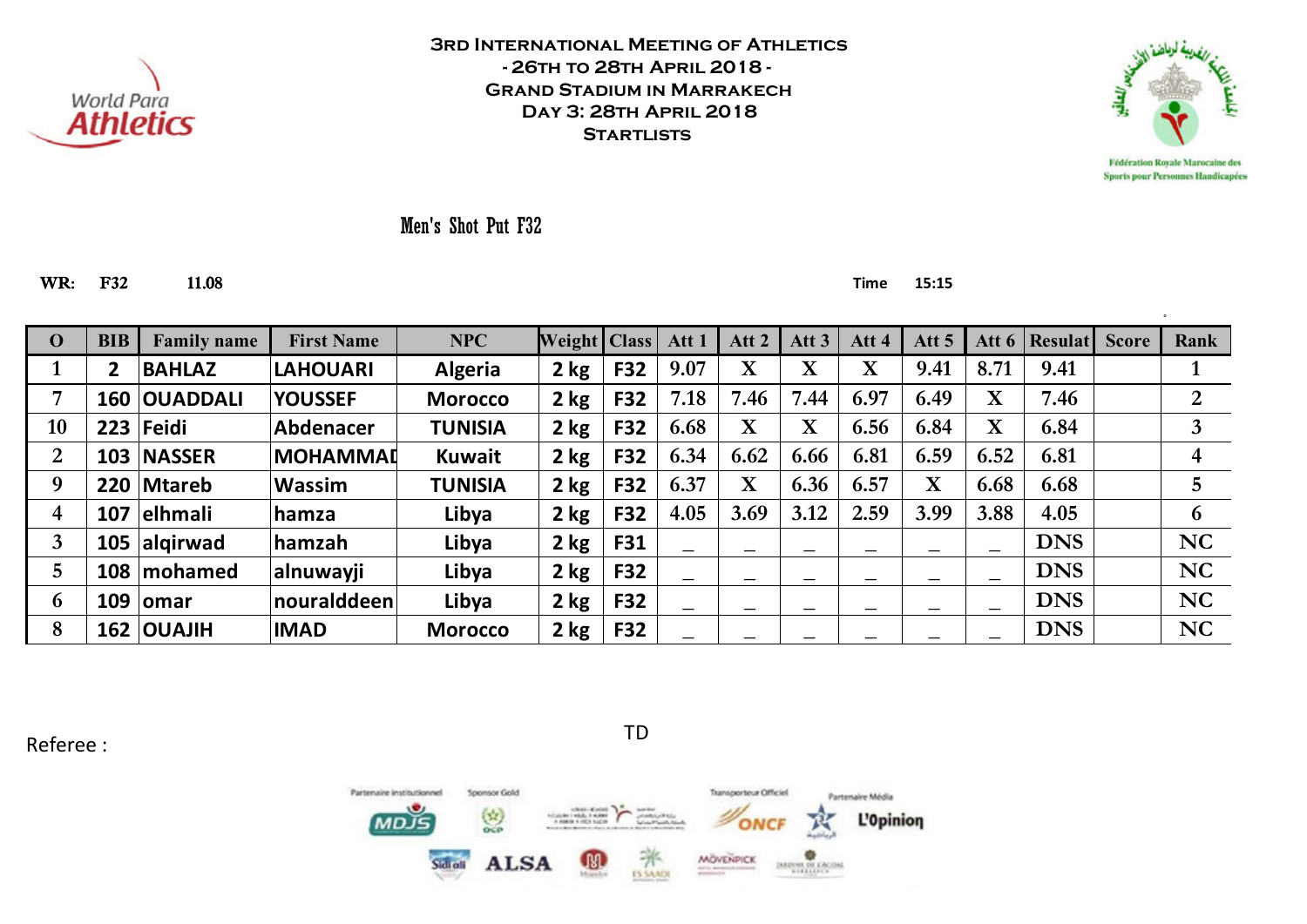World Para Athletics

# 3rd International Meeting of Athletics
## - 26th to 28th April 2018 -
## Grand Stadium in Marrakech
## Day 3: 28th April 2018
## Startlists

Fédération Royale Marocaine des Sports pour Personnes Handicapées

### Men's Shot Put F32

WR: F32 11.08

Time 15:15

| O | BIB | Family name | First Name | NPC | Weight | Class | Att 1 | Att 2 | Att 3 | Att 4 | Att 5 | Att 6 | Resulat | Score | Rank |
|---|---|---|---|---|---|---|---|---|---|---|---|---|---|---|---|
| 1 | 2 | BAHLAZ | LAHOUARI | Algeria | 2 kg | F32 | 9.07 | X | X | X | 9.41 | 8.71 | 9.41 | | 1 |
| 7 | 160 | OUADDALI | YOUSSEF | Morocco | 2 kg | F32 | 7.18 | 7.46 | 7.44 | 6.97 | 6.49 | X | 7.46 | | 2 |
| 10 | 223 | Feidi | Abdenacer | TUNISIA | 2 kg | F32 | 6.68 | X | X | 6.56 | 6.84 | X | 6.84 | | 3 |
| 2 | 103 | NASSER | MOHAMMAD | Kuwait | 2 kg | F32 | 6.34 | 6.62 | 6.66 | 6.81 | 6.59 | 6.52 | 6.81 | | 4 |
| 9 | 220 | Mtareb | Wassim | TUNISIA | 2 kg | F32 | 6.37 | X | 6.36 | 6.57 | X | 6.68 | 6.68 | | 5 |
| 4 | 107 | elhmali | hamza | Libya | 2 kg | F32 | 4.05 | 3.69 | 3.12 | 2.59 | 3.99 | 3.88 | 4.05 | | 6 |
| 3 | 105 | alqirwad | hamzah | Libya | 2 kg | F31 | _ | _ | _ | _ | _ | _ | DNS | | NC |
| 5 | 108 | mohamed | alnuwayji | Libya | 2 kg | F32 | _ | _ | _ | _ | _ | _ | DNS | | NC |
| 6 | 109 | omar | nouralddeen | Libya | 2 kg | F32 | _ | _ | _ | _ | _ | _ | DNS | | NC |
| 8 | 162 | OUAJIH | IMAD | Morocco | 2 kg | F32 | _ | _ | _ | _ | _ | _ | DNS | | NC |

Referee :

TD

Partenaire institutionnel — Sponsor Gold — Transporteur Officiel — Partenaire Média

MDJS — OCP — ONCF — L'Opinion

Sidi Ali — ALSA — Mövenpick — Es Saadi — Jardins de l'Agdal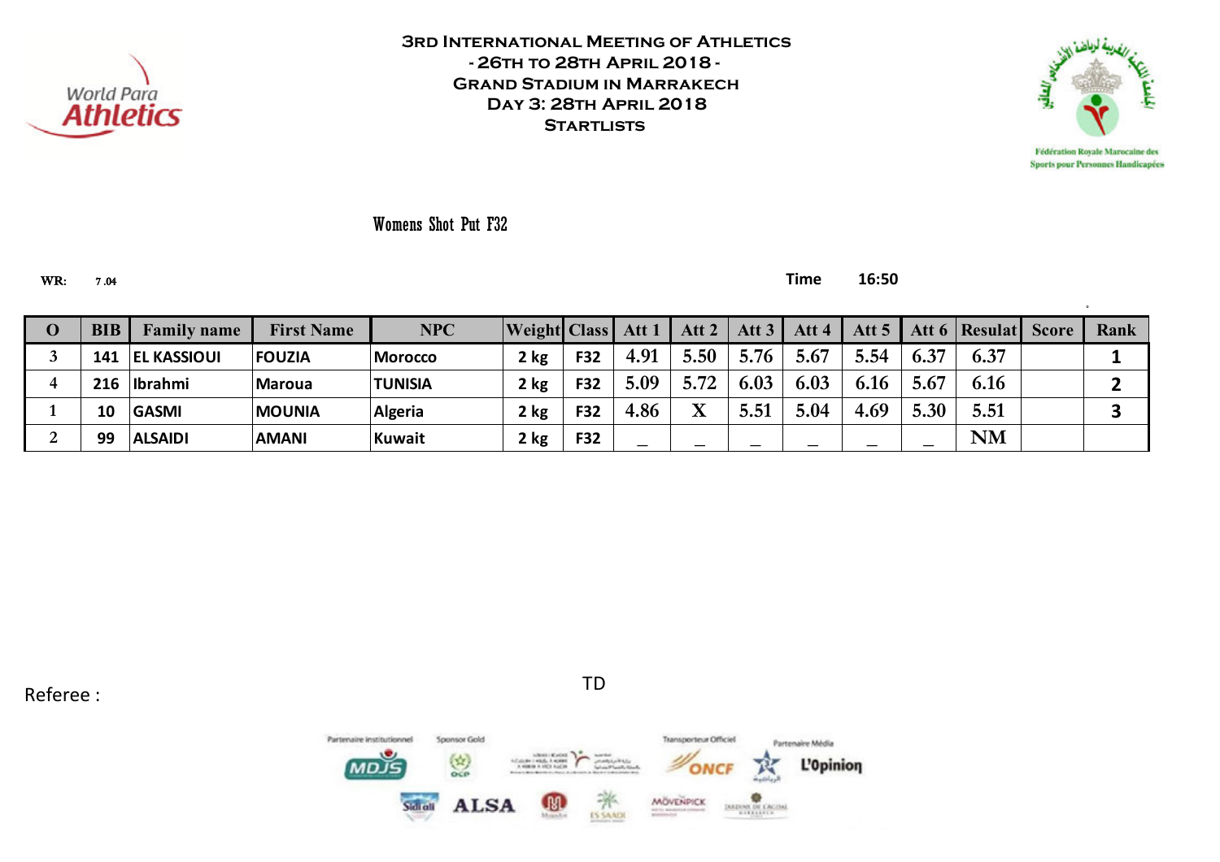# 3rd International Meeting of Athletics
# - 26th to 28th April 2018 -
# Grand Stadium in Marrakech
# Day 3: 28th April 2018
# Startlists

World Para Athletics

Fédération Royale Marocaine des Sports pour Personnes Handicapées

## Womens Shot Put F32

**WR:** 7.04

**Time** 16:50

| O | BIB | Family name | First Name | NPC | Weight | Class | Att 1 | Att 2 | Att 3 | Att 4 | Att 5 | Att 6 | Resulat | Score | Rank |
|---|---|---|---|---|---|---|---|---|---|---|---|---|---|---|---|
| 3 | 141 | EL KASSIOUI | FOUZIA | Morocco | 2 kg | F32 | 4.91 | 5.50 | 5.76 | 5.67 | 5.54 | 6.37 | 6.37 | | 1 |
| 4 | 216 | Ibrahmi | Maroua | TUNISIA | 2 kg | F32 | 5.09 | 5.72 | 6.03 | 6.03 | 6.16 | 5.67 | 6.16 | | 2 |
| 1 | 10 | GASMI | MOUNIA | Algeria | 2 kg | F32 | 4.86 | X | 5.51 | 5.04 | 4.69 | 5.30 | 5.51 | | 3 |
| 2 | 99 | ALSAIDI | AMANI | Kuwait | 2 kg | F32 | _ | _ | _ | _ | _ | _ | NM | | |

Referee :

TD

Partenaire institutionnel — Sponsor Gold — Transporteur Officiel — Partenaire Média

MDJS — OCP — ONCF — L'Opinion — Sidi Ali — ALSA — Mövenpick — Es Saadi — Jardins de l'Agdal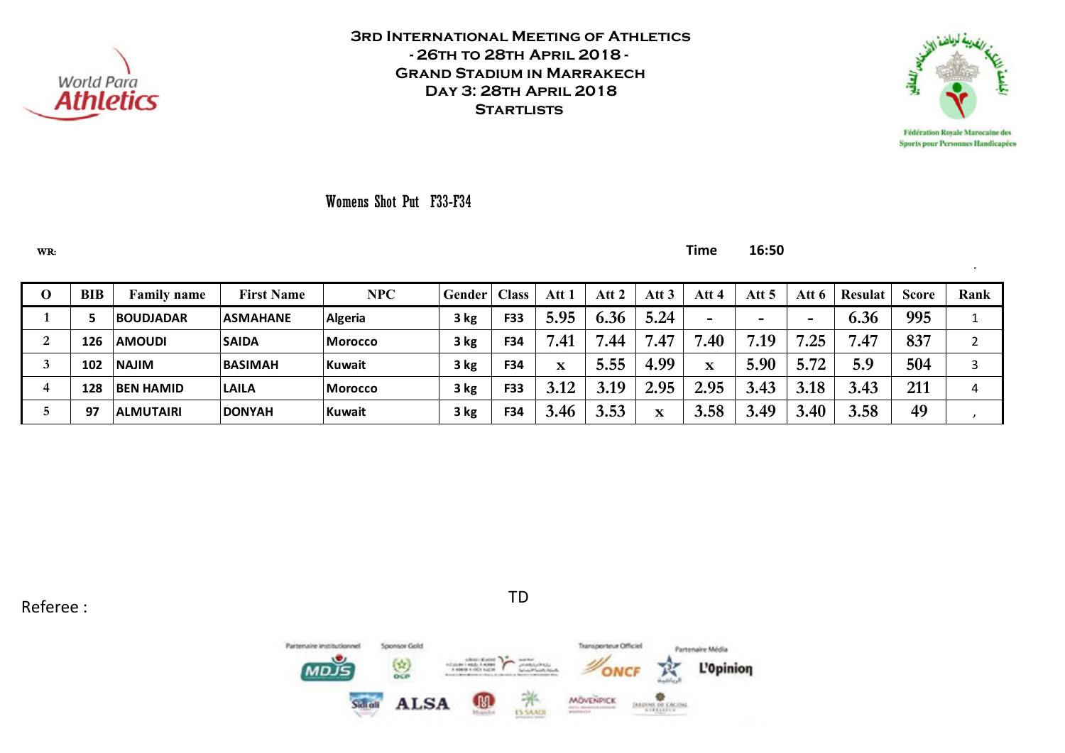# 3rd International Meeting of Athletics
## - 26th to 28th April 2018 -
## Grand Stadium in Marrakech
## Day 3: 28th April 2018
## Startlists

Fédération Royale Marocaine des Sports pour Personnes Handicapées

### Womens Shot Put F33-F34

WR:

Time 16:50

| O | BIB | Family name | First Name | NPC | Gender | Class | Att 1 | Att 2 | Att 3 | Att 4 | Att 5 | Att 6 | Resulat | Score | Rank |
|---|---|---|---|---|---|---|---|---|---|---|---|---|---|---|---|
| 1 | 5 | BOUDJADAR | ASMAHANE | Algeria | 3 kg | F33 | 5.95 | 6.36 | 5.24 | - | - | - | 6.36 | 995 | 1 |
| 2 | 126 | AMOUDI | SAIDA | Morocco | 3 kg | F34 | 7.41 | 7.44 | 7.47 | 7.40 | 7.19 | 7.25 | 7.47 | 837 | 2 |
| 3 | 102 | NAJIM | BASIMAH | Kuwait | 3 kg | F34 | x | 5.55 | 4.99 | x | 5.90 | 5.72 | 5.9 | 504 | 3 |
| 4 | 128 | BEN HAMID | LAILA | Morocco | 3 kg | F33 | 3.12 | 3.19 | 2.95 | 2.95 | 3.43 | 3.18 | 3.43 | 211 | 4 |
| 5 | 97 | ALMUTAIRI | DONYAH | Kuwait | 3 kg | F34 | 3.46 | 3.53 | x | 3.58 | 3.49 | 3.40 | 3.58 | 49 | , |

Referee :

TD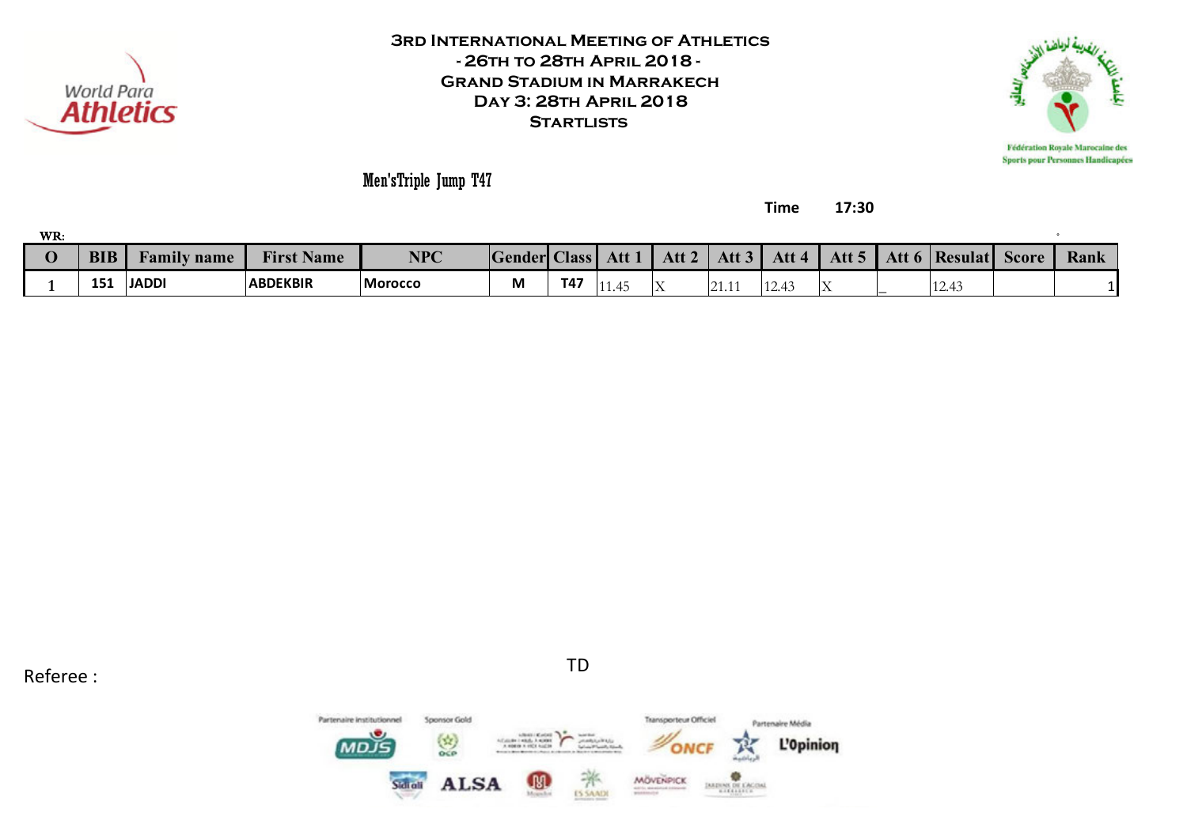# 3rd International Meeting of Athletics
## - 26th to 28th April 2018 -
## Grand Stadium in Marrakech
## Day 3: 28th April 2018
## Startlists

Fédération Royale Marocaine des Sports pour Personnes Handicapées

### Men'sTriple Jump T47

**Time** 17:30

WR:

| O | BIB | Family name | First Name | NPC | Gender | Class | Att 1 | Att 2 | Att 3 | Att 4 | Att 5 | Att 6 | Resulat | Score | Rank |
|---|---|---|---|---|---|---|---|---|---|---|---|---|---|---|---|
| 1 | 151 | JADDI | ABDEKBIR | Morocco | M | T47 | 11.45 | X | 21.11 | 12.43 | X | _ | 12.43 | | 1 |

Referee :

TD

Partenaire institutionnel — MDJS | Sponsor Gold — OCP | Transporteur Officiel — ONCF | Partenaire Média — L'Opinion

Sidi Ali | ALSA | Mövenpick | Es Saadi | Jardins de l'Agdal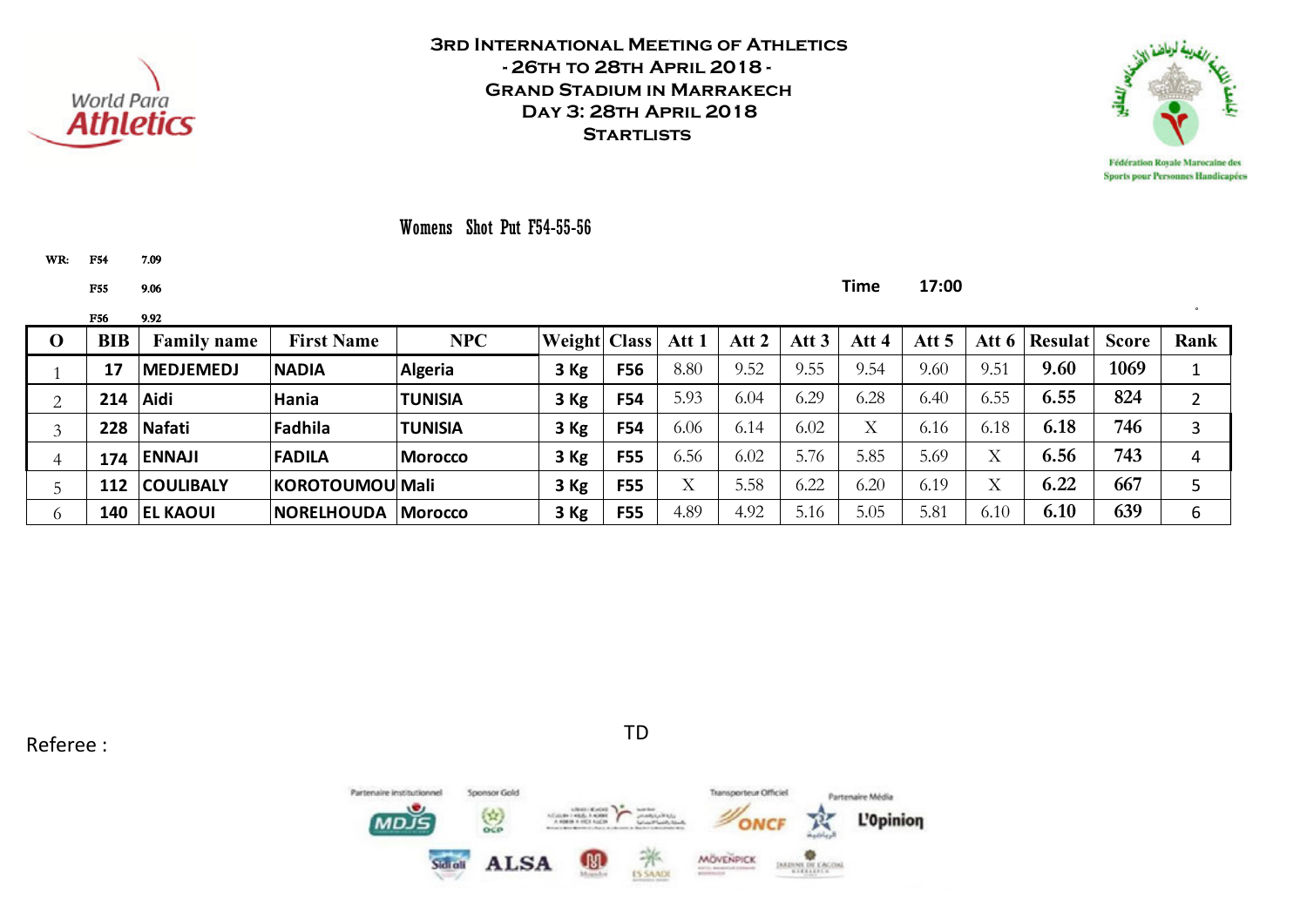# 3rd International Meeting of Athletics
## - 26th to 28th April 2018 -
## Grand Stadium in Marrakech
## Day 3: 28th April 2018
## Startlists

Fédération Royale Marocaine des Sports pour Personnes Handicapées

### Womens Shot Put F54-55-56

WR: F54 7.09
F55 9.06
F56 9.92

Time 17:00

| O | BIB | Family name | First Name | NPC | Weight | Class | Att 1 | Att 2 | Att 3 | Att 4 | Att 5 | Att 6 | Resulat | Score | Rank |
|---|---|---|---|---|---|---|---|---|---|---|---|---|---|---|---|
| 1 | 17 | MEDJEMEDJ | NADIA | Algeria | 3 Kg | F56 | 8.80 | 9.52 | 9.55 | 9.54 | 9.60 | 9.51 | 9.60 | 1069 | 1 |
| 2 | 214 | Aidi | Hania | TUNISIA | 3 Kg | F54 | 5.93 | 6.04 | 6.29 | 6.28 | 6.40 | 6.55 | 6.55 | 824 | 2 |
| 3 | 228 | Nafati | Fadhila | TUNISIA | 3 Kg | F54 | 6.06 | 6.14 | 6.02 | X | 6.16 | 6.18 | 6.18 | 746 | 3 |
| 4 | 174 | ENNAJI | FADILA | Morocco | 3 Kg | F55 | 6.56 | 6.02 | 5.76 | 5.85 | 5.69 | X | 6.56 | 743 | 4 |
| 5 | 112 | COULIBALY | KOROTOUMOU | Mali | 3 Kg | F55 | X | 5.58 | 6.22 | 6.20 | 6.19 | X | 6.22 | 667 | 5 |
| 6 | 140 | EL KAOUI | NORELHOUDA | Morocco | 3 Kg | F55 | 4.89 | 4.92 | 5.16 | 5.05 | 5.81 | 6.10 | 6.10 | 639 | 6 |

Referee :

TD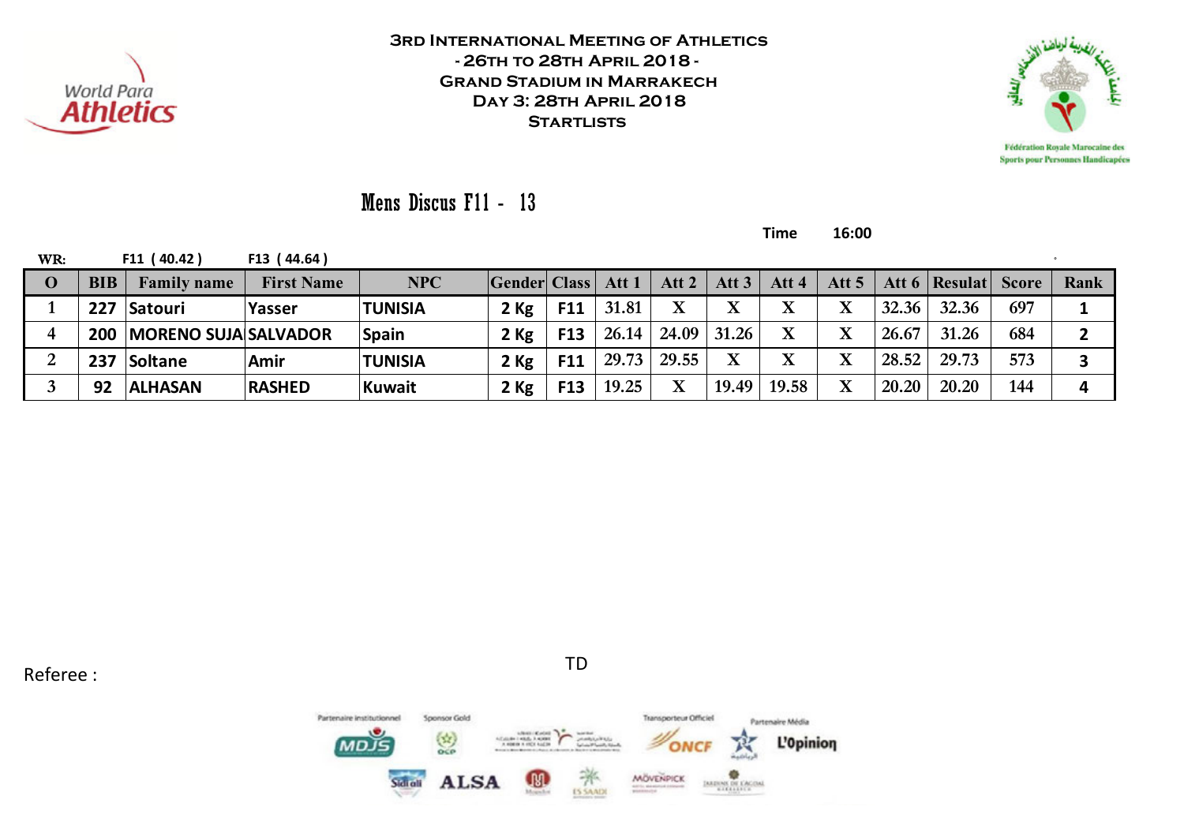# 3rd International Meeting of Athletics
## - 26th to 28th April 2018 -
## Grand Stadium in Marrakech
## Day 3: 28th April 2018
## Startlists

Fédération Royale Marocaine des Sports pour Personnes Handicapées

### Mens Discus F11 - 13

Time 16:00

WR: F11 ( 40.42 ) F13 ( 44.64 )

| O | BIB | Family name | First Name | NPC | Gender | Class | Att 1 | Att 2 | Att 3 | Att 4 | Att 5 | Att 6 | Resulat | Score | Rank |
|---|---|---|---|---|---|---|---|---|---|---|---|---|---|---|---|
| 1 | 227 | Satouri | Yasser | TUNISIA | 2 Kg | F11 | 31.81 | X | X | X | X | 32.36 | 32.36 | 697 | 1 |
| 4 | 200 | MORENO SUJA | SALVADOR | Spain | 2 Kg | F13 | 26.14 | 24.09 | 31.26 | X | X | 26.67 | 31.26 | 684 | 2 |
| 2 | 237 | Soltane | Amir | TUNISIA | 2 Kg | F11 | 29.73 | 29.55 | X | X | X | 28.52 | 29.73 | 573 | 3 |
| 3 | 92 | ALHASAN | RASHED | Kuwait | 2 Kg | F13 | 19.25 | X | 19.49 | 19.58 | X | 20.20 | 20.20 | 144 | 4 |

Referee : TD

Partenaire institutionnel Sponsor Gold Transporteur Officiel Partenaire Média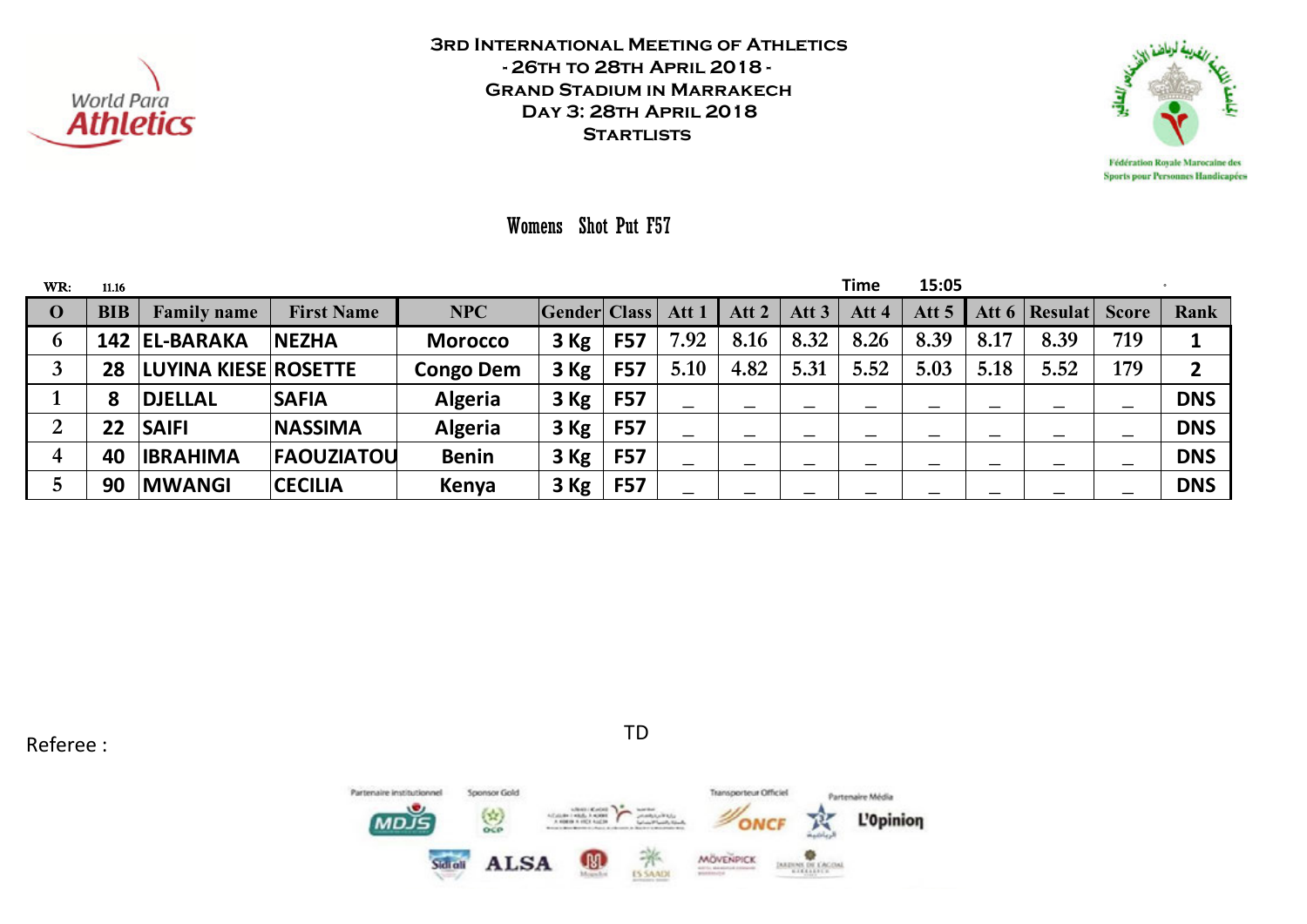# 3RD INTERNATIONAL MEETING OF ATHLETICS
## - 26TH TO 28TH APRIL 2018 -
## GRAND STADIUM IN MARRAKECH
## DAY 3: 28TH APRIL 2018
## STARTLISTS

### Womens Shot Put F57

WR: 11.16

Time 15:05

| O | BIB | Family name | First Name | NPC | Gender | Class | Att 1 | Att 2 | Att 3 | Att 4 | Att 5 | Att 6 | Resulat | Score | Rank |
|---|---|---|---|---|---|---|---|---|---|---|---|---|---|---|---|
| 6 | 142 | EL-BARAKA | NEZHA | Morocco | 3 Kg | F57 | 7.92 | 8.16 | 8.32 | 8.26 | 8.39 | 8.17 | 8.39 | 719 | 1 |
| 3 | 28 | LUYINA KIESE | ROSETTE | Congo Dem | 3 Kg | F57 | 5.10 | 4.82 | 5.31 | 5.52 | 5.03 | 5.18 | 5.52 | 179 | 2 |
| 1 | 8 | DJELLAL | SAFIA | Algeria | 3 Kg | F57 | _ | _ | _ | _ | _ | _ | _ | _ | DNS |
| 2 | 22 | SAIFI | NASSIMA | Algeria | 3 Kg | F57 | _ | _ | _ | _ | _ | _ | _ | _ | DNS |
| 4 | 40 | IBRAHIMA | FAOUZIATOU | Benin | 3 Kg | F57 | _ | _ | _ | _ | _ | _ | _ | _ | DNS |
| 5 | 90 | MWANGI | CECILIA | Kenya | 3 Kg | F57 | _ | _ | _ | _ | _ | _ | _ | _ | DNS |

Referee :

TD